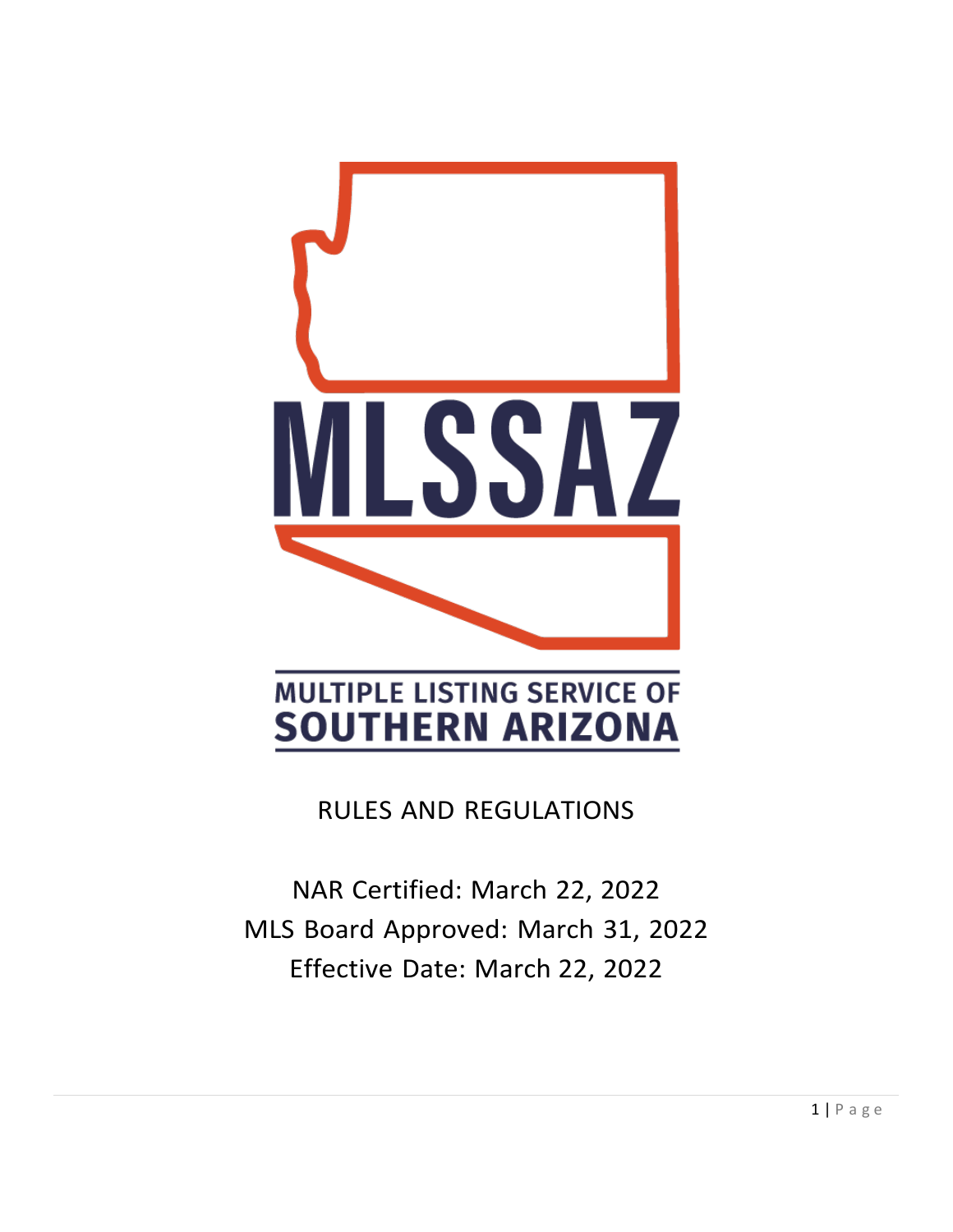# MLSSAZ

## MULTIPLE LISTING SERVICE OF SOUTHERN ARIZONA

RULES AND REGULATIONS

NAR Certified: March 22, 2022

MLS Board Approved: March 31, 2022

Effective Date: March 22, 2022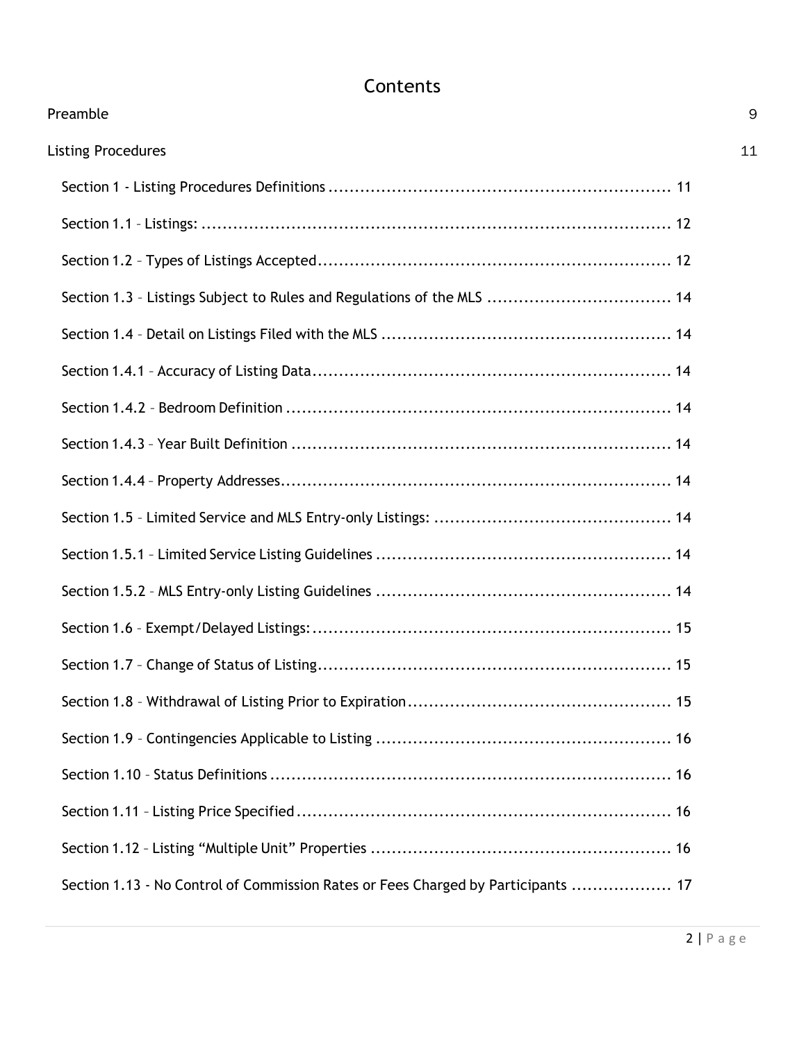# Contents

Preamble 9

Listing Procedures 11

- Section 1 - Listing Procedures Definitions 11
- Section 1.1 – Listings: 12
- Section 1.2 – Types of Listings Accepted 12
- Section 1.3 – Listings Subject to Rules and Regulations of the MLS 14
- Section 1.4 – Detail on Listings Filed with the MLS 14
- Section 1.4.1 – Accuracy of Listing Data 14
- Section 1.4.2 – Bedroom Definition 14
- Section 1.4.3 – Year Built Definition 14
- Section 1.4.4 – Property Addresses 14
- Section 1.5 – Limited Service and MLS Entry-only Listings: 14
- Section 1.5.1 – Limited Service Listing Guidelines 14
- Section 1.5.2 – MLS Entry-only Listing Guidelines 14
- Section 1.6 – Exempt/Delayed Listings: 15
- Section 1.7 – Change of Status of Listing 15
- Section 1.8 – Withdrawal of Listing Prior to Expiration 15
- Section 1.9 – Contingencies Applicable to Listing 16
- Section 1.10 – Status Definitions 16
- Section 1.11 – Listing Price Specified 16
- Section 1.12 – Listing "Multiple Unit" Properties 16
- Section 1.13 - No Control of Commission Rates or Fees Charged by Participants 17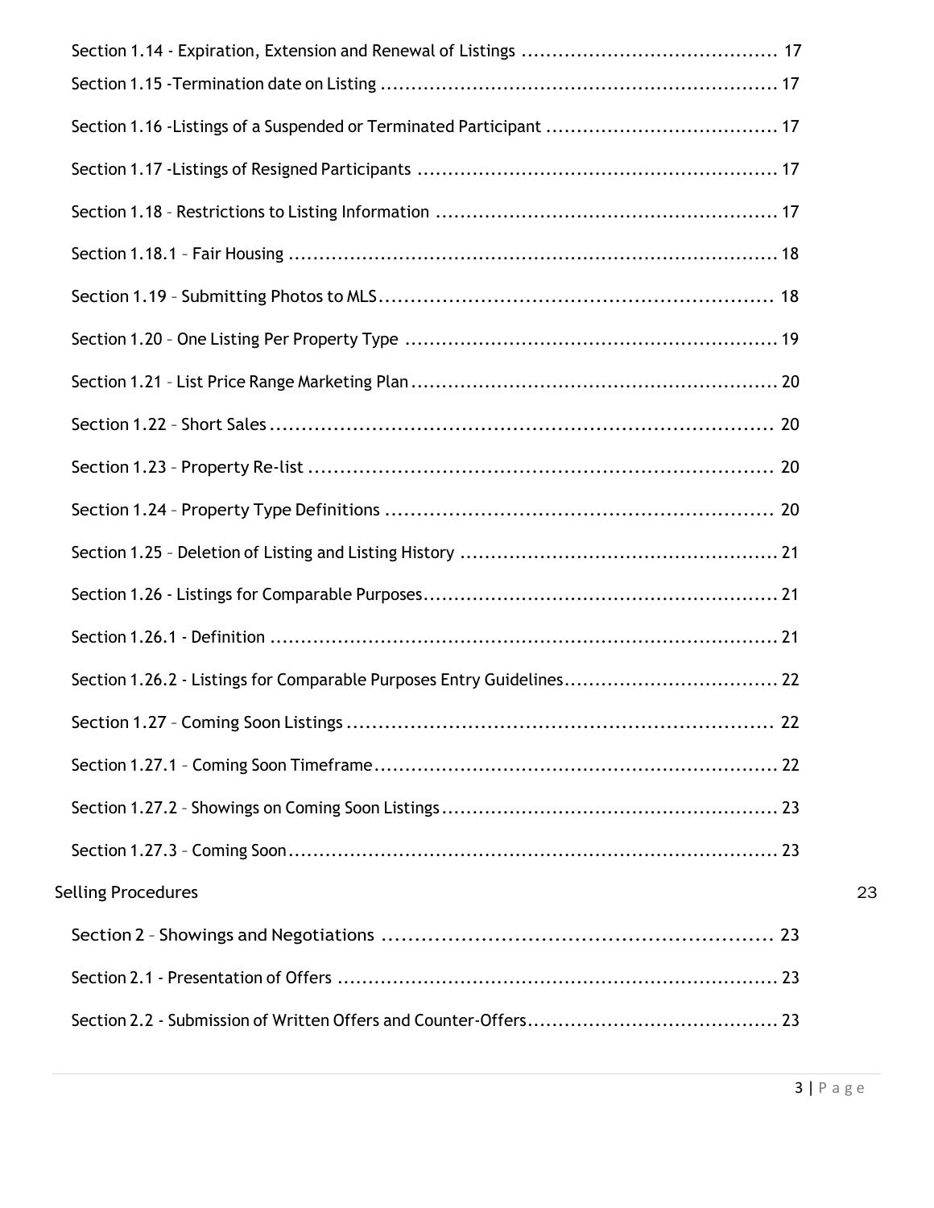Section 1.14 - Expiration, Extension and Renewal of Listings ......................................... 17

Section 1.15 -Termination date on Listing ................................................................ 17

Section 1.16 -Listings of a Suspended or Terminated Participant ..................................... 17

Section 1.17 -Listings of Resigned Participants .......................................................... 17

Section 1.18 – Restrictions to Listing Information ....................................................... 17

Section 1.18.1 – Fair Housing ................................................................................ 18

Section 1.19 – Submitting Photos to MLS.............................................................. 18

Section 1.20 – One Listing Per Property Type ............................................................ 19

Section 1.21 – List Price Range Marketing Plan........................................................... 20

Section 1.22 – Short Sales .................................................................................. 20

Section 1.23 – Property Re-list .......................................................................... 20

Section 1.24 – Property Type Definitions .............................................................. 20

Section 1.25 – Deletion of Listing and Listing History ................................................... 21

Section 1.26 - Listings for Comparable Purposes......................................................... 21

Section 1.26.1 - Definition .................................................................................. 21

Section 1.26.2 - Listings for Comparable Purposes Entry Guidelines.................................. 22

Section 1.27 – Coming Soon Listings .................................................................... 22

Section 1.27.1 – Coming Soon Timeframe................................................................. 22

Section 1.27.2 – Showings on Coming Soon Listings....................................................... 23

Section 1.27.3 – Coming Soon............................................................................... 23

Selling Procedures 23

Section 2 – Showings and Negotiations ............................................................. 23

Section 2.1 - Presentation of Offers ....................................................................... 23

Section 2.2 - Submission of Written Offers and Counter-Offers......................................... 23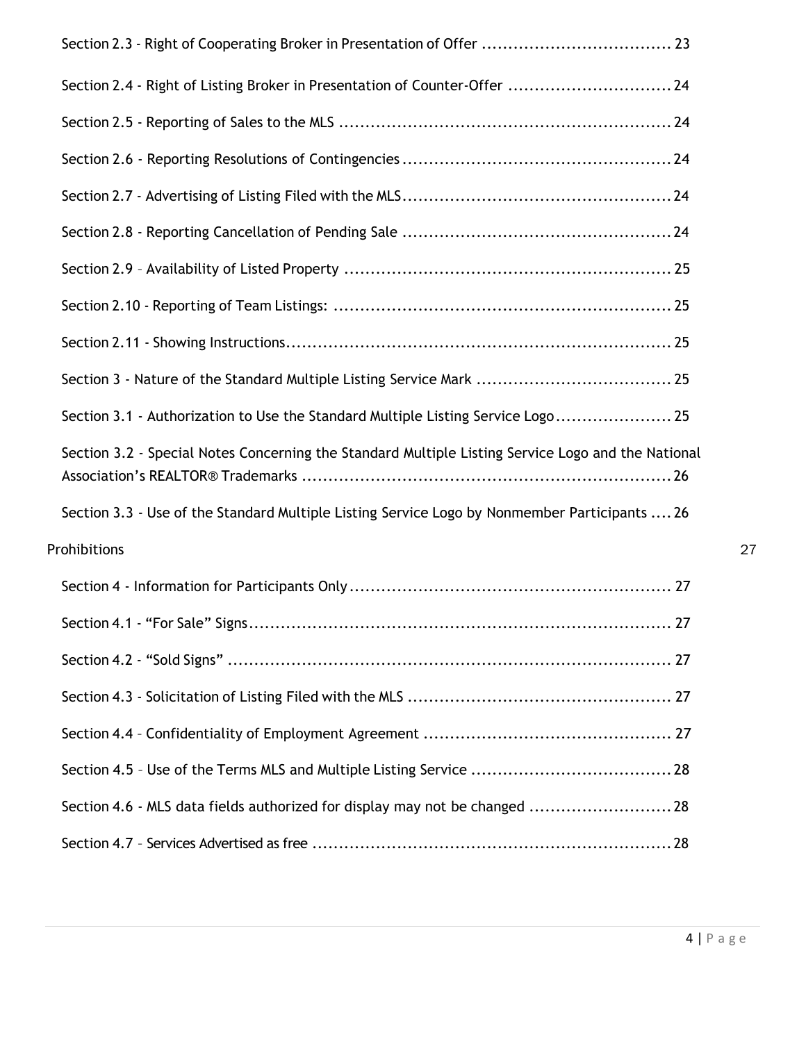Section 2.3 - Right of Cooperating Broker in Presentation of Offer .................................... 23

Section 2.4 - Right of Listing Broker in Presentation of Counter-Offer ............................... 24

Section 2.5 - Reporting of Sales to the MLS ............................................................... 24

Section 2.6 - Reporting Resolutions of Contingencies ................................................... 24

Section 2.7 - Advertising of Listing Filed with the MLS................................................... 24

Section 2.8 - Reporting Cancellation of Pending Sale ................................................... 24

Section 2.9 – Availability of Listed Property .............................................................. 25

Section 2.10 - Reporting of Team Listings: ................................................................ 25

Section 2.11 - Showing Instructions......................................................................... 25

Section 3 - Nature of the Standard Multiple Listing Service Mark ..................................... 25

Section 3.1 - Authorization to Use the Standard Multiple Listing Service Logo...................... 25

Section 3.2 - Special Notes Concerning the Standard Multiple Listing Service Logo and the National Association's REALTOR® Trademarks ...................................................................... 26

Section 3.3 - Use of the Standard Multiple Listing Service Logo by Nonmember Participants .... 26

Prohibitions 27

Section 4 - Information for Participants Only ............................................................. 27

Section 4.1 - "For Sale" Signs................................................................................ 27

Section 4.2 - "Sold Signs" .................................................................................... 27

Section 4.3 - Solicitation of Listing Filed with the MLS .................................................. 27

Section 4.4 – Confidentiality of Employment Agreement ............................................... 27

Section 4.5 – Use of the Terms MLS and Multiple Listing Service ...................................... 28

Section 4.6 - MLS data fields authorized for display may not be changed ........................... 28

Section 4.7 – Services Advertised as free .................................................................... 28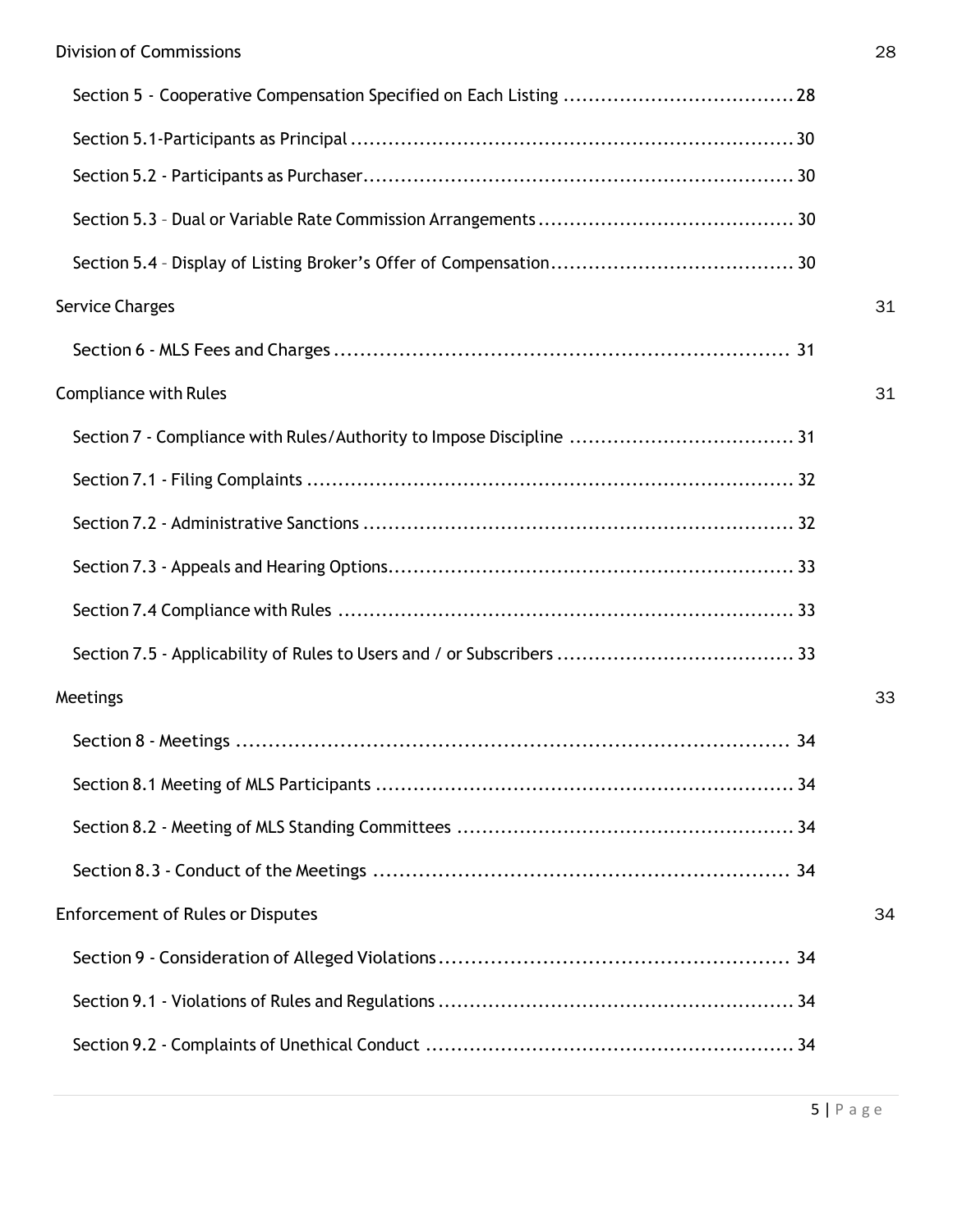Division of Commissions 28

Section 5 - Cooperative Compensation Specified on Each Listing .................................... 28

Section 5.1-Participants as Principal ....................................................................... 30

Section 5.2 - Participants as Purchaser..................................................................... 30

Section 5.3 – Dual or Variable Rate Commission Arrangements ........................................ 30

Section 5.4 – Display of Listing Broker's Offer of Compensation...................................... 30

Service Charges 31

Section 6 - MLS Fees and Charges ........................................................................ 31

Compliance with Rules 31

Section 7 - Compliance with Rules/Authority to Impose Discipline ................................... 31

Section 7.1 - Filing Complaints ............................................................................. 32

Section 7.2 - Administrative Sanctions ..................................................................... 32

Section 7.3 - Appeals and Hearing Options................................................................ 33

Section 7.4 Compliance with Rules ......................................................................... 33

Section 7.5 - Applicability of Rules to Users and / or Subscribers ..................................... 33

Meetings 33

Section 8 - Meetings ........................................................................................... 34

Section 8.1 Meeting of MLS Participants .................................................................. 34

Section 8.2 - Meeting of MLS Standing Committees ...................................................... 34

Section 8.3 - Conduct of the Meetings ................................................................. 34

Enforcement of Rules or Disputes 34

Section 9 - Consideration of Alleged Violations....................................................... 34

Section 9.1 - Violations of Rules and Regulations ........................................................ 34

Section 9.2 - Complaints of Unethical Conduct .......................................................... 34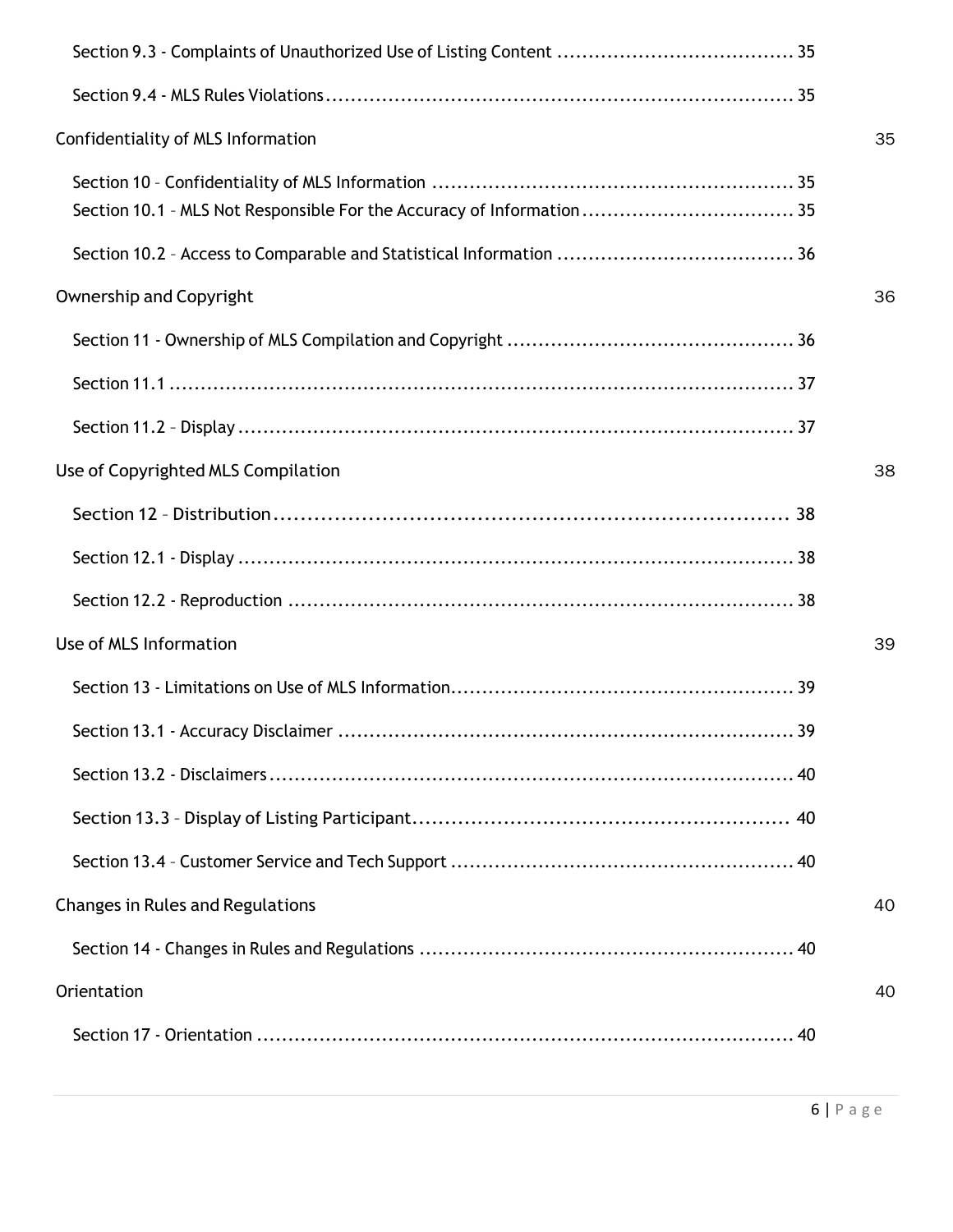Section 9.3 - Complaints of Unauthorized Use of Listing Content ..................................... 35

Section 9.4 - MLS Rules Violations ........................................................................... 35

Confidentiality of MLS Information 35

Section 10 – Confidentiality of MLS Information ......................................................... 35
Section 10.1 – MLS Not Responsible For the Accuracy of Information ................................. 35

Section 10.2 – Access to Comparable and Statistical Information ..................................... 36

Ownership and Copyright 36

Section 11 - Ownership of MLS Compilation and Copyright ............................................. 36

Section 11.1 ...................................................................................................... 37

Section 11.2 – Display ........................................................................................ 37

Use of Copyrighted MLS Compilation 38

Section 12 – Distribution .................................................................................. 38

Section 12.1 - Display ........................................................................................ 38

Section 12.2 - Reproduction ................................................................................ 38

Use of MLS Information 39

Section 13 - Limitations on Use of MLS Information ...................................................... 39

Section 13.1 - Accuracy Disclaimer ........................................................................ 39

Section 13.2 - Disclaimers .................................................................................... 40

Section 13.3 – Display of Listing Participant .......................................................... 40

Section 13.4 – Customer Service and Tech Support ...................................................... 40

Changes in Rules and Regulations 40

Section 14 - Changes in Rules and Regulations ........................................................... 40

Orientation 40

Section 17 - Orientation ...................................................................................... 40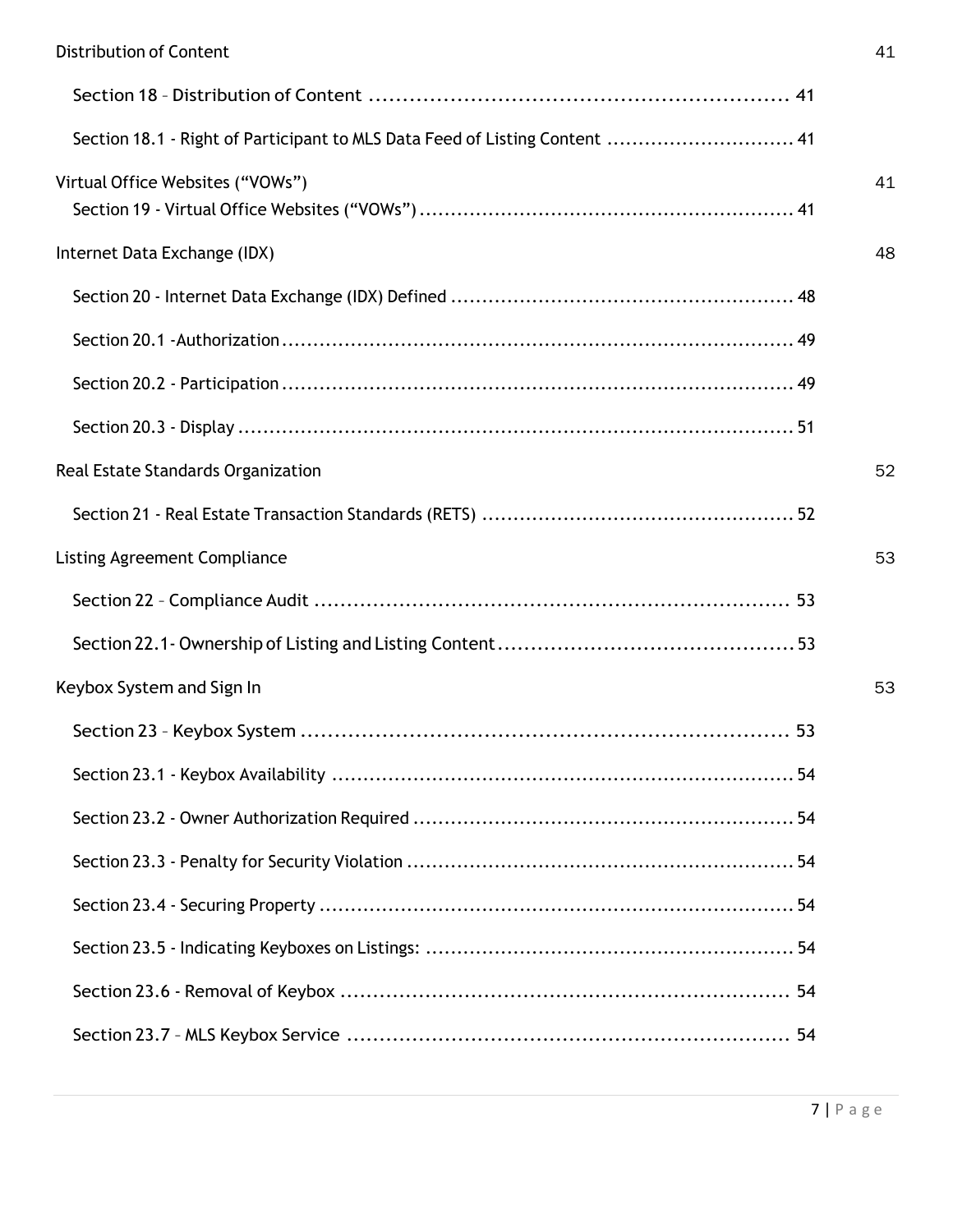Distribution of Content 41

Section 18 – Distribution of Content ............................................................... 41

Section 18.1 - Right of Participant to MLS Data Feed of Listing Content ............................. 41

Virtual Office Websites ("VOWs") 41

Section 19 - Virtual Office Websites ("VOWs") ............................................................ 41

Internet Data Exchange (IDX) 48

Section 20 - Internet Data Exchange (IDX) Defined ...................................................... 48

Section 20.1 -Authorization .................................................................................. 49

Section 20.2 - Participation .................................................................................. 49

Section 20.3 - Display ........................................................................................ 51

Real Estate Standards Organization 52

Section 21 - Real Estate Transaction Standards (RETS) ................................................. 52

Listing Agreement Compliance 53

Section 22 – Compliance Audit ......................................................................... 53

Section 22.1- Ownership of Listing and Listing Content ............................................. 53

Keybox System and Sign In 53

Section 23 – Keybox System ........................................................................... 53

Section 23.1 - Keybox Availability ......................................................................... 54

Section 23.2 - Owner Authorization Required ........................................................... 54

Section 23.3 - Penalty for Security Violation ............................................................. 54

Section 23.4 - Securing Property ........................................................................... 54

Section 23.5 - Indicating Keyboxes on Listings: .......................................................... 54

Section 23.6 - Removal of Keybox ...................................................................... 54

Section 23.7 – MLS Keybox Service ..................................................................... 54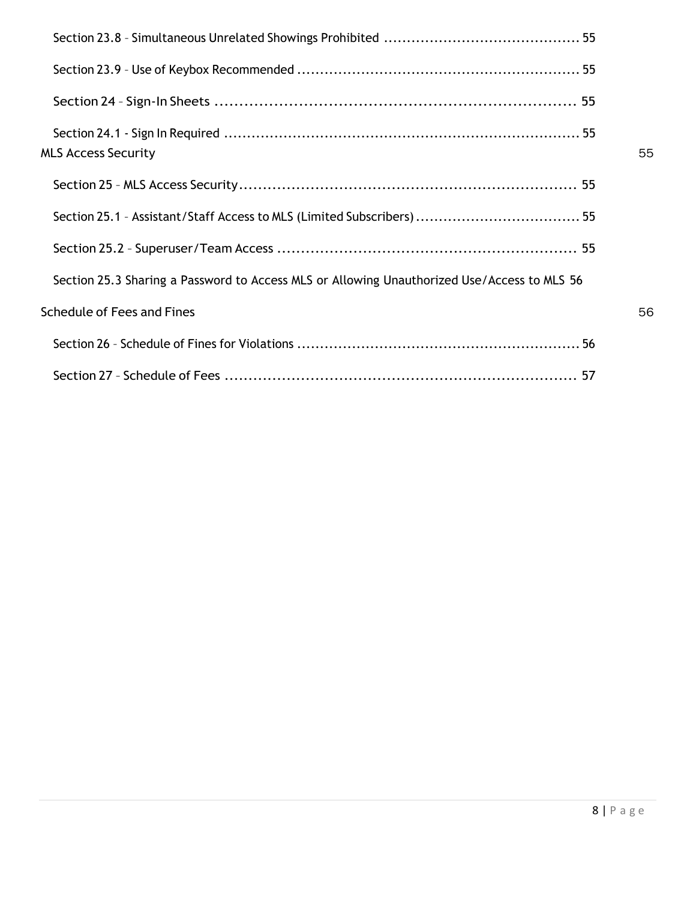Section 23.8 – Simultaneous Unrelated Showings Prohibited .......................................... 55

Section 23.9 – Use of Keybox Recommended ............................................................. 55

Section 24 – Sign-In Sheets .......................................................................... 55

Section 24.1 - Sign In Required .............................................................................. 55

MLS Access Security 55

Section 25 – MLS Access Security......................................................................... 55

Section 25.1 – Assistant/Staff Access to MLS (Limited Subscribers) ................................... 55

Section 25.2 – Superuser/Team Access ................................................................ 55

Section 25.3 Sharing a Password to Access MLS or Allowing Unauthorized Use/Access to MLS 56

Schedule of Fees and Fines 56

Section 26 – Schedule of Fines for Violations ............................................................. 56

Section 27 – Schedule of Fees .......................................................................... 57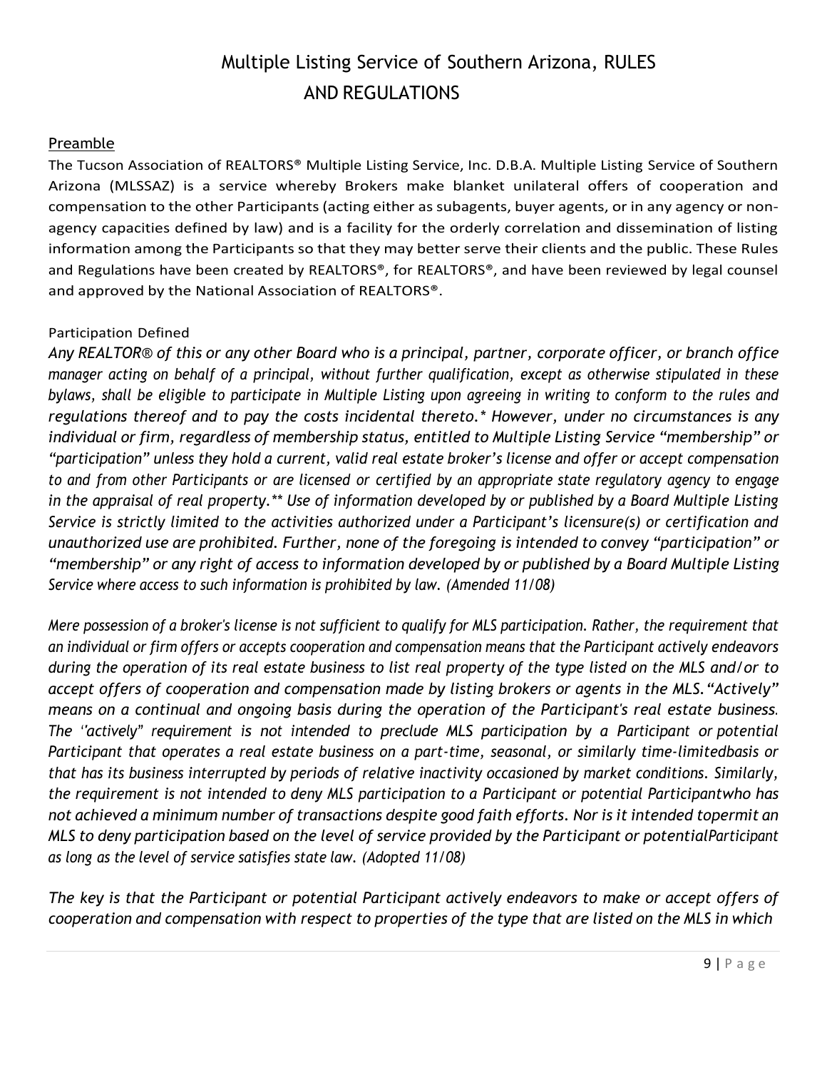# Multiple Listing Service of Southern Arizona, RULES AND REGULATIONS

## Preamble

The Tucson Association of REALTORS® Multiple Listing Service, Inc. D.B.A. Multiple Listing Service of Southern Arizona (MLSSAZ) is a service whereby Brokers make blanket unilateral offers of cooperation and compensation to the other Participants (acting either as subagents, buyer agents, or in any agency or non-agency capacities defined by law) and is a facility for the orderly correlation and dissemination of listing information among the Participants so that they may better serve their clients and the public. These Rules and Regulations have been created by REALTORS®, for REALTORS®, and have been reviewed by legal counsel and approved by the National Association of REALTORS®.

### Participation Defined

*Any REALTOR® of this or any other Board who is a principal, partner, corporate officer, or branch office manager acting on behalf of a principal, without further qualification, except as otherwise stipulated in these bylaws, shall be eligible to participate in Multiple Listing upon agreeing in writing to conform to the rules and regulations thereof and to pay the costs incidental thereto.* However, under no circumstances is any individual or firm, regardless of membership status, entitled to Multiple Listing Service "membership" or "participation" unless they hold a current, valid real estate broker's license and offer or accept compensation to and from other Participants or are licensed or certified by an appropriate state regulatory agency to engage in the appraisal of real property.** Use of information developed by or published by a Board Multiple Listing Service is strictly limited to the activities authorized under a Participant's licensure(s) or certification and unauthorized use are prohibited. Further, none of the foregoing is intended to convey "participation" or "membership" or any right of access to information developed by or published by a Board Multiple Listing Service where access to such information is prohibited by law. (Amended 11/08)*

*Mere possession of a broker's license is not sufficient to qualify for MLS participation. Rather, the requirement that an individual or firm offers or accepts cooperation and compensation means that the Participant actively endeavors during the operation of its real estate business to list real property of the type listed on the MLS and/or to accept offers of cooperation and compensation made by listing brokers or agents in the MLS. "Actively" means on a continual and ongoing basis during the operation of the Participant's real estate business. The "actively" requirement is not intended to preclude MLS participation by a Participant or potential Participant that operates a real estate business on a part-time, seasonal, or similarly time-limitedbasis or that has its business interrupted by periods of relative inactivity occasioned by market conditions. Similarly, the requirement is not intended to deny MLS participation to a Participant or potential Participantwho has not achieved a minimum number of transactions despite good faith efforts. Nor is it intended topermit an MLS to deny participation based on the level of service provided by the Participant or potentialParticipant as long as the level of service satisfies state law. (Adopted 11/08)*

*The key is that the Participant or potential Participant actively endeavors to make or accept offers of cooperation and compensation with respect to properties of the type that are listed on the MLS in which*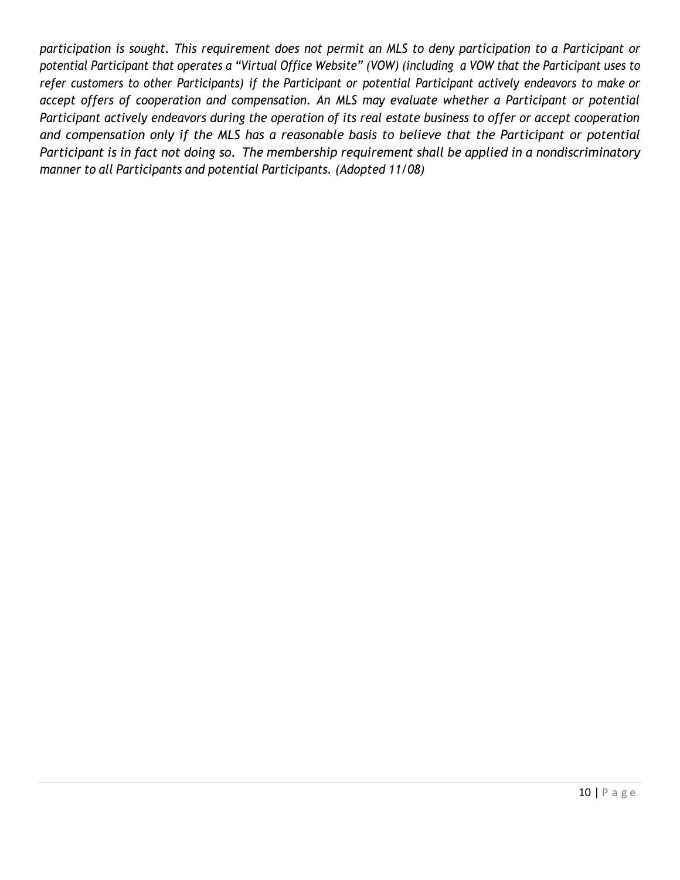*participation is sought. This requirement does not permit an MLS to deny participation to a Participant or potential Participant that operates a "Virtual Office Website" (VOW) (including a VOW that the Participant uses to refer customers to other Participants) if the Participant or potential Participant actively endeavors to make or accept offers of cooperation and compensation. An MLS may evaluate whether a Participant or potential Participant actively endeavors during the operation of its real estate business to offer or accept cooperation and compensation only if the MLS has a reasonable basis to believe that the Participant or potential Participant is in fact not doing so. The membership requirement shall be applied in a nondiscriminatory manner to all Participants and potential Participants. (Adopted 11/08)*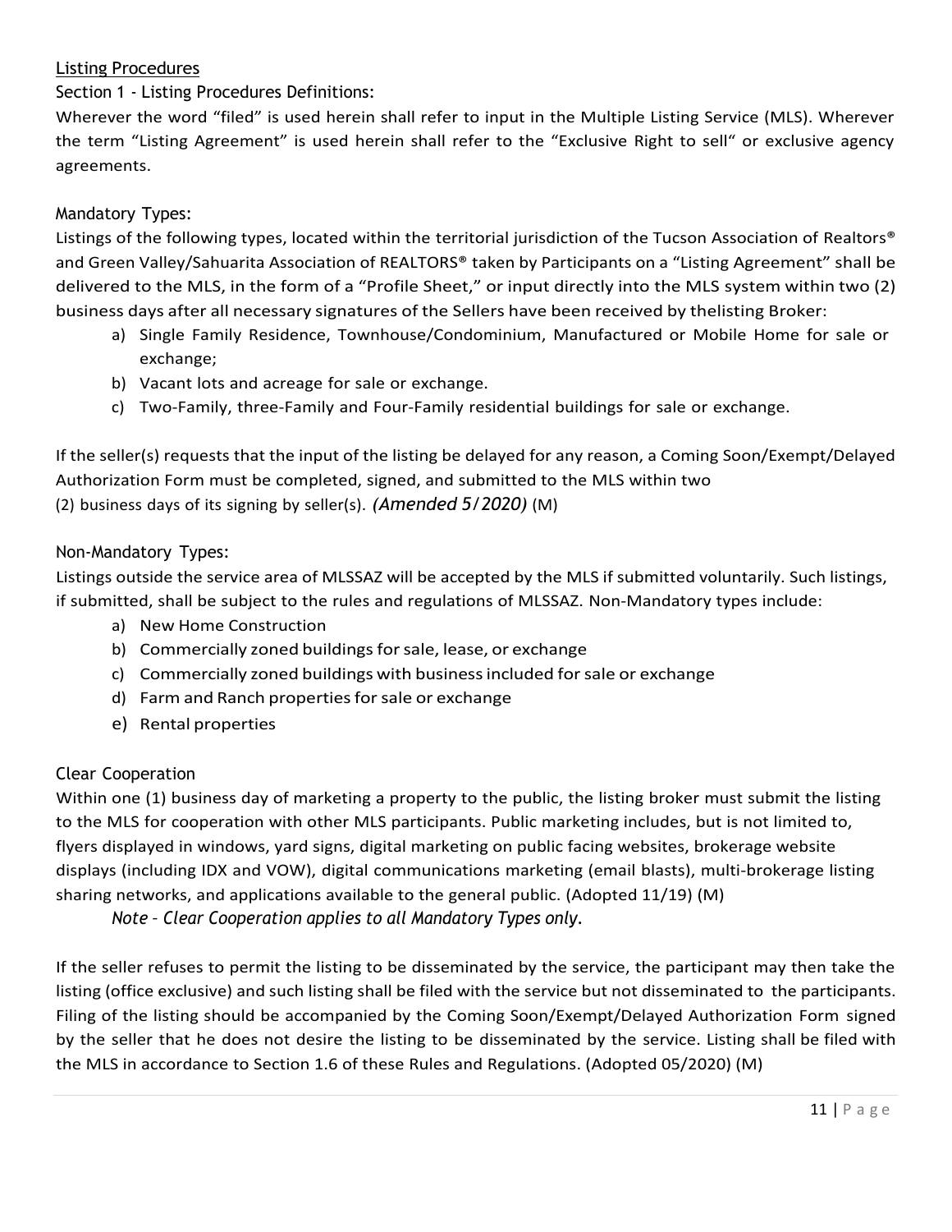## Listing Procedures

### Section 1 - Listing Procedures Definitions:

Wherever the word "filed" is used herein shall refer to input in the Multiple Listing Service (MLS). Wherever the term "Listing Agreement" is used herein shall refer to the "Exclusive Right to sell" or exclusive agency agreements.

### Mandatory Types:

Listings of the following types, located within the territorial jurisdiction of the Tucson Association of Realtors® and Green Valley/Sahuarita Association of REALTORS® taken by Participants on a "Listing Agreement" shall be delivered to the MLS, in the form of a "Profile Sheet," or input directly into the MLS system within two (2) business days after all necessary signatures of the Sellers have been received by thelisting Broker:

a) Single Family Residence, Townhouse/Condominium, Manufactured or Mobile Home for sale or exchange;
b) Vacant lots and acreage for sale or exchange.
c) Two-Family, three-Family and Four-Family residential buildings for sale or exchange.

If the seller(s) requests that the input of the listing be delayed for any reason, a Coming Soon/Exempt/Delayed Authorization Form must be completed, signed, and submitted to the MLS within two (2) business days of its signing by seller(s). *(Amended 5/2020)* (M)

### Non-Mandatory Types:

Listings outside the service area of MLSSAZ will be accepted by the MLS if submitted voluntarily. Such listings, if submitted, shall be subject to the rules and regulations of MLSSAZ. Non-Mandatory types include:

a) New Home Construction
b) Commercially zoned buildings for sale, lease, or exchange
c) Commercially zoned buildings with business included for sale or exchange
d) Farm and Ranch properties for sale or exchange
e) Rental properties

### Clear Cooperation

Within one (1) business day of marketing a property to the public, the listing broker must submit the listing to the MLS for cooperation with other MLS participants. Public marketing includes, but is not limited to, flyers displayed in windows, yard signs, digital marketing on public facing websites, brokerage website displays (including IDX and VOW), digital communications marketing (email blasts), multi-brokerage listing sharing networks, and applications available to the general public. (Adopted 11/19) (M)

*Note – Clear Cooperation applies to all Mandatory Types only.*

If the seller refuses to permit the listing to be disseminated by the service, the participant may then take the listing (office exclusive) and such listing shall be filed with the service but not disseminated to the participants. Filing of the listing should be accompanied by the Coming Soon/Exempt/Delayed Authorization Form signed by the seller that he does not desire the listing to be disseminated by the service. Listing shall be filed with the MLS in accordance to Section 1.6 of these Rules and Regulations. (Adopted 05/2020) (M)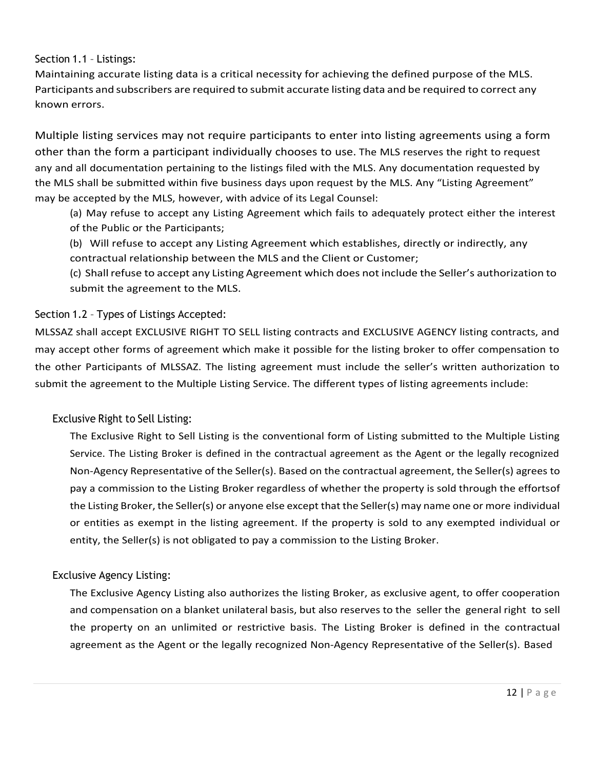## Section 1.1 – Listings:

Maintaining accurate listing data is a critical necessity for achieving the defined purpose of the MLS. Participants and subscribers are required to submit accurate listing data and be required to correct any known errors.

Multiple listing services may not require participants to enter into listing agreements using a form other than the form a participant individually chooses to use. The MLS reserves the right to request any and all documentation pertaining to the listings filed with the MLS. Any documentation requested by the MLS shall be submitted within five business days upon request by the MLS. Any "Listing Agreement" may be accepted by the MLS, however, with advice of its Legal Counsel:

(a) May refuse to accept any Listing Agreement which fails to adequately protect either the interest of the Public or the Participants;

(b) Will refuse to accept any Listing Agreement which establishes, directly or indirectly, any contractual relationship between the MLS and the Client or Customer;

(c) Shall refuse to accept any Listing Agreement which does not include the Seller's authorization to submit the agreement to the MLS.

## Section 1.2 – Types of Listings Accepted:

MLSSAZ shall accept EXCLUSIVE RIGHT TO SELL listing contracts and EXCLUSIVE AGENCY listing contracts, and may accept other forms of agreement which make it possible for the listing broker to offer compensation to the other Participants of MLSSAZ. The listing agreement must include the seller's written authorization to submit the agreement to the Multiple Listing Service. The different types of listing agreements include:

### Exclusive Right to Sell Listing:

The Exclusive Right to Sell Listing is the conventional form of Listing submitted to the Multiple Listing Service. The Listing Broker is defined in the contractual agreement as the Agent or the legally recognized Non-Agency Representative of the Seller(s). Based on the contractual agreement, the Seller(s) agrees to pay a commission to the Listing Broker regardless of whether the property is sold through the effortsof the Listing Broker, the Seller(s) or anyone else except that the Seller(s) may name one or more individual or entities as exempt in the listing agreement. If the property is sold to any exempted individual or entity, the Seller(s) is not obligated to pay a commission to the Listing Broker.

### Exclusive Agency Listing:

The Exclusive Agency Listing also authorizes the listing Broker, as exclusive agent, to offer cooperation and compensation on a blanket unilateral basis, but also reserves to the seller the general right to sell the property on an unlimited or restrictive basis. The Listing Broker is defined in the contractual agreement as the Agent or the legally recognized Non-Agency Representative of the Seller(s). Based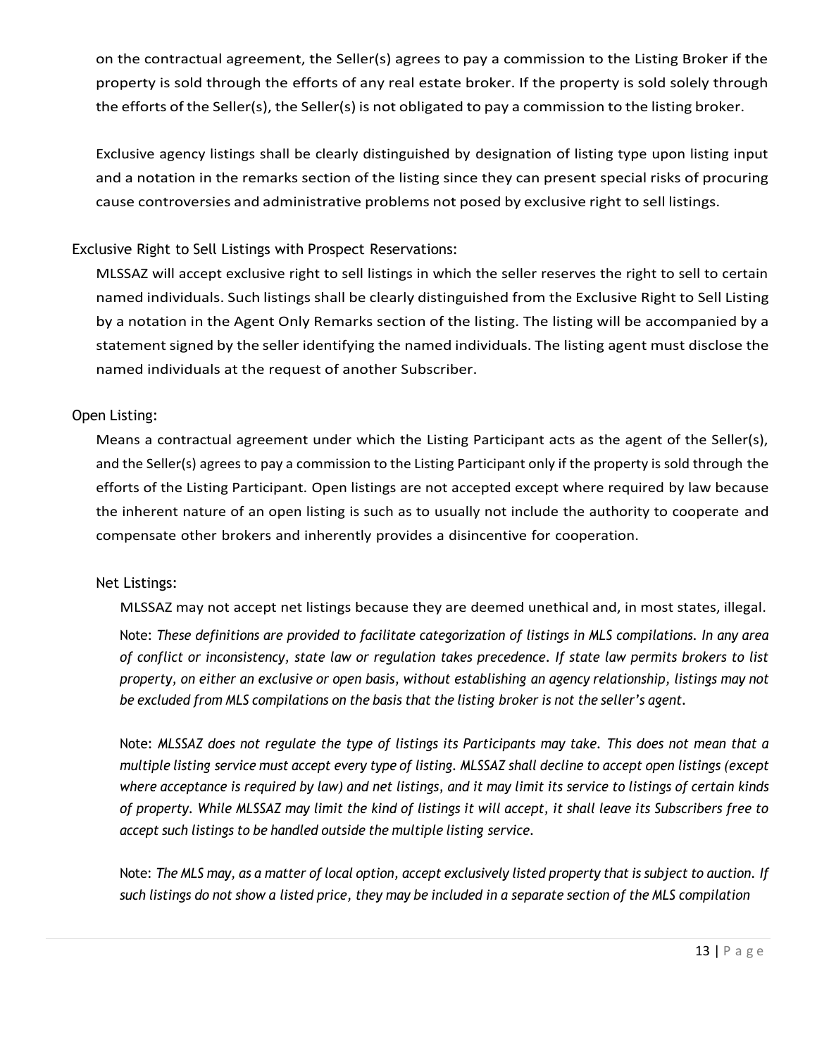on the contractual agreement, the Seller(s) agrees to pay a commission to the Listing Broker if the property is sold through the efforts of any real estate broker. If the property is sold solely through the efforts of the Seller(s), the Seller(s) is not obligated to pay a commission to the listing broker.

Exclusive agency listings shall be clearly distinguished by designation of listing type upon listing input and a notation in the remarks section of the listing since they can present special risks of procuring cause controversies and administrative problems not posed by exclusive right to sell listings.

### Exclusive Right to Sell Listings with Prospect Reservations:

MLSSAZ will accept exclusive right to sell listings in which the seller reserves the right to sell to certain named individuals. Such listings shall be clearly distinguished from the Exclusive Right to Sell Listing by a notation in the Agent Only Remarks section of the listing. The listing will be accompanied by a statement signed by the seller identifying the named individuals. The listing agent must disclose the named individuals at the request of another Subscriber.

### Open Listing:

Means a contractual agreement under which the Listing Participant acts as the agent of the Seller(s), and the Seller(s) agrees to pay a commission to the Listing Participant only if the property is sold through the efforts of the Listing Participant. Open listings are not accepted except where required by law because the inherent nature of an open listing is such as to usually not include the authority to cooperate and compensate other brokers and inherently provides a disincentive for cooperation.

### Net Listings:

MLSSAZ may not accept net listings because they are deemed unethical and, in most states, illegal.

Note: *These definitions are provided to facilitate categorization of listings in MLS compilations. In any area of conflict or inconsistency, state law or regulation takes precedence. If state law permits brokers to list property, on either an exclusive or open basis, without establishing an agency relationship, listings may not be excluded from MLS compilations on the basis that the listing broker is not the seller's agent.*

Note: *MLSSAZ does not regulate the type of listings its Participants may take. This does not mean that a multiple listing service must accept every type of listing. MLSSAZ shall decline to accept open listings (except where acceptance is required by law) and net listings, and it may limit its service to listings of certain kinds of property. While MLSSAZ may limit the kind of listings it will accept, it shall leave its Subscribers free to accept such listings to be handled outside the multiple listing service.*

Note: *The MLS may, as a matter of local option, accept exclusively listed property that is subject to auction. If such listings do not show a listed price, they may be included in a separate section of the MLS compilation*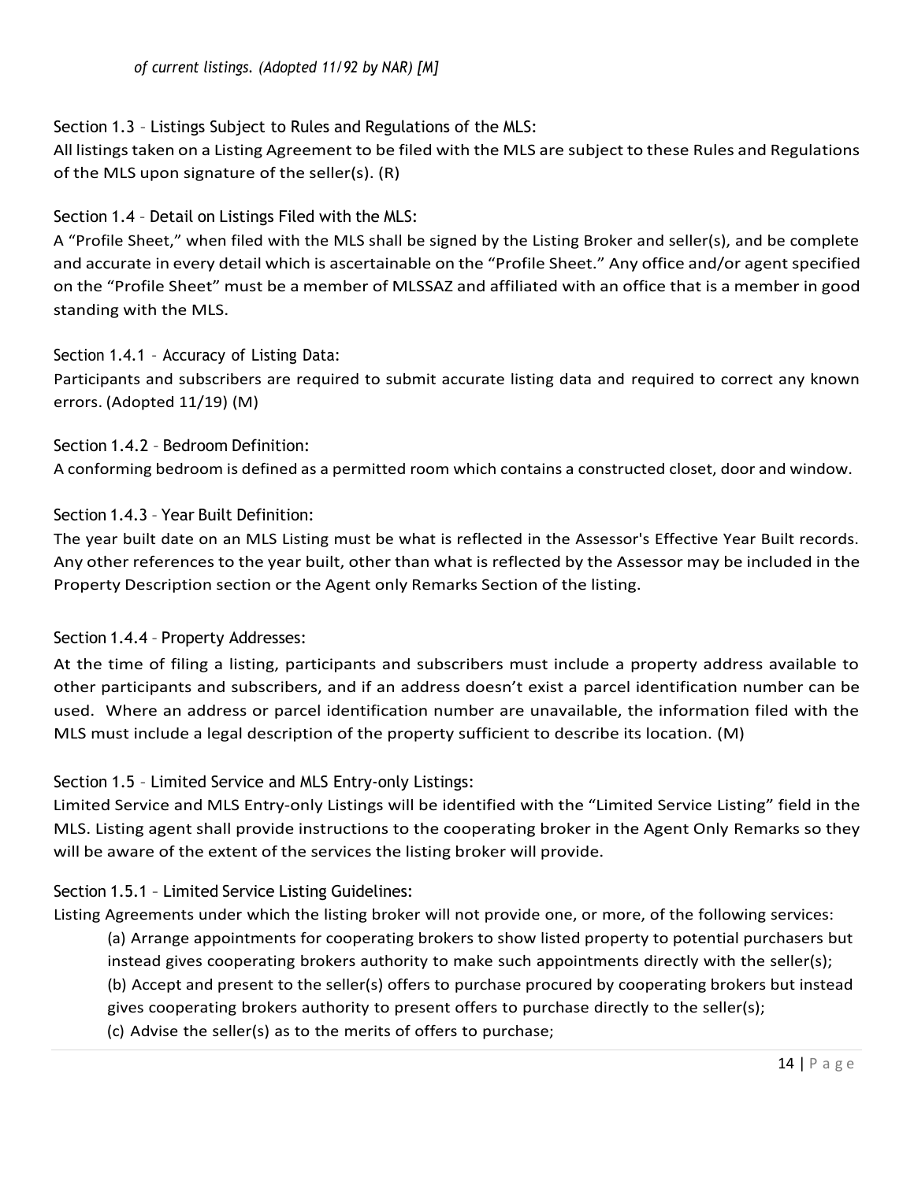*of current listings. (Adopted 11/92 by NAR) [M]*

### Section 1.3 – Listings Subject to Rules and Regulations of the MLS:

All listings taken on a Listing Agreement to be filed with the MLS are subject to these Rules and Regulations of the MLS upon signature of the seller(s). (R)

### Section 1.4 – Detail on Listings Filed with the MLS:

A "Profile Sheet," when filed with the MLS shall be signed by the Listing Broker and seller(s), and be complete and accurate in every detail which is ascertainable on the "Profile Sheet." Any office and/or agent specified on the "Profile Sheet" must be a member of MLSSAZ and affiliated with an office that is a member in good standing with the MLS.

### Section 1.4.1 – Accuracy of Listing Data:

Participants and subscribers are required to submit accurate listing data and required to correct any known errors. (Adopted 11/19) (M)

### Section 1.4.2 – Bedroom Definition:

A conforming bedroom is defined as a permitted room which contains a constructed closet, door and window.

### Section 1.4.3 – Year Built Definition:

The year built date on an MLS Listing must be what is reflected in the Assessor's Effective Year Built records. Any other references to the year built, other than what is reflected by the Assessor may be included in the Property Description section or the Agent only Remarks Section of the listing.

### Section 1.4.4 – Property Addresses:

At the time of filing a listing, participants and subscribers must include a property address available to other participants and subscribers, and if an address doesn't exist a parcel identification number can be used. Where an address or parcel identification number are unavailable, the information filed with the MLS must include a legal description of the property sufficient to describe its location. (M)

### Section 1.5 – Limited Service and MLS Entry-only Listings:

Limited Service and MLS Entry-only Listings will be identified with the "Limited Service Listing" field in the MLS. Listing agent shall provide instructions to the cooperating broker in the Agent Only Remarks so they will be aware of the extent of the services the listing broker will provide.

### Section 1.5.1 – Limited Service Listing Guidelines:

Listing Agreements under which the listing broker will not provide one, or more, of the following services:

(a) Arrange appointments for cooperating brokers to show listed property to potential purchasers but instead gives cooperating brokers authority to make such appointments directly with the seller(s);

(b) Accept and present to the seller(s) offers to purchase procured by cooperating brokers but instead gives cooperating brokers authority to present offers to purchase directly to the seller(s);

(c) Advise the seller(s) as to the merits of offers to purchase;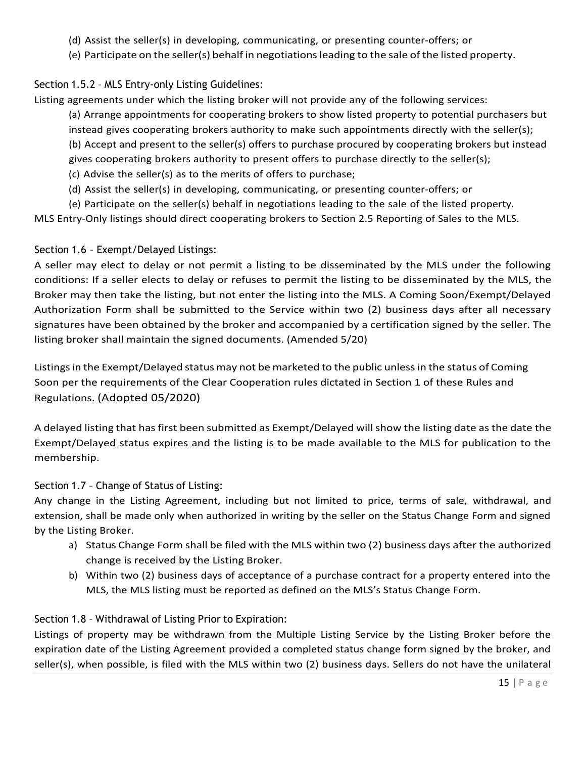(d) Assist the seller(s) in developing, communicating, or presenting counter-offers; or
(e) Participate on the seller(s) behalf in negotiations leading to the sale of the listed property.

### Section 1.5.2 – MLS Entry-only Listing Guidelines:

Listing agreements under which the listing broker will not provide any of the following services:

(a) Arrange appointments for cooperating brokers to show listed property to potential purchasers but instead gives cooperating brokers authority to make such appointments directly with the seller(s);
(b) Accept and present to the seller(s) offers to purchase procured by cooperating brokers but instead gives cooperating brokers authority to present offers to purchase directly to the seller(s);
(c) Advise the seller(s) as to the merits of offers to purchase;
(d) Assist the seller(s) in developing, communicating, or presenting counter-offers; or
(e) Participate on the seller(s) behalf in negotiations leading to the sale of the listed property.

MLS Entry-Only listings should direct cooperating brokers to Section 2.5 Reporting of Sales to the MLS.

### Section 1.6 – Exempt/Delayed Listings:

A seller may elect to delay or not permit a listing to be disseminated by the MLS under the following conditions: If a seller elects to delay or refuses to permit the listing to be disseminated by the MLS, the Broker may then take the listing, but not enter the listing into the MLS. A Coming Soon/Exempt/Delayed Authorization Form shall be submitted to the Service within two (2) business days after all necessary signatures have been obtained by the broker and accompanied by a certification signed by the seller. The listing broker shall maintain the signed documents. (Amended 5/20)

Listings in the Exempt/Delayed status may not be marketed to the public unless in the status of Coming Soon per the requirements of the Clear Cooperation rules dictated in Section 1 of these Rules and Regulations. (Adopted 05/2020)

A delayed listing that has first been submitted as Exempt/Delayed will show the listing date as the date the Exempt/Delayed status expires and the listing is to be made available to the MLS for publication to the membership.

### Section 1.7 – Change of Status of Listing:

Any change in the Listing Agreement, including but not limited to price, terms of sale, withdrawal, and extension, shall be made only when authorized in writing by the seller on the Status Change Form and signed by the Listing Broker.

a) Status Change Form shall be filed with the MLS within two (2) business days after the authorized change is received by the Listing Broker.
b) Within two (2) business days of acceptance of a purchase contract for a property entered into the MLS, the MLS listing must be reported as defined on the MLS's Status Change Form.

### Section 1.8 – Withdrawal of Listing Prior to Expiration:

Listings of property may be withdrawn from the Multiple Listing Service by the Listing Broker before the expiration date of the Listing Agreement provided a completed status change form signed by the broker, and seller(s), when possible, is filed with the MLS within two (2) business days. Sellers do not have the unilateral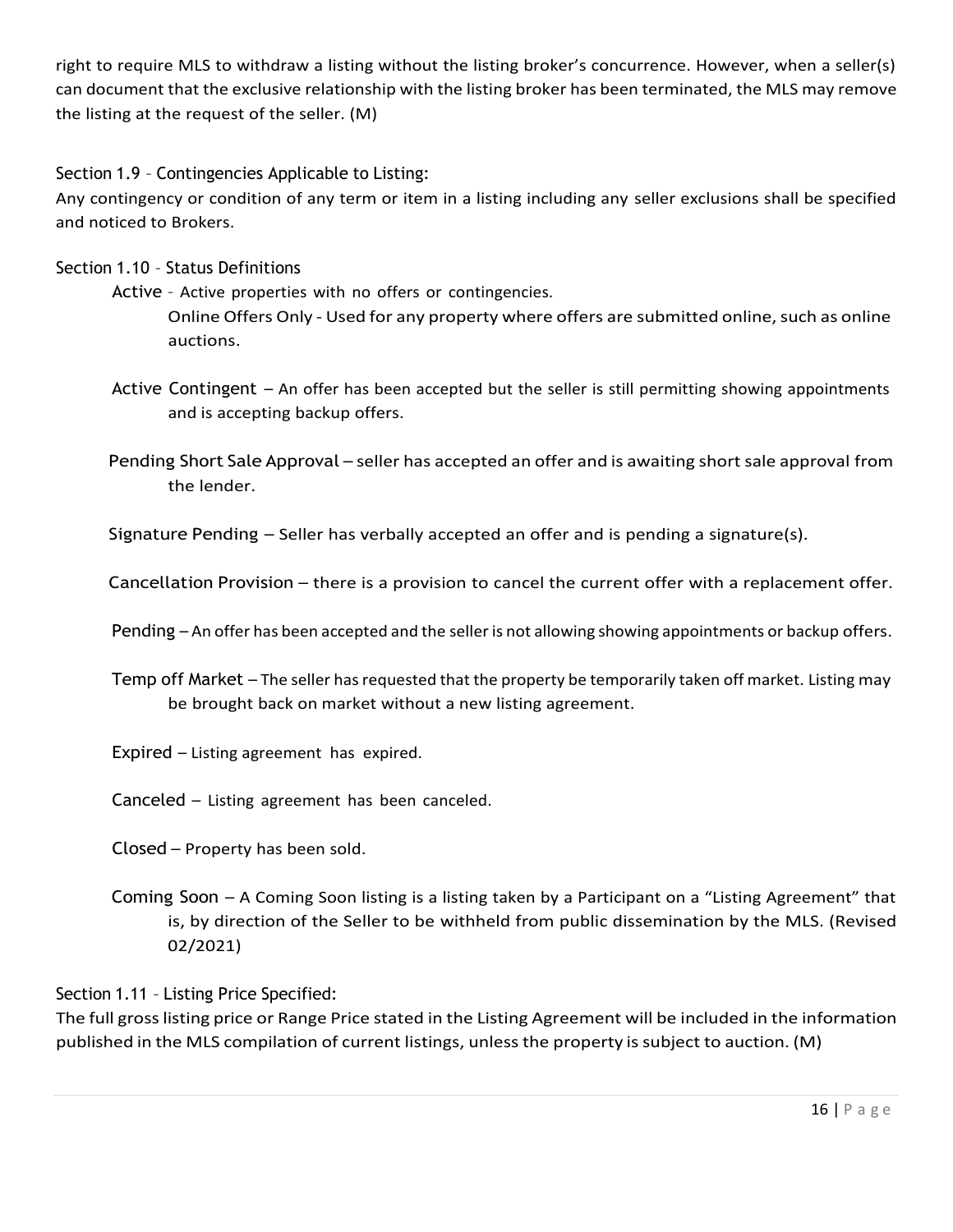right to require MLS to withdraw a listing without the listing broker's concurrence. However, when a seller(s) can document that the exclusive relationship with the listing broker has been terminated, the MLS may remove the listing at the request of the seller. (M)

### Section 1.9 - Contingencies Applicable to Listing:

Any contingency or condition of any term or item in a listing including any seller exclusions shall be specified and noticed to Brokers.

### Section 1.10 - Status Definitions

Active - Active properties with no offers or contingencies.

Online Offers Only - Used for any property where offers are submitted online, such as online auctions.

Active Contingent – An offer has been accepted but the seller is still permitting showing appointments and is accepting backup offers.

Pending Short Sale Approval – seller has accepted an offer and is awaiting short sale approval from the lender.

Signature Pending – Seller has verbally accepted an offer and is pending a signature(s).

Cancellation Provision – there is a provision to cancel the current offer with a replacement offer.

Pending – An offer has been accepted and the seller is not allowing showing appointments or backup offers.

Temp off Market – The seller has requested that the property be temporarily taken off market. Listing may be brought back on market without a new listing agreement.

Expired – Listing agreement has expired.

Canceled – Listing agreement has been canceled.

Closed – Property has been sold.

Coming Soon – A Coming Soon listing is a listing taken by a Participant on a "Listing Agreement" that is, by direction of the Seller to be withheld from public dissemination by the MLS. (Revised 02/2021)

### Section 1.11 - Listing Price Specified:

The full gross listing price or Range Price stated in the Listing Agreement will be included in the information published in the MLS compilation of current listings, unless the property is subject to auction. (M)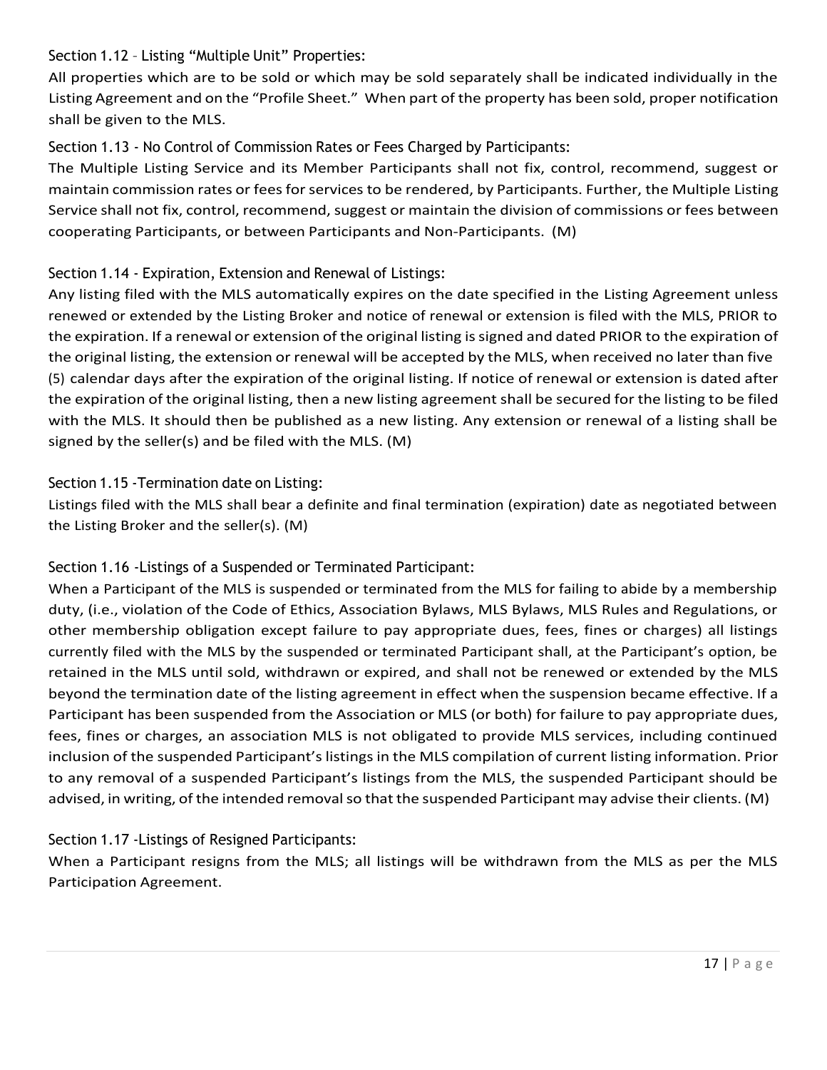### Section 1.12 – Listing "Multiple Unit" Properties:

All properties which are to be sold or which may be sold separately shall be indicated individually in the Listing Agreement and on the "Profile Sheet." When part of the property has been sold, proper notification shall be given to the MLS.

### Section 1.13 - No Control of Commission Rates or Fees Charged by Participants:

The Multiple Listing Service and its Member Participants shall not fix, control, recommend, suggest or maintain commission rates or fees for services to be rendered, by Participants. Further, the Multiple Listing Service shall not fix, control, recommend, suggest or maintain the division of commissions or fees between cooperating Participants, or between Participants and Non-Participants. (M)

### Section 1.14 - Expiration, Extension and Renewal of Listings:

Any listing filed with the MLS automatically expires on the date specified in the Listing Agreement unless renewed or extended by the Listing Broker and notice of renewal or extension is filed with the MLS, PRIOR to the expiration. If a renewal or extension of the original listing is signed and dated PRIOR to the expiration of the original listing, the extension or renewal will be accepted by the MLS, when received no later than five (5) calendar days after the expiration of the original listing. If notice of renewal or extension is dated after the expiration of the original listing, then a new listing agreement shall be secured for the listing to be filed with the MLS. It should then be published as a new listing. Any extension or renewal of a listing shall be signed by the seller(s) and be filed with the MLS. (M)

### Section 1.15 -Termination date on Listing:

Listings filed with the MLS shall bear a definite and final termination (expiration) date as negotiated between the Listing Broker and the seller(s). (M)

### Section 1.16 -Listings of a Suspended or Terminated Participant:

When a Participant of the MLS is suspended or terminated from the MLS for failing to abide by a membership duty, (i.e., violation of the Code of Ethics, Association Bylaws, MLS Bylaws, MLS Rules and Regulations, or other membership obligation except failure to pay appropriate dues, fees, fines or charges) all listings currently filed with the MLS by the suspended or terminated Participant shall, at the Participant's option, be retained in the MLS until sold, withdrawn or expired, and shall not be renewed or extended by the MLS beyond the termination date of the listing agreement in effect when the suspension became effective. If a Participant has been suspended from the Association or MLS (or both) for failure to pay appropriate dues, fees, fines or charges, an association MLS is not obligated to provide MLS services, including continued inclusion of the suspended Participant's listings in the MLS compilation of current listing information. Prior to any removal of a suspended Participant's listings from the MLS, the suspended Participant should be advised, in writing, of the intended removal so that the suspended Participant may advise their clients. (M)

### Section 1.17 -Listings of Resigned Participants:

When a Participant resigns from the MLS; all listings will be withdrawn from the MLS as per the MLS Participation Agreement.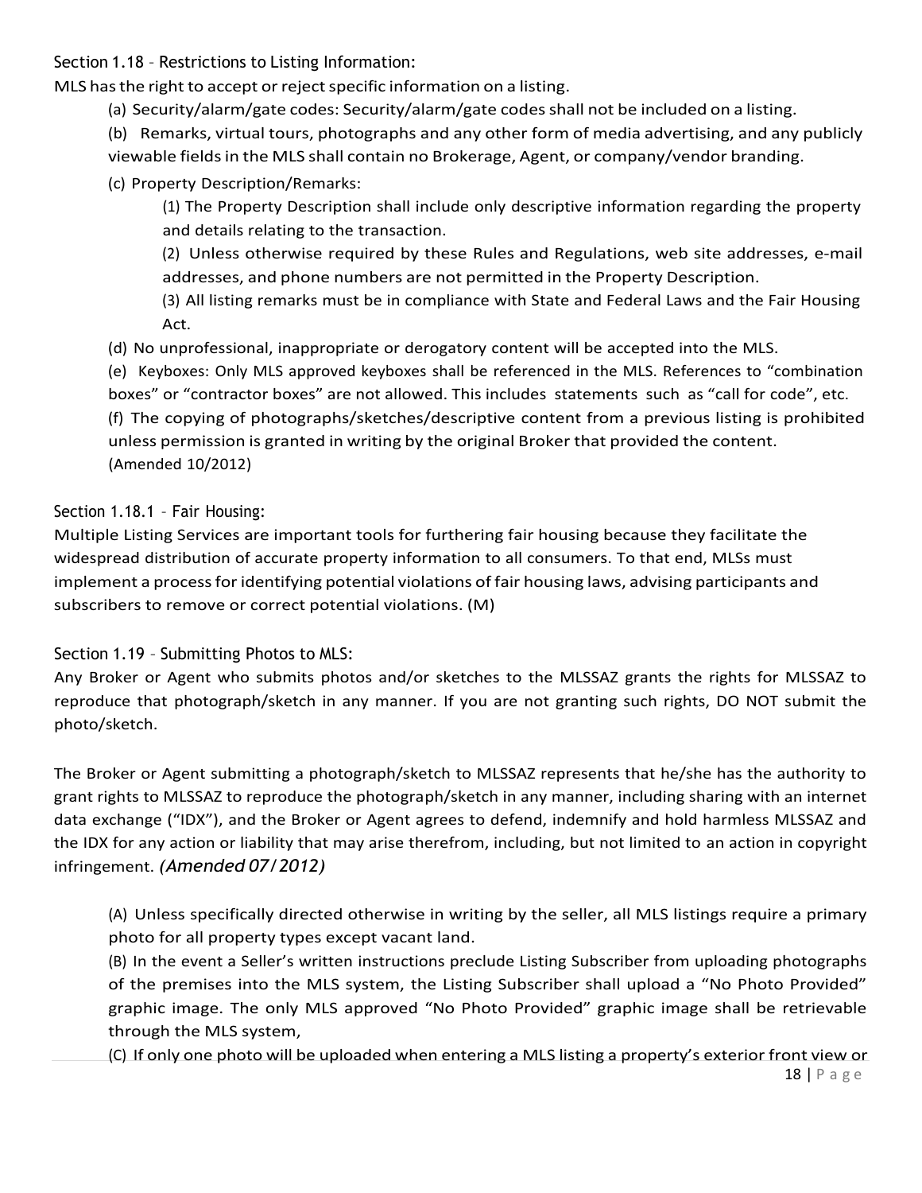### Section 1.18 – Restrictions to Listing Information:

MLS has the right to accept or reject specific information on a listing.

(a) Security/alarm/gate codes: Security/alarm/gate codes shall not be included on a listing.

(b) Remarks, virtual tours, photographs and any other form of media advertising, and any publicly viewable fields in the MLS shall contain no Brokerage, Agent, or company/vendor branding.

(c) Property Description/Remarks:

(1) The Property Description shall include only descriptive information regarding the property and details relating to the transaction.

(2) Unless otherwise required by these Rules and Regulations, web site addresses, e-mail addresses, and phone numbers are not permitted in the Property Description.

(3) All listing remarks must be in compliance with State and Federal Laws and the Fair Housing Act.

(d) No unprofessional, inappropriate or derogatory content will be accepted into the MLS.

(e) Keyboxes: Only MLS approved keyboxes shall be referenced in the MLS. References to "combination boxes" or "contractor boxes" are not allowed. This includes statements such as "call for code", etc.

(f) The copying of photographs/sketches/descriptive content from a previous listing is prohibited unless permission is granted in writing by the original Broker that provided the content. (Amended 10/2012)

### Section 1.18.1 – Fair Housing:

Multiple Listing Services are important tools for furthering fair housing because they facilitate the widespread distribution of accurate property information to all consumers. To that end, MLSs must implement a process for identifying potential violations of fair housing laws, advising participants and subscribers to remove or correct potential violations. (M)

### Section 1.19 – Submitting Photos to MLS:

Any Broker or Agent who submits photos and/or sketches to the MLSSAZ grants the rights for MLSSAZ to reproduce that photograph/sketch in any manner. If you are not granting such rights, DO NOT submit the photo/sketch.

The Broker or Agent submitting a photograph/sketch to MLSSAZ represents that he/she has the authority to grant rights to MLSSAZ to reproduce the photograph/sketch in any manner, including sharing with an internet data exchange ("IDX"), and the Broker or Agent agrees to defend, indemnify and hold harmless MLSSAZ and the IDX for any action or liability that may arise therefrom, including, but not limited to an action in copyright infringement. *(Amended 07/2012)*

(A) Unless specifically directed otherwise in writing by the seller, all MLS listings require a primary photo for all property types except vacant land.

(B) In the event a Seller's written instructions preclude Listing Subscriber from uploading photographs of the premises into the MLS system, the Listing Subscriber shall upload a "No Photo Provided" graphic image. The only MLS approved "No Photo Provided" graphic image shall be retrievable through the MLS system,

(C) If only one photo will be uploaded when entering a MLS listing a property's exterior front view or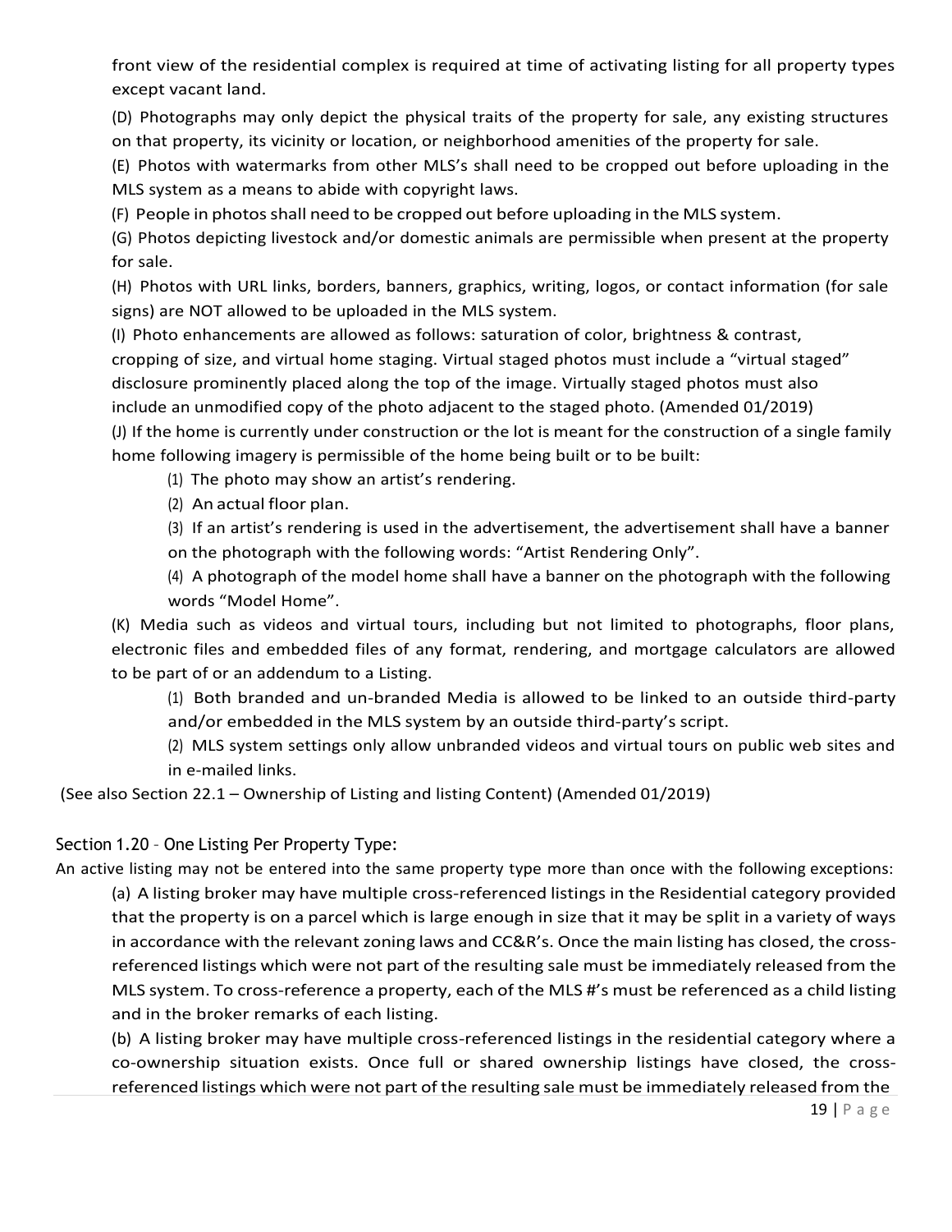front view of the residential complex is required at time of activating listing for all property types except vacant land.

(D) Photographs may only depict the physical traits of the property for sale, any existing structures on that property, its vicinity or location, or neighborhood amenities of the property for sale.

(E) Photos with watermarks from other MLS's shall need to be cropped out before uploading in the MLS system as a means to abide with copyright laws.

(F) People in photos shall need to be cropped out before uploading in the MLS system.

(G) Photos depicting livestock and/or domestic animals are permissible when present at the property for sale.

(H) Photos with URL links, borders, banners, graphics, writing, logos, or contact information (for sale signs) are NOT allowed to be uploaded in the MLS system.

(I) Photo enhancements are allowed as follows: saturation of color, brightness & contrast, cropping of size, and virtual home staging. Virtual staged photos must include a "virtual staged" disclosure prominently placed along the top of the image. Virtually staged photos must also include an unmodified copy of the photo adjacent to the staged photo. (Amended 01/2019)

(J) If the home is currently under construction or the lot is meant for the construction of a single family home following imagery is permissible of the home being built or to be built:

(1) The photo may show an artist's rendering.

(2) An actual floor plan.

(3) If an artist's rendering is used in the advertisement, the advertisement shall have a banner on the photograph with the following words: "Artist Rendering Only".

(4) A photograph of the model home shall have a banner on the photograph with the following words "Model Home".

(K) Media such as videos and virtual tours, including but not limited to photographs, floor plans, electronic files and embedded files of any format, rendering, and mortgage calculators are allowed to be part of or an addendum to a Listing.

(1) Both branded and un-branded Media is allowed to be linked to an outside third-party and/or embedded in the MLS system by an outside third-party's script.

(2) MLS system settings only allow unbranded videos and virtual tours on public web sites and in e-mailed links.

(See also Section 22.1 – Ownership of Listing and listing Content) (Amended 01/2019)

## Section 1.20 - One Listing Per Property Type:

An active listing may not be entered into the same property type more than once with the following exceptions:

(a) A listing broker may have multiple cross-referenced listings in the Residential category provided that the property is on a parcel which is large enough in size that it may be split in a variety of ways in accordance with the relevant zoning laws and CC&R's. Once the main listing has closed, the cross-referenced listings which were not part of the resulting sale must be immediately released from the MLS system. To cross-reference a property, each of the MLS #'s must be referenced as a child listing and in the broker remarks of each listing.

(b) A listing broker may have multiple cross-referenced listings in the residential category where a co-ownership situation exists. Once full or shared ownership listings have closed, the cross-referenced listings which were not part of the resulting sale must be immediately released from the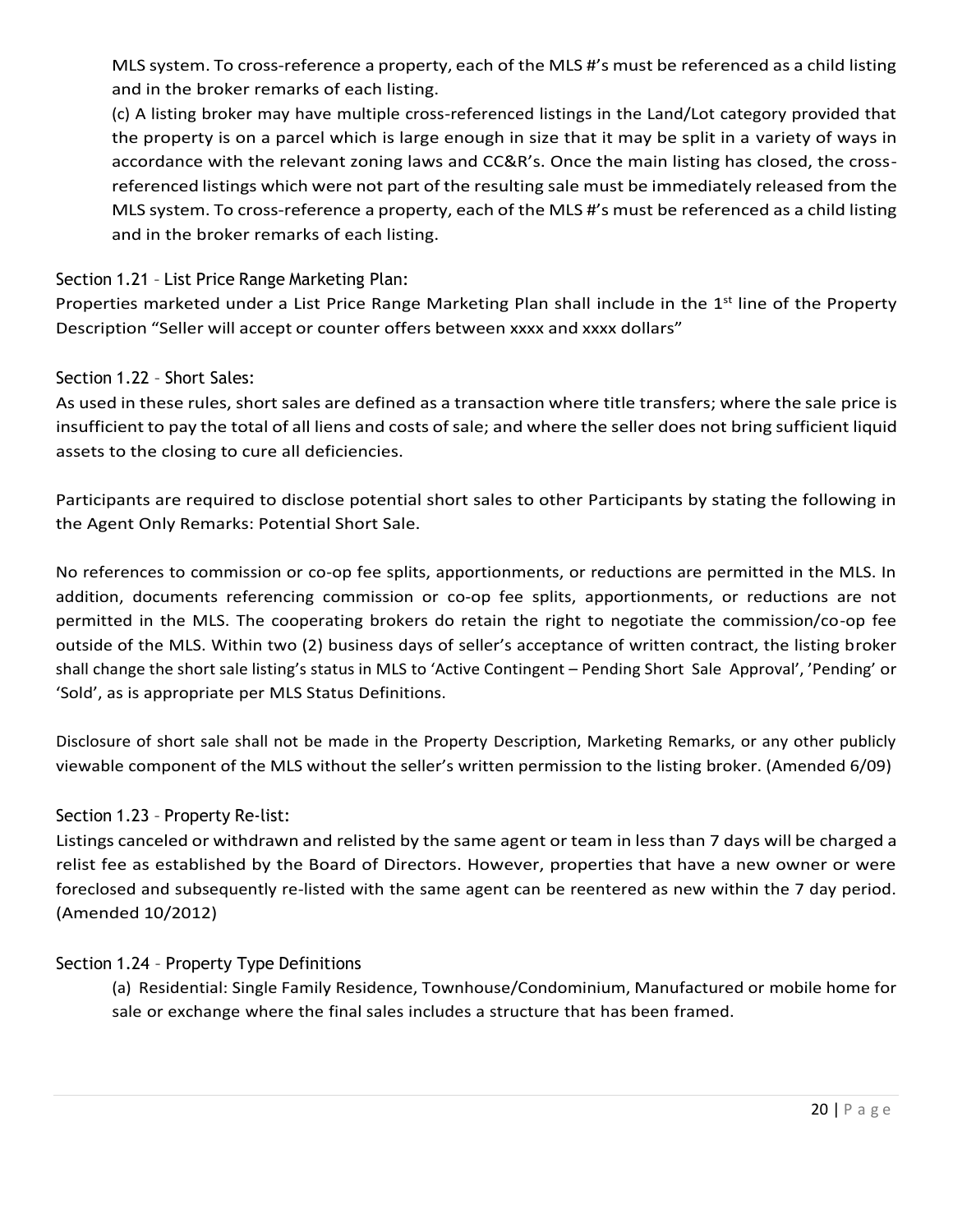MLS system. To cross-reference a property, each of the MLS #'s must be referenced as a child listing and in the broker remarks of each listing.

(c) A listing broker may have multiple cross-referenced listings in the Land/Lot category provided that the property is on a parcel which is large enough in size that it may be split in a variety of ways in accordance with the relevant zoning laws and CC&R's. Once the main listing has closed, the cross-referenced listings which were not part of the resulting sale must be immediately released from the MLS system. To cross-reference a property, each of the MLS #'s must be referenced as a child listing and in the broker remarks of each listing.

### Section 1.21 – List Price Range Marketing Plan:

Properties marketed under a List Price Range Marketing Plan shall include in the 1st line of the Property Description "Seller will accept or counter offers between xxxx and xxxx dollars"

### Section 1.22 – Short Sales:

As used in these rules, short sales are defined as a transaction where title transfers; where the sale price is insufficient to pay the total of all liens and costs of sale; and where the seller does not bring sufficient liquid assets to the closing to cure all deficiencies.

Participants are required to disclose potential short sales to other Participants by stating the following in the Agent Only Remarks: Potential Short Sale.

No references to commission or co-op fee splits, apportionments, or reductions are permitted in the MLS. In addition, documents referencing commission or co-op fee splits, apportionments, or reductions are not permitted in the MLS. The cooperating brokers do retain the right to negotiate the commission/co-op fee outside of the MLS. Within two (2) business days of seller's acceptance of written contract, the listing broker shall change the short sale listing's status in MLS to 'Active Contingent – Pending Short Sale Approval', 'Pending' or 'Sold', as is appropriate per MLS Status Definitions.

Disclosure of short sale shall not be made in the Property Description, Marketing Remarks, or any other publicly viewable component of the MLS without the seller's written permission to the listing broker. (Amended 6/09)

### Section 1.23 – Property Re-list:

Listings canceled or withdrawn and relisted by the same agent or team in less than 7 days will be charged a relist fee as established by the Board of Directors. However, properties that have a new owner or were foreclosed and subsequently re-listed with the same agent can be reentered as new within the 7 day period. (Amended 10/2012)

### Section 1.24 – Property Type Definitions

(a) Residential: Single Family Residence, Townhouse/Condominium, Manufactured or mobile home for sale or exchange where the final sales includes a structure that has been framed.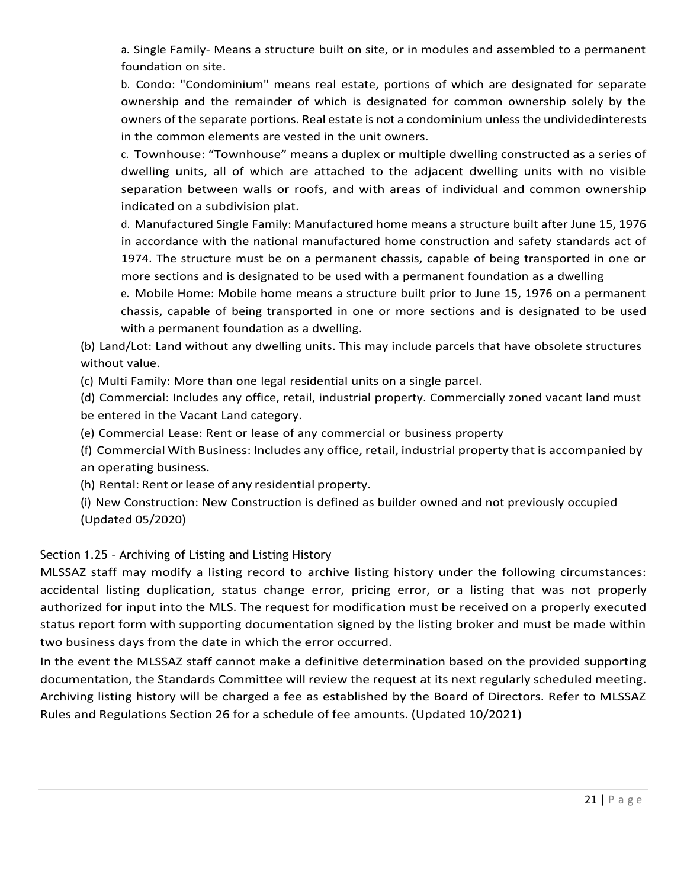a. Single Family- Means a structure built on site, or in modules and assembled to a permanent foundation on site.

b. Condo: "Condominium" means real estate, portions of which are designated for separate ownership and the remainder of which is designated for common ownership solely by the owners of the separate portions. Real estate is not a condominium unless the undividedinterests in the common elements are vested in the unit owners.

c. Townhouse: “Townhouse” means a duplex or multiple dwelling constructed as a series of dwelling units, all of which are attached to the adjacent dwelling units with no visible separation between walls or roofs, and with areas of individual and common ownership indicated on a subdivision plat.

d. Manufactured Single Family: Manufactured home means a structure built after June 15, 1976 in accordance with the national manufactured home construction and safety standards act of 1974. The structure must be on a permanent chassis, capable of being transported in one or more sections and is designated to be used with a permanent foundation as a dwelling

e. Mobile Home: Mobile home means a structure built prior to June 15, 1976 on a permanent chassis, capable of being transported in one or more sections and is designated to be used with a permanent foundation as a dwelling.

(b) Land/Lot: Land without any dwelling units. This may include parcels that have obsolete structures without value.

(c) Multi Family: More than one legal residential units on a single parcel.

(d) Commercial: Includes any office, retail, industrial property. Commercially zoned vacant land must be entered in the Vacant Land category.

(e) Commercial Lease: Rent or lease of any commercial or business property

(f) Commercial With Business: Includes any office, retail, industrial property that is accompanied by an operating business.

(h) Rental: Rent or lease of any residential property.

(i) New Construction: New Construction is defined as builder owned and not previously occupied (Updated 05/2020)

### Section 1.25 – Archiving of Listing and Listing History

MLSSAZ staff may modify a listing record to archive listing history under the following circumstances: accidental listing duplication, status change error, pricing error, or a listing that was not properly authorized for input into the MLS. The request for modification must be received on a properly executed status report form with supporting documentation signed by the listing broker and must be made within two business days from the date in which the error occurred.

In the event the MLSSAZ staff cannot make a definitive determination based on the provided supporting documentation, the Standards Committee will review the request at its next regularly scheduled meeting. Archiving listing history will be charged a fee as established by the Board of Directors. Refer to MLSSAZ Rules and Regulations Section 26 for a schedule of fee amounts. (Updated 10/2021)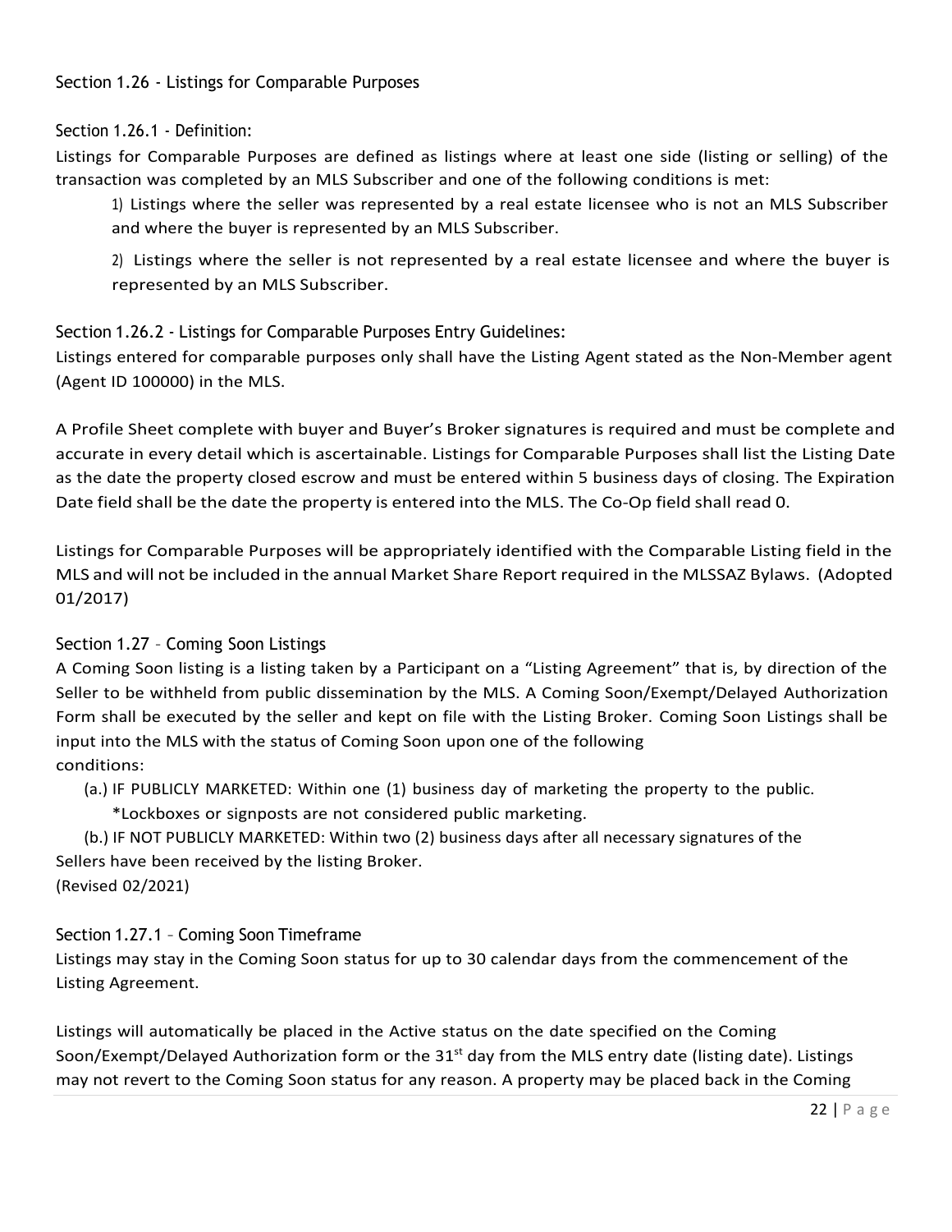## Section 1.26 - Listings for Comparable Purposes

### Section 1.26.1 - Definition:

Listings for Comparable Purposes are defined as listings where at least one side (listing or selling) of the transaction was completed by an MLS Subscriber and one of the following conditions is met:

1) Listings where the seller was represented by a real estate licensee who is not an MLS Subscriber and where the buyer is represented by an MLS Subscriber.

2) Listings where the seller is not represented by a real estate licensee and where the buyer is represented by an MLS Subscriber.

### Section 1.26.2 - Listings for Comparable Purposes Entry Guidelines:

Listings entered for comparable purposes only shall have the Listing Agent stated as the Non-Member agent (Agent ID 100000) in the MLS.

A Profile Sheet complete with buyer and Buyer's Broker signatures is required and must be complete and accurate in every detail which is ascertainable. Listings for Comparable Purposes shall list the Listing Date as the date the property closed escrow and must be entered within 5 business days of closing. The Expiration Date field shall be the date the property is entered into the MLS. The Co-Op field shall read 0.

Listings for Comparable Purposes will be appropriately identified with the Comparable Listing field in the MLS and will not be included in the annual Market Share Report required in the MLSSAZ Bylaws. (Adopted 01/2017)

## Section 1.27 – Coming Soon Listings

A Coming Soon listing is a listing taken by a Participant on a "Listing Agreement" that is, by direction of the Seller to be withheld from public dissemination by the MLS. A Coming Soon/Exempt/Delayed Authorization Form shall be executed by the seller and kept on file with the Listing Broker. Coming Soon Listings shall be input into the MLS with the status of Coming Soon upon one of the following conditions:

(a.) IF PUBLICLY MARKETED: Within one (1) business day of marketing the property to the public.
*Lockboxes or signposts are not considered public marketing.

(b.) IF NOT PUBLICLY MARKETED: Within two (2) business days after all necessary signatures of the Sellers have been received by the listing Broker.

(Revised 02/2021)

### Section 1.27.1 – Coming Soon Timeframe

Listings may stay in the Coming Soon status for up to 30 calendar days from the commencement of the Listing Agreement.

Listings will automatically be placed in the Active status on the date specified on the Coming Soon/Exempt/Delayed Authorization form or the 31st day from the MLS entry date (listing date). Listings may not revert to the Coming Soon status for any reason. A property may be placed back in the Coming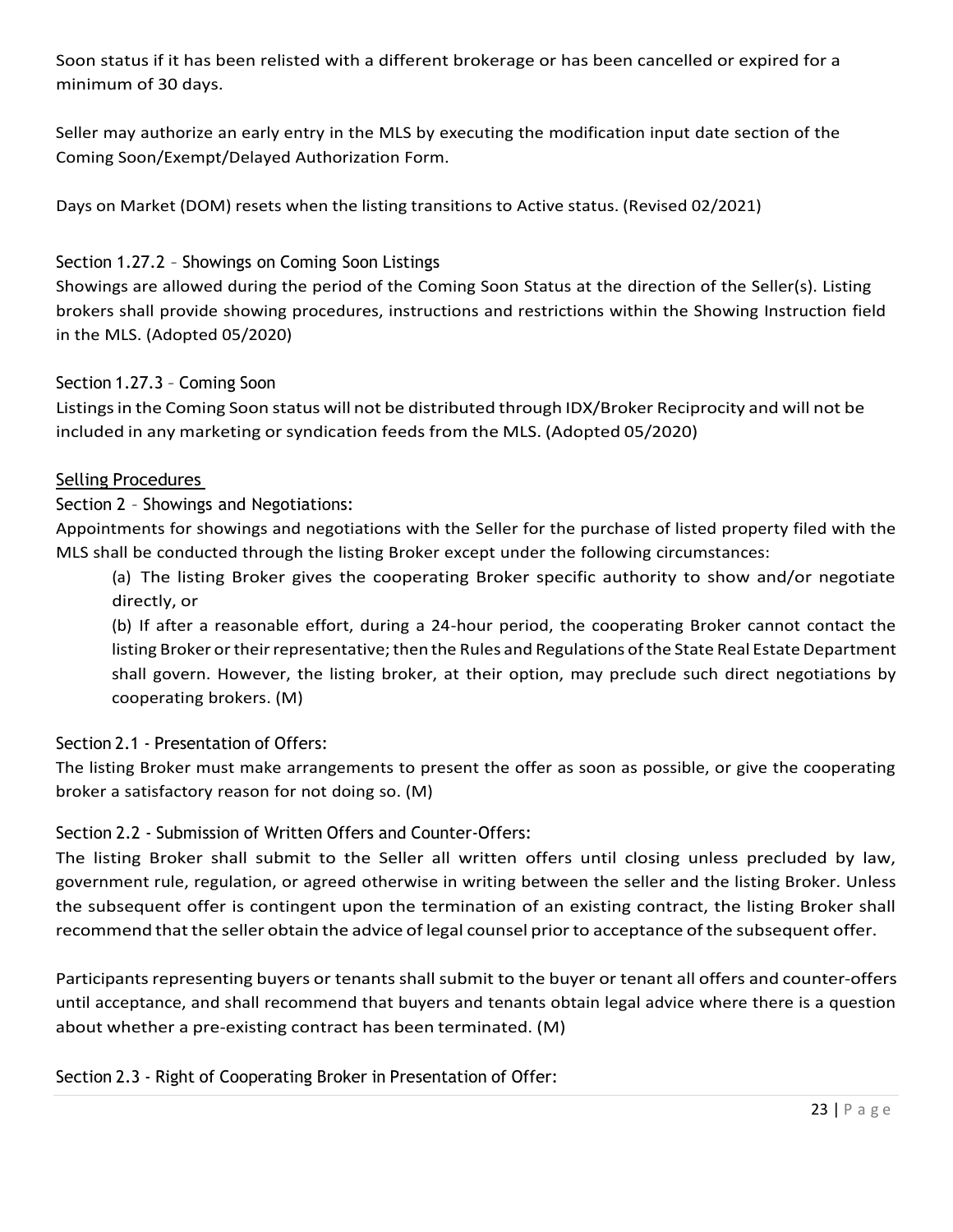Soon status if it has been relisted with a different brokerage or has been cancelled or expired for a minimum of 30 days.

Seller may authorize an early entry in the MLS by executing the modification input date section of the Coming Soon/Exempt/Delayed Authorization Form.

Days on Market (DOM) resets when the listing transitions to Active status. (Revised 02/2021)

### Section 1.27.2 – Showings on Coming Soon Listings

Showings are allowed during the period of the Coming Soon Status at the direction of the Seller(s). Listing brokers shall provide showing procedures, instructions and restrictions within the Showing Instruction field in the MLS. (Adopted 05/2020)

### Section 1.27.3 – Coming Soon

Listings in the Coming Soon status will not be distributed through IDX/Broker Reciprocity and will not be included in any marketing or syndication feeds from the MLS. (Adopted 05/2020)

## Selling Procedures

### Section 2 – Showings and Negotiations:

Appointments for showings and negotiations with the Seller for the purchase of listed property filed with the MLS shall be conducted through the listing Broker except under the following circumstances:

(a) The listing Broker gives the cooperating Broker specific authority to show and/or negotiate directly, or

(b) If after a reasonable effort, during a 24-hour period, the cooperating Broker cannot contact the listing Broker or their representative; then the Rules and Regulations of the State Real Estate Department shall govern. However, the listing broker, at their option, may preclude such direct negotiations by cooperating brokers. (M)

### Section 2.1 - Presentation of Offers:

The listing Broker must make arrangements to present the offer as soon as possible, or give the cooperating broker a satisfactory reason for not doing so. (M)

### Section 2.2 - Submission of Written Offers and Counter-Offers:

The listing Broker shall submit to the Seller all written offers until closing unless precluded by law, government rule, regulation, or agreed otherwise in writing between the seller and the listing Broker. Unless the subsequent offer is contingent upon the termination of an existing contract, the listing Broker shall recommend that the seller obtain the advice of legal counsel prior to acceptance of the subsequent offer.

Participants representing buyers or tenants shall submit to the buyer or tenant all offers and counter-offers until acceptance, and shall recommend that buyers and tenants obtain legal advice where there is a question about whether a pre-existing contract has been terminated. (M)

### Section 2.3 - Right of Cooperating Broker in Presentation of Offer: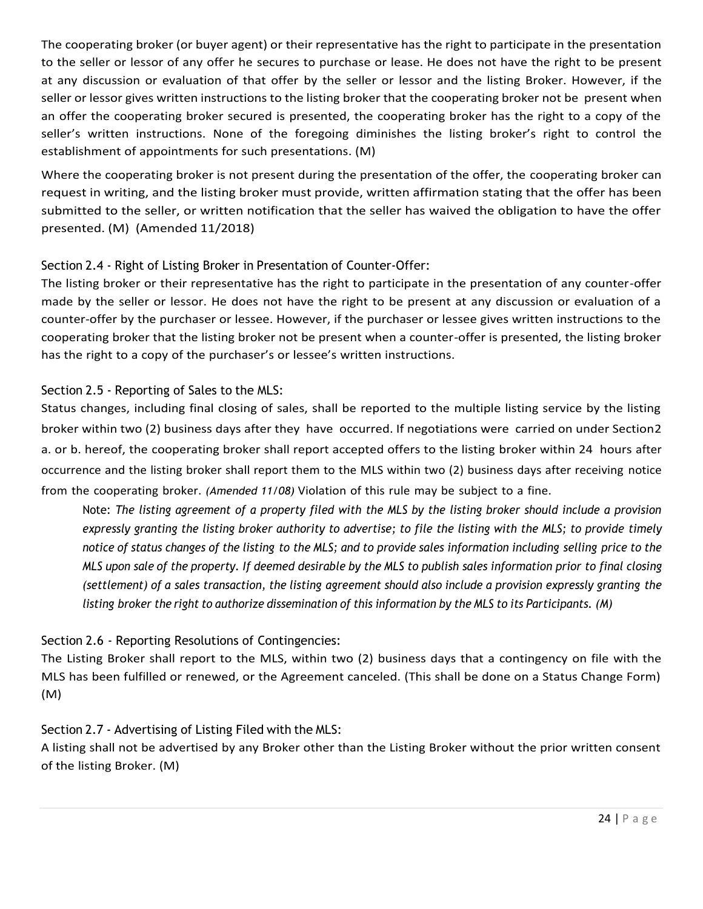The cooperating broker (or buyer agent) or their representative has the right to participate in the presentation to the seller or lessor of any offer he secures to purchase or lease. He does not have the right to be present at any discussion or evaluation of that offer by the seller or lessor and the listing Broker. However, if the seller or lessor gives written instructions to the listing broker that the cooperating broker not be present when an offer the cooperating broker secured is presented, the cooperating broker has the right to a copy of the seller's written instructions. None of the foregoing diminishes the listing broker's right to control the establishment of appointments for such presentations. (M)

Where the cooperating broker is not present during the presentation of the offer, the cooperating broker can request in writing, and the listing broker must provide, written affirmation stating that the offer has been submitted to the seller, or written notification that the seller has waived the obligation to have the offer presented. (M) (Amended 11/2018)

### Section 2.4 - Right of Listing Broker in Presentation of Counter-Offer:

The listing broker or their representative has the right to participate in the presentation of any counter-offer made by the seller or lessor. He does not have the right to be present at any discussion or evaluation of a counter-offer by the purchaser or lessee. However, if the purchaser or lessee gives written instructions to the cooperating broker that the listing broker not be present when a counter-offer is presented, the listing broker has the right to a copy of the purchaser's or lessee's written instructions.

### Section 2.5 - Reporting of Sales to the MLS:

Status changes, including final closing of sales, shall be reported to the multiple listing service by the listing broker within two (2) business days after they have occurred. If negotiations were carried on under Section2 a. or b. hereof, the cooperating broker shall report accepted offers to the listing broker within 24 hours after occurrence and the listing broker shall report them to the MLS within two (2) business days after receiving notice from the cooperating broker. *(Amended 11/08)* Violation of this rule may be subject to a fine.

> Note: *The listing agreement of a property filed with the MLS by the listing broker should include a provision expressly granting the listing broker authority to advertise; to file the listing with the MLS; to provide timely notice of status changes of the listing to the MLS; and to provide sales information including selling price to the MLS upon sale of the property. If deemed desirable by the MLS to publish sales information prior to final closing (settlement) of a sales transaction, the listing agreement should also include a provision expressly granting the listing broker the right to authorize dissemination of this information by the MLS to its Participants. (M)*

### Section 2.6 - Reporting Resolutions of Contingencies:

The Listing Broker shall report to the MLS, within two (2) business days that a contingency on file with the MLS has been fulfilled or renewed, or the Agreement canceled. (This shall be done on a Status Change Form) (M)

### Section 2.7 - Advertising of Listing Filed with the MLS:

A listing shall not be advertised by any Broker other than the Listing Broker without the prior written consent of the listing Broker. (M)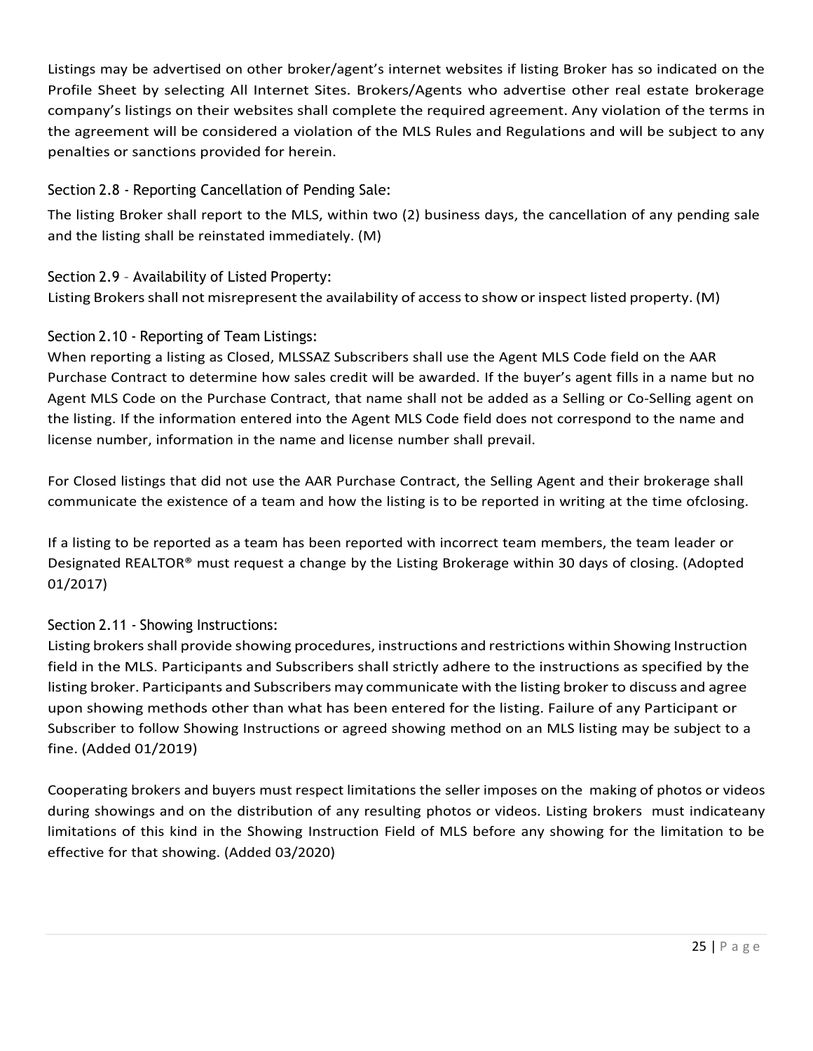Listings may be advertised on other broker/agent's internet websites if listing Broker has so indicated on the Profile Sheet by selecting All Internet Sites. Brokers/Agents who advertise other real estate brokerage company's listings on their websites shall complete the required agreement. Any violation of the terms in the agreement will be considered a violation of the MLS Rules and Regulations and will be subject to any penalties or sanctions provided for herein.

### Section 2.8 - Reporting Cancellation of Pending Sale:

The listing Broker shall report to the MLS, within two (2) business days, the cancellation of any pending sale and the listing shall be reinstated immediately. (M)

### Section 2.9 - Availability of Listed Property:

Listing Brokers shall not misrepresent the availability of access to show or inspect listed property. (M)

### Section 2.10 - Reporting of Team Listings:

When reporting a listing as Closed, MLSSAZ Subscribers shall use the Agent MLS Code field on the AAR Purchase Contract to determine how sales credit will be awarded. If the buyer's agent fills in a name but no Agent MLS Code on the Purchase Contract, that name shall not be added as a Selling or Co-Selling agent on the listing. If the information entered into the Agent MLS Code field does not correspond to the name and license number, information in the name and license number shall prevail.

For Closed listings that did not use the AAR Purchase Contract, the Selling Agent and their brokerage shall communicate the existence of a team and how the listing is to be reported in writing at the time ofclosing.

If a listing to be reported as a team has been reported with incorrect team members, the team leader or Designated REALTOR® must request a change by the Listing Brokerage within 30 days of closing. (Adopted 01/2017)

### Section 2.11 - Showing Instructions:

Listing brokers shall provide showing procedures, instructions and restrictions within Showing Instruction field in the MLS. Participants and Subscribers shall strictly adhere to the instructions as specified by the listing broker. Participants and Subscribers may communicate with the listing broker to discuss and agree upon showing methods other than what has been entered for the listing. Failure of any Participant or Subscriber to follow Showing Instructions or agreed showing method on an MLS listing may be subject to a fine. (Added 01/2019)

Cooperating brokers and buyers must respect limitations the seller imposes on the making of photos or videos during showings and on the distribution of any resulting photos or videos. Listing brokers must indicateany limitations of this kind in the Showing Instruction Field of MLS before any showing for the limitation to be effective for that showing. (Added 03/2020)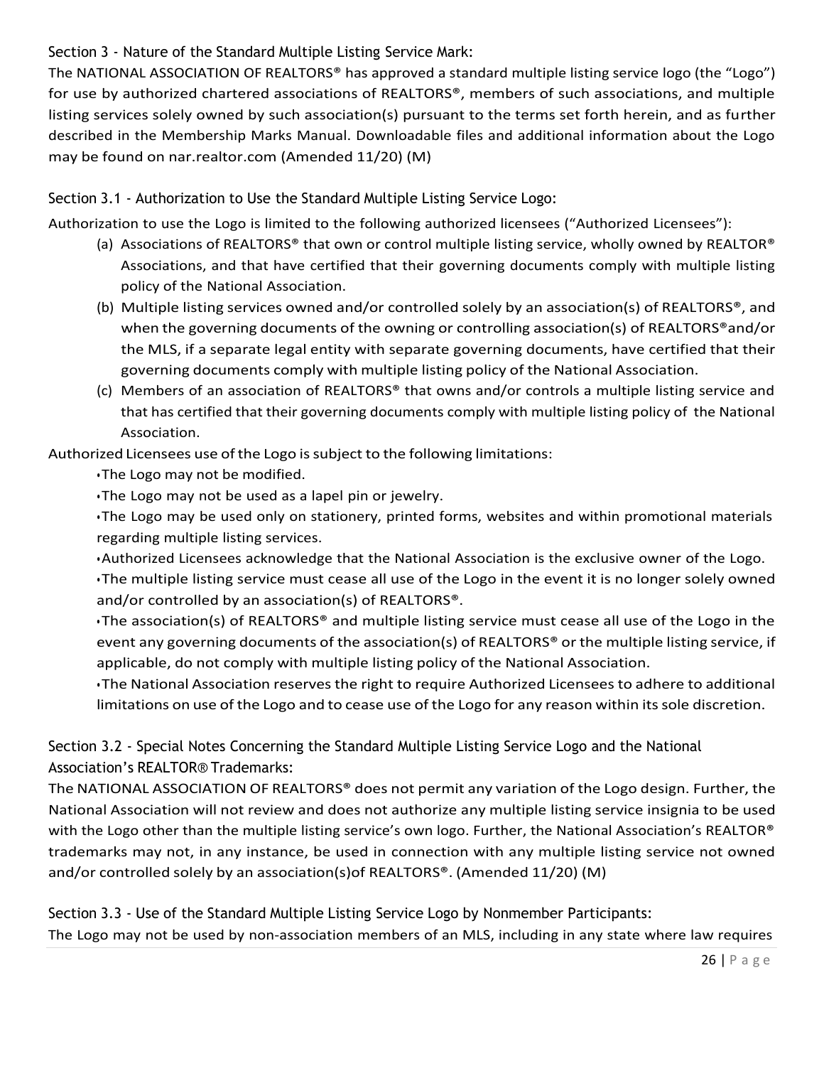### Section 3 - Nature of the Standard Multiple Listing Service Mark:

The NATIONAL ASSOCIATION OF REALTORS® has approved a standard multiple listing service logo (the "Logo") for use by authorized chartered associations of REALTORS®, members of such associations, and multiple listing services solely owned by such association(s) pursuant to the terms set forth herein, and as further described in the Membership Marks Manual. Downloadable files and additional information about the Logo may be found on nar.realtor.com (Amended 11/20) (M)

### Section 3.1 - Authorization to Use the Standard Multiple Listing Service Logo:

Authorization to use the Logo is limited to the following authorized licensees ("Authorized Licensees"):

(a) Associations of REALTORS® that own or control multiple listing service, wholly owned by REALTOR® Associations, and that have certified that their governing documents comply with multiple listing policy of the National Association.

(b) Multiple listing services owned and/or controlled solely by an association(s) of REALTORS®, and when the governing documents of the owning or controlling association(s) of REALTORS®and/or the MLS, if a separate legal entity with separate governing documents, have certified that their governing documents comply with multiple listing policy of the National Association.

(c) Members of an association of REALTORS® that owns and/or controls a multiple listing service and that has certified that their governing documents comply with multiple listing policy of the National Association.

Authorized Licensees use of the Logo is subject to the following limitations:

- The Logo may not be modified.
- The Logo may not be used as a lapel pin or jewelry.
- The Logo may be used only on stationery, printed forms, websites and within promotional materials regarding multiple listing services.
- Authorized Licensees acknowledge that the National Association is the exclusive owner of the Logo.
- The multiple listing service must cease all use of the Logo in the event it is no longer solely owned and/or controlled by an association(s) of REALTORS®.
- The association(s) of REALTORS® and multiple listing service must cease all use of the Logo in the event any governing documents of the association(s) of REALTORS® or the multiple listing service, if applicable, do not comply with multiple listing policy of the National Association.
- The National Association reserves the right to require Authorized Licensees to adhere to additional limitations on use of the Logo and to cease use of the Logo for any reason within its sole discretion.

### Section 3.2 - Special Notes Concerning the Standard Multiple Listing Service Logo and the National Association's REALTOR® Trademarks:

The NATIONAL ASSOCIATION OF REALTORS® does not permit any variation of the Logo design. Further, the National Association will not review and does not authorize any multiple listing service insignia to be used with the Logo other than the multiple listing service's own logo. Further, the National Association's REALTOR® trademarks may not, in any instance, be used in connection with any multiple listing service not owned and/or controlled solely by an association(s)of REALTORS®. (Amended 11/20) (M)

### Section 3.3 - Use of the Standard Multiple Listing Service Logo by Nonmember Participants:

The Logo may not be used by non-association members of an MLS, including in any state where law requires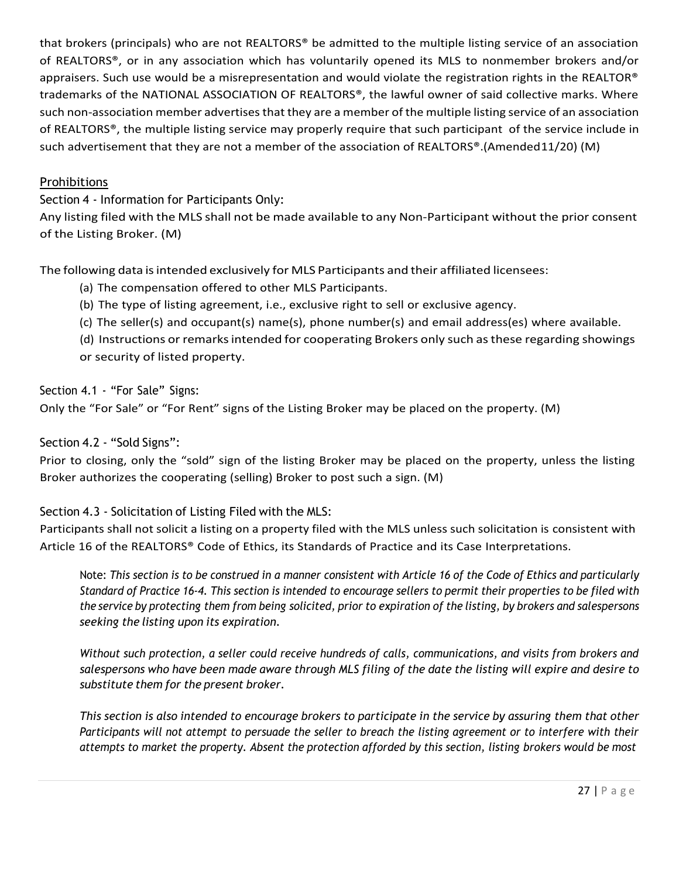that brokers (principals) who are not REALTORS® be admitted to the multiple listing service of an association of REALTORS®, or in any association which has voluntarily opened its MLS to nonmember brokers and/or appraisers. Such use would be a misrepresentation and would violate the registration rights in the REALTOR® trademarks of the NATIONAL ASSOCIATION OF REALTORS®, the lawful owner of said collective marks. Where such non-association member advertises that they are a member of the multiple listing service of an association of REALTORS®, the multiple listing service may properly require that such participant of the service include in such advertisement that they are not a member of the association of REALTORS®.(Amended11/20) (M)

## Prohibitions

### Section 4 - Information for Participants Only:

Any listing filed with the MLS shall not be made available to any Non-Participant without the prior consent of the Listing Broker. (M)

The following data is intended exclusively for MLS Participants and their affiliated licensees:

(a) The compensation offered to other MLS Participants.

(b) The type of listing agreement, i.e., exclusive right to sell or exclusive agency.

(c) The seller(s) and occupant(s) name(s), phone number(s) and email address(es) where available.

(d) Instructions or remarks intended for cooperating Brokers only such as these regarding showings or security of listed property.

### Section 4.1 - "For Sale" Signs:

Only the "For Sale" or "For Rent" signs of the Listing Broker may be placed on the property. (M)

### Section 4.2 - "Sold Signs":

Prior to closing, only the "sold" sign of the listing Broker may be placed on the property, unless the listing Broker authorizes the cooperating (selling) Broker to post such a sign. (M)

### Section 4.3 - Solicitation of Listing Filed with the MLS:

Participants shall not solicit a listing on a property filed with the MLS unless such solicitation is consistent with Article 16 of the REALTORS® Code of Ethics, its Standards of Practice and its Case Interpretations.

> Note: *This section is to be construed in a manner consistent with Article 16 of the Code of Ethics and particularly Standard of Practice 16-4. This section is intended to encourage sellers to permit their properties to be filed with the service by protecting them from being solicited, prior to expiration of the listing, by brokers and salespersons seeking the listing upon its expiration.*
>
> *Without such protection, a seller could receive hundreds of calls, communications, and visits from brokers and salespersons who have been made aware through MLS filing of the date the listing will expire and desire to substitute them for the present broker.*
>
> *This section is also intended to encourage brokers to participate in the service by assuring them that other Participants will not attempt to persuade the seller to breach the listing agreement or to interfere with their attempts to market the property. Absent the protection afforded by this section, listing brokers would be most*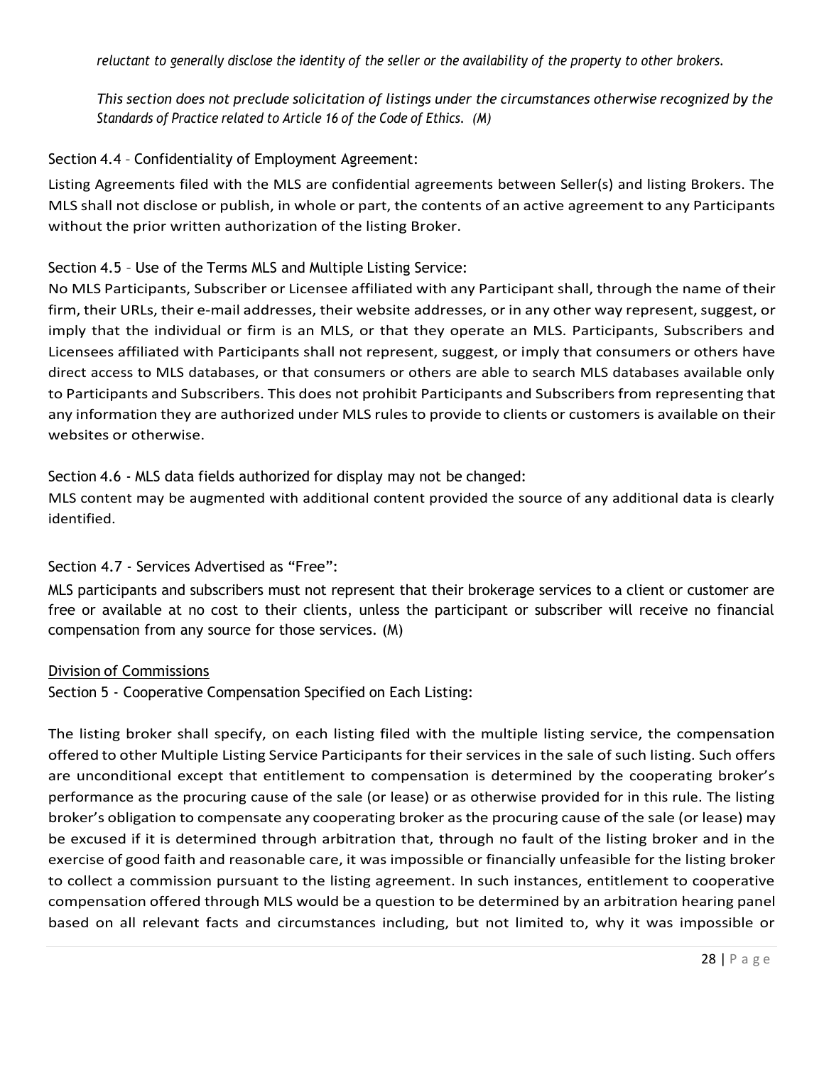*reluctant to generally disclose the identity of the seller or the availability of the property to other brokers.*

*This section does not preclude solicitation of listings under the circumstances otherwise recognized by the Standards of Practice related to Article 16 of the Code of Ethics. (M)*

### Section 4.4 – Confidentiality of Employment Agreement:

Listing Agreements filed with the MLS are confidential agreements between Seller(s) and listing Brokers. The MLS shall not disclose or publish, in whole or part, the contents of an active agreement to any Participants without the prior written authorization of the listing Broker.

### Section 4.5 – Use of the Terms MLS and Multiple Listing Service:

No MLS Participants, Subscriber or Licensee affiliated with any Participant shall, through the name of their firm, their URLs, their e-mail addresses, their website addresses, or in any other way represent, suggest, or imply that the individual or firm is an MLS, or that they operate an MLS. Participants, Subscribers and Licensees affiliated with Participants shall not represent, suggest, or imply that consumers or others have direct access to MLS databases, or that consumers or others are able to search MLS databases available only to Participants and Subscribers. This does not prohibit Participants and Subscribers from representing that any information they are authorized under MLS rules to provide to clients or customers is available on their websites or otherwise.

### Section 4.6 - MLS data fields authorized for display may not be changed:

MLS content may be augmented with additional content provided the source of any additional data is clearly identified.

### Section 4.7 - Services Advertised as "Free":

MLS participants and subscribers must not represent that their brokerage services to a client or customer are free or available at no cost to their clients, unless the participant or subscriber will receive no financial compensation from any source for those services. (M)

## Division of Commissions

### Section 5 - Cooperative Compensation Specified on Each Listing:

The listing broker shall specify, on each listing filed with the multiple listing service, the compensation offered to other Multiple Listing Service Participants for their services in the sale of such listing. Such offers are unconditional except that entitlement to compensation is determined by the cooperating broker's performance as the procuring cause of the sale (or lease) or as otherwise provided for in this rule. The listing broker's obligation to compensate any cooperating broker as the procuring cause of the sale (or lease) may be excused if it is determined through arbitration that, through no fault of the listing broker and in the exercise of good faith and reasonable care, it was impossible or financially unfeasible for the listing broker to collect a commission pursuant to the listing agreement. In such instances, entitlement to cooperative compensation offered through MLS would be a question to be determined by an arbitration hearing panel based on all relevant facts and circumstances including, but not limited to, why it was impossible or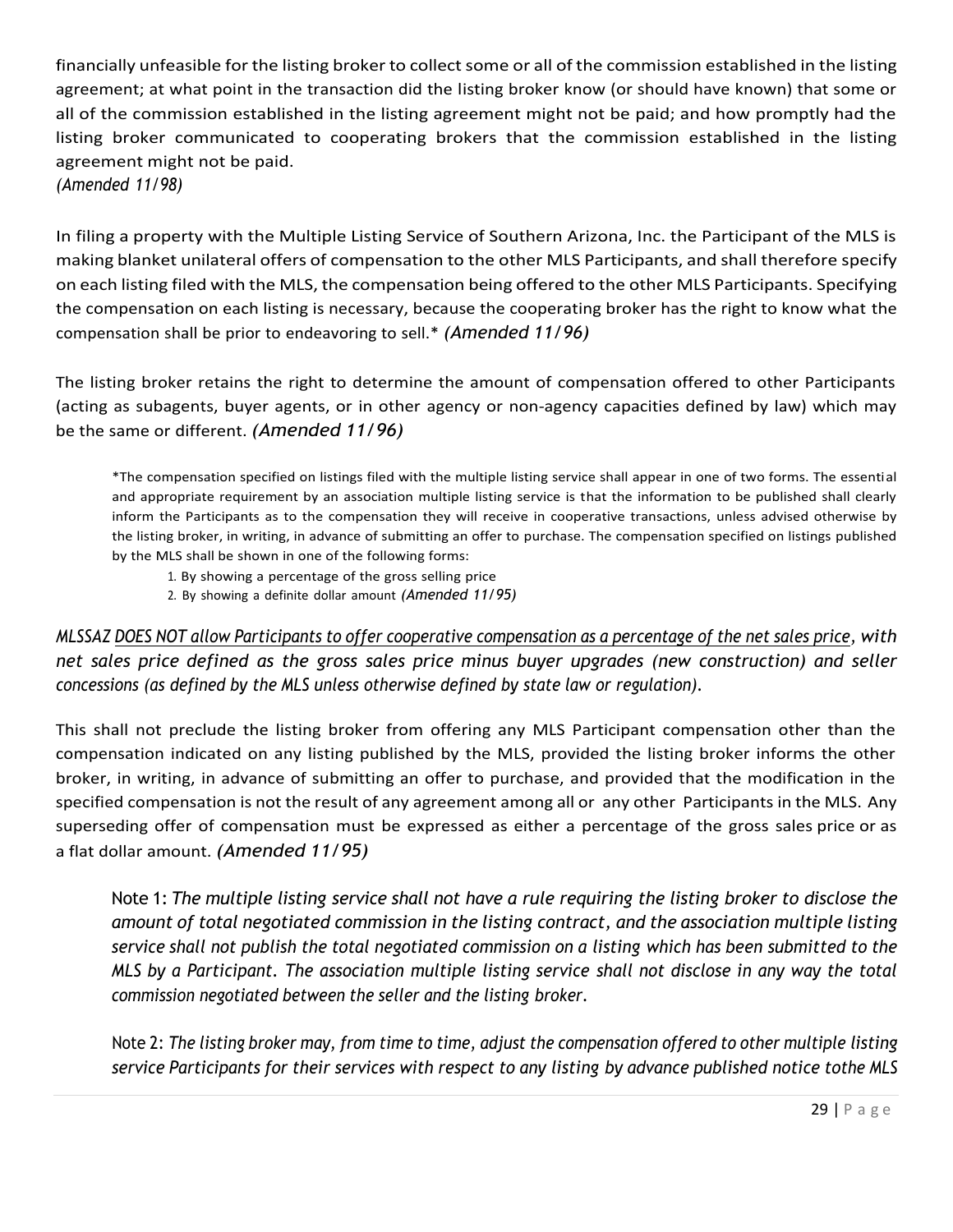financially unfeasible for the listing broker to collect some or all of the commission established in the listing agreement; at what point in the transaction did the listing broker know (or should have known) that some or all of the commission established in the listing agreement might not be paid; and how promptly had the listing broker communicated to cooperating brokers that the commission established in the listing agreement might not be paid.
*(Amended 11/98)*

In filing a property with the Multiple Listing Service of Southern Arizona, Inc. the Participant of the MLS is making blanket unilateral offers of compensation to the other MLS Participants, and shall therefore specify on each listing filed with the MLS, the compensation being offered to the other MLS Participants. Specifying the compensation on each listing is necessary, because the cooperating broker has the right to know what the compensation shall be prior to endeavoring to sell.* *(Amended 11/96)*

The listing broker retains the right to determine the amount of compensation offered to other Participants (acting as subagents, buyer agents, or in other agency or non-agency capacities defined by law) which may be the same or different. *(Amended 11/96)*

> *The compensation specified on listings filed with the multiple listing service shall appear in one of two forms. The essential and appropriate requirement by an association multiple listing service is that the information to be published shall clearly inform the Participants as to the compensation they will receive in cooperative transactions, unless advised otherwise by the listing broker, in writing, in advance of submitting an offer to purchase. The compensation specified on listings published by the MLS shall be shown in one of the following forms:
>
> 1. By showing a percentage of the gross selling price
> 2. By showing a definite dollar amount *(Amended 11/95)*

*MLSSAZ <u>DOES NOT allow Participants to offer cooperative compensation as a percentage of the net sales price</u>, with net sales price defined as the gross sales price minus buyer upgrades (new construction) and seller concessions (as defined by the MLS unless otherwise defined by state law or regulation).*

This shall not preclude the listing broker from offering any MLS Participant compensation other than the compensation indicated on any listing published by the MLS, provided the listing broker informs the other broker, in writing, in advance of submitting an offer to purchase, and provided that the modification in the specified compensation is not the result of any agreement among all or any other Participants in the MLS. Any superseding offer of compensation must be expressed as either a percentage of the gross sales price or as a flat dollar amount. *(Amended 11/95)*

> Note 1: *The multiple listing service shall not have a rule requiring the listing broker to disclose the amount of total negotiated commission in the listing contract, and the association multiple listing service shall not publish the total negotiated commission on a listing which has been submitted to the MLS by a Participant. The association multiple listing service shall not disclose in any way the total commission negotiated between the seller and the listing broker.*
>
> Note 2: *The listing broker may, from time to time, adjust the compensation offered to other multiple listing service Participants for their services with respect to any listing by advance published notice tothe MLS*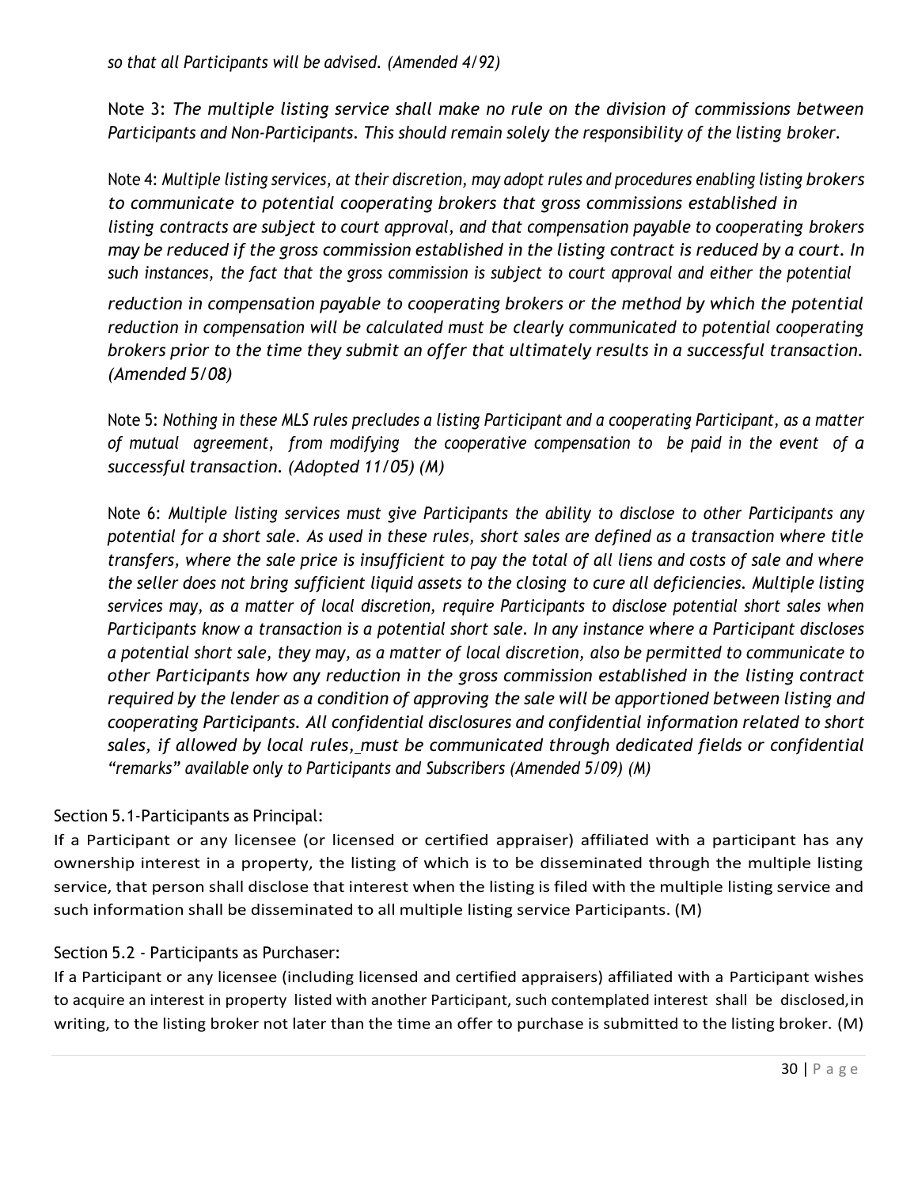*so that all Participants will be advised. (Amended 4/92)*

Note 3: *The multiple listing service shall make no rule on the division of commissions between Participants and Non-Participants. This should remain solely the responsibility of the listing broker.*

Note 4: *Multiple listing services, at their discretion, may adopt rules and procedures enabling listing brokers to communicate to potential cooperating brokers that gross commissions established in listing contracts are subject to court approval, and that compensation payable to cooperating brokers may be reduced if the gross commission established in the listing contract is reduced by a court. In such instances, the fact that the gross commission is subject to court approval and either the potential reduction in compensation payable to cooperating brokers or the method by which the potential reduction in compensation will be calculated must be clearly communicated to potential cooperating brokers prior to the time they submit an offer that ultimately results in a successful transaction. (Amended 5/08)*

Note 5: *Nothing in these MLS rules precludes a listing Participant and a cooperating Participant, as a matter of mutual agreement, from modifying the cooperative compensation to be paid in the event of a successful transaction. (Adopted 11/05) (M)*

Note 6: *Multiple listing services must give Participants the ability to disclose to other Participants any potential for a short sale. As used in these rules, short sales are defined as a transaction where title transfers, where the sale price is insufficient to pay the total of all liens and costs of sale and where the seller does not bring sufficient liquid assets to the closing to cure all deficiencies. Multiple listing services may, as a matter of local discretion, require Participants to disclose potential short sales when Participants know a transaction is a potential short sale. In any instance where a Participant discloses a potential short sale, they may, as a matter of local discretion, also be permitted to communicate to other Participants how any reduction in the gross commission established in the listing contract required by the lender as a condition of approving the sale will be apportioned between listing and cooperating Participants. All confidential disclosures and confidential information related to short sales, if allowed by local rules, must be communicated through dedicated fields or confidential "remarks" available only to Participants and Subscribers (Amended 5/09) (M)*

### Section 5.1-Participants as Principal:

If a Participant or any licensee (or licensed or certified appraiser) affiliated with a participant has any ownership interest in a property, the listing of which is to be disseminated through the multiple listing service, that person shall disclose that interest when the listing is filed with the multiple listing service and such information shall be disseminated to all multiple listing service Participants. (M)

### Section 5.2 - Participants as Purchaser:

If a Participant or any licensee (including licensed and certified appraisers) affiliated with a Participant wishes to acquire an interest in property listed with another Participant, such contemplated interest shall be disclosed, in writing, to the listing broker not later than the time an offer to purchase is submitted to the listing broker. (M)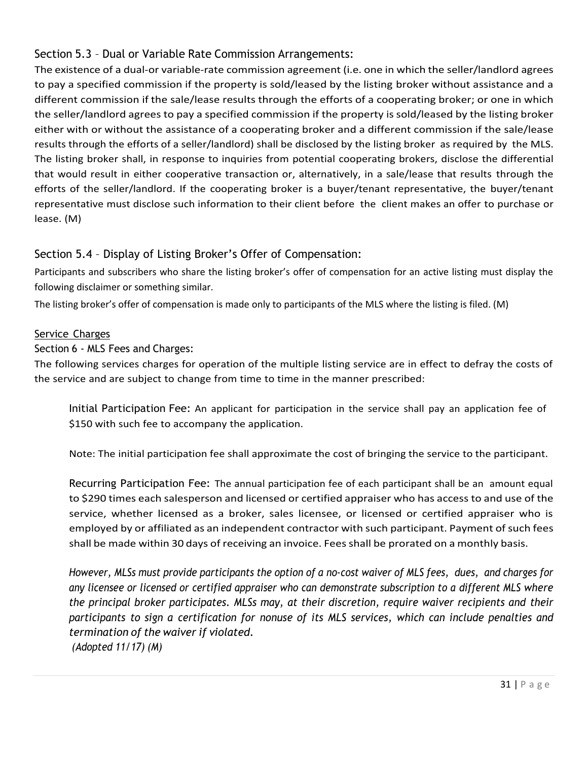### Section 5.3 – Dual or Variable Rate Commission Arrangements:

The existence of a dual-or variable-rate commission agreement (i.e. one in which the seller/landlord agrees to pay a specified commission if the property is sold/leased by the listing broker without assistance and a different commission if the sale/lease results through the efforts of a cooperating broker; or one in which the seller/landlord agrees to pay a specified commission if the property is sold/leased by the listing broker either with or without the assistance of a cooperating broker and a different commission if the sale/lease results through the efforts of a seller/landlord) shall be disclosed by the listing broker as required by the MLS. The listing broker shall, in response to inquiries from potential cooperating brokers, disclose the differential that would result in either cooperative transaction or, alternatively, in a sale/lease that results through the efforts of the seller/landlord. If the cooperating broker is a buyer/tenant representative, the buyer/tenant representative must disclose such information to their client before the client makes an offer to purchase or lease. (M)

### Section 5.4 – Display of Listing Broker's Offer of Compensation:

Participants and subscribers who share the listing broker's offer of compensation for an active listing must display the following disclaimer or something similar.

The listing broker's offer of compensation is made only to participants of the MLS where the listing is filed. (M)

<u>Service Charges</u>

### Section 6 - MLS Fees and Charges:

The following services charges for operation of the multiple listing service are in effect to defray the costs of the service and are subject to change from time to time in the manner prescribed:

Initial Participation Fee: An applicant for participation in the service shall pay an application fee of $150 with such fee to accompany the application.

Note: The initial participation fee shall approximate the cost of bringing the service to the participant.

Recurring Participation Fee: The annual participation fee of each participant shall be an amount equal to $290 times each salesperson and licensed or certified appraiser who has access to and use of the service, whether licensed as a broker, sales licensee, or licensed or certified appraiser who is employed by or affiliated as an independent contractor with such participant. Payment of such fees shall be made within 30 days of receiving an invoice. Fees shall be prorated on a monthly basis.

*However, MLSs must provide participants the option of a no-cost waiver of MLS fees, dues, and charges for any licensee or licensed or certified appraiser who can demonstrate subscription to a different MLS where the principal broker participates. MLSs may, at their discretion, require waiver recipients and their participants to sign a certification for nonuse of its MLS services, which can include penalties and termination of the waiver if violated.*
*(Adopted 11/17) (M)*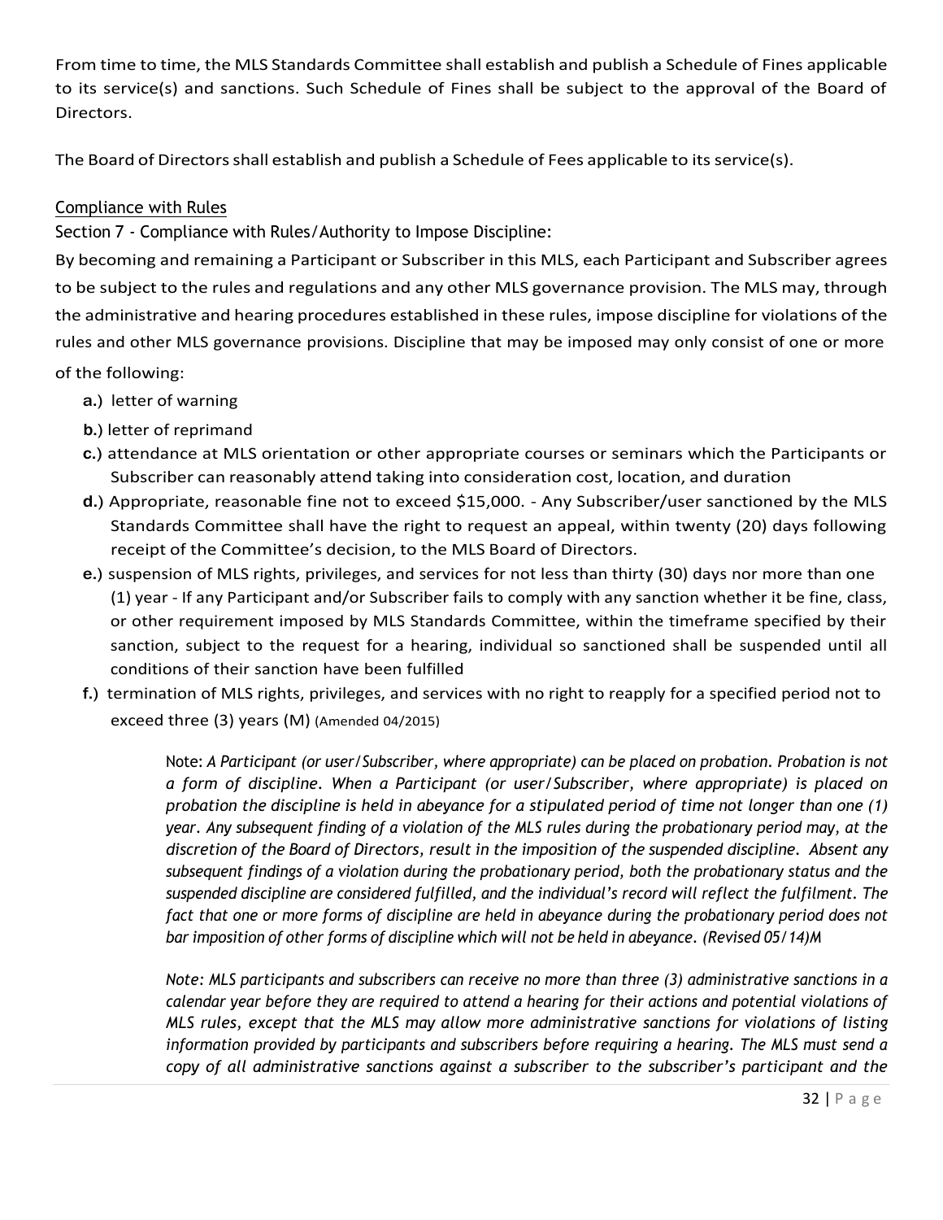From time to time, the MLS Standards Committee shall establish and publish a Schedule of Fines applicable to its service(s) and sanctions. Such Schedule of Fines shall be subject to the approval of the Board of Directors.

The Board of Directors shall establish and publish a Schedule of Fees applicable to its service(s).

Compliance with Rules

Section 7 - Compliance with Rules/Authority to Impose Discipline:

By becoming and remaining a Participant or Subscriber in this MLS, each Participant and Subscriber agrees to be subject to the rules and regulations and any other MLS governance provision. The MLS may, through the administrative and hearing procedures established in these rules, impose discipline for violations of the rules and other MLS governance provisions. Discipline that may be imposed may only consist of one or more of the following:

- **a.**) letter of warning
- **b.**) letter of reprimand
- **c.**) attendance at MLS orientation or other appropriate courses or seminars which the Participants or Subscriber can reasonably attend taking into consideration cost, location, and duration
- **d.**) Appropriate, reasonable fine not to exceed $15,000. - Any Subscriber/user sanctioned by the MLS Standards Committee shall have the right to request an appeal, within twenty (20) days following receipt of the Committee's decision, to the MLS Board of Directors.
- **e.**) suspension of MLS rights, privileges, and services for not less than thirty (30) days nor more than one (1) year - If any Participant and/or Subscriber fails to comply with any sanction whether it be fine, class, or other requirement imposed by MLS Standards Committee, within the timeframe specified by their sanction, subject to the request for a hearing, individual so sanctioned shall be suspended until all conditions of their sanction have been fulfilled
- **f.**) termination of MLS rights, privileges, and services with no right to reapply for a specified period not to exceed three (3) years (M) (Amended 04/2015)

> Note: *A Participant (or user/Subscriber, where appropriate) can be placed on probation. Probation is not a form of discipline. When a Participant (or user/Subscriber, where appropriate) is placed on probation the discipline is held in abeyance for a stipulated period of time not longer than one (1) year. Any subsequent finding of a violation of the MLS rules during the probationary period may, at the discretion of the Board of Directors, result in the imposition of the suspended discipline. Absent any subsequent findings of a violation during the probationary period, both the probationary status and the suspended discipline are considered fulfilled, and the individual's record will reflect the fulfilment. The fact that one or more forms of discipline are held in abeyance during the probationary period does not bar imposition of other forms of discipline which will not be held in abeyance. (Revised 05/14)M*
>
> *Note: MLS participants and subscribers can receive no more than three (3) administrative sanctions in a calendar year before they are required to attend a hearing for their actions and potential violations of MLS rules, except that the MLS may allow more administrative sanctions for violations of listing information provided by participants and subscribers before requiring a hearing. The MLS must send a copy of all administrative sanctions against a subscriber to the subscriber's participant and the*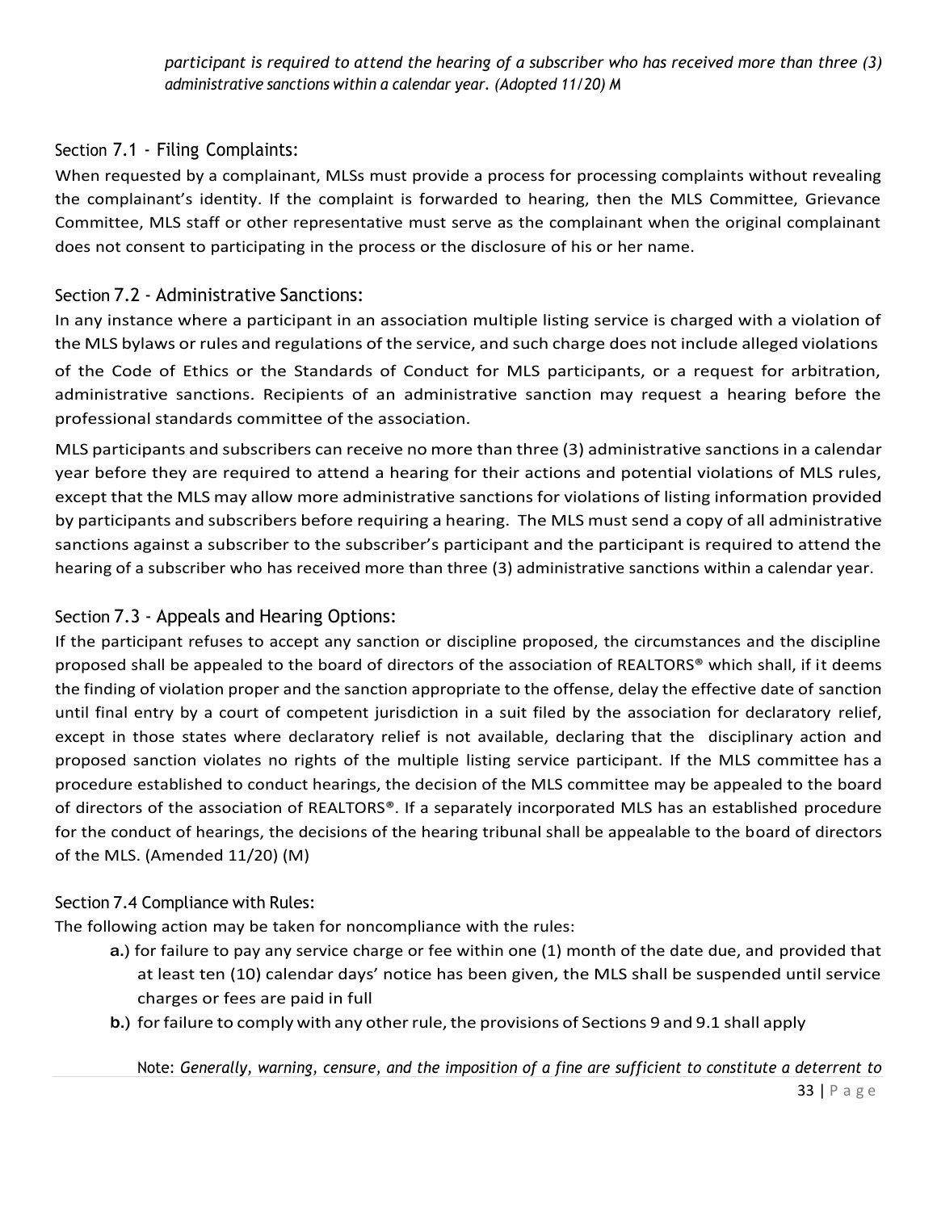*participant is required to attend the hearing of a subscriber who has received more than three (3) administrative sanctions within a calendar year. (Adopted 11/20) M*

### Section 7.1 - Filing Complaints:

When requested by a complainant, MLSs must provide a process for processing complaints without revealing the complainant's identity. If the complaint is forwarded to hearing, then the MLS Committee, Grievance Committee, MLS staff or other representative must serve as the complainant when the original complainant does not consent to participating in the process or the disclosure of his or her name.

### Section 7.2 - Administrative Sanctions:

In any instance where a participant in an association multiple listing service is charged with a violation of the MLS bylaws or rules and regulations of the service, and such charge does not include alleged violations of the Code of Ethics or the Standards of Conduct for MLS participants, or a request for arbitration, administrative sanctions. Recipients of an administrative sanction may request a hearing before the professional standards committee of the association.

MLS participants and subscribers can receive no more than three (3) administrative sanctions in a calendar year before they are required to attend a hearing for their actions and potential violations of MLS rules, except that the MLS may allow more administrative sanctions for violations of listing information provided by participants and subscribers before requiring a hearing. The MLS must send a copy of all administrative sanctions against a subscriber to the subscriber's participant and the participant is required to attend the hearing of a subscriber who has received more than three (3) administrative sanctions within a calendar year.

### Section 7.3 - Appeals and Hearing Options:

If the participant refuses to accept any sanction or discipline proposed, the circumstances and the discipline proposed shall be appealed to the board of directors of the association of REALTORS® which shall, if it deems the finding of violation proper and the sanction appropriate to the offense, delay the effective date of sanction until final entry by a court of competent jurisdiction in a suit filed by the association for declaratory relief, except in those states where declaratory relief is not available, declaring that the disciplinary action and proposed sanction violates no rights of the multiple listing service participant. If the MLS committee has a procedure established to conduct hearings, the decision of the MLS committee may be appealed to the board of directors of the association of REALTORS®. If a separately incorporated MLS has an established procedure for the conduct of hearings, the decisions of the hearing tribunal shall be appealable to the board of directors of the MLS. (Amended 11/20) (M)

### Section 7.4 Compliance with Rules:

The following action may be taken for noncompliance with the rules:

- **a.**) for failure to pay any service charge or fee within one (1) month of the date due, and provided that at least ten (10) calendar days' notice has been given, the MLS shall be suspended until service charges or fees are paid in full
- **b.**) for failure to comply with any other rule, the provisions of Sections 9 and 9.1 shall apply

  Note: *Generally, warning, censure, and the imposition of a fine are sufficient to constitute a deterrent to*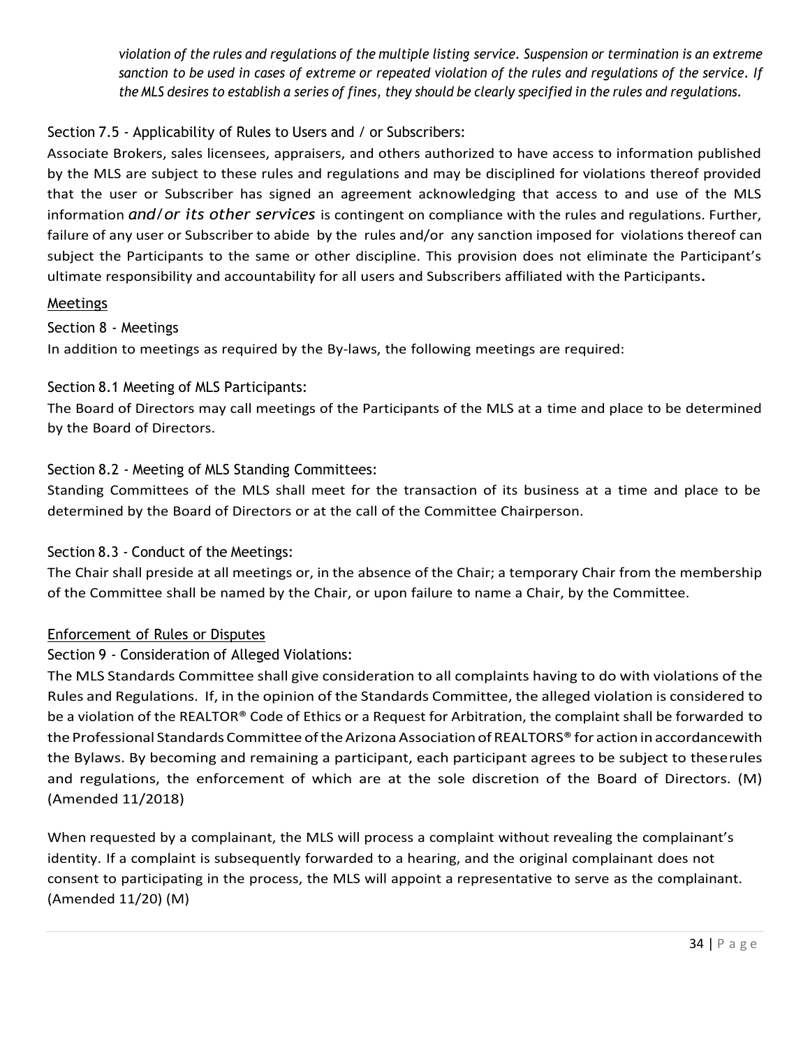*violation of the rules and regulations of the multiple listing service. Suspension or termination is an extreme sanction to be used in cases of extreme or repeated violation of the rules and regulations of the service. If the MLS desires to establish a series of fines, they should be clearly specified in the rules and regulations.*

Section 7.5 - Applicability of Rules to Users and / or Subscribers:

Associate Brokers, sales licensees, appraisers, and others authorized to have access to information published by the MLS are subject to these rules and regulations and may be disciplined for violations thereof provided that the user or Subscriber has signed an agreement acknowledging that access to and use of the MLS information *and/or its other services* is contingent on compliance with the rules and regulations. Further, failure of any user or Subscriber to abide by the rules and/or any sanction imposed for violations thereof can subject the Participants to the same or other discipline. This provision does not eliminate the Participant's ultimate responsibility and accountability for all users and Subscribers affiliated with the Participants**.**

<u>Meetings</u>

Section 8 - Meetings

In addition to meetings as required by the By-laws, the following meetings are required:

Section 8.1 Meeting of MLS Participants:

The Board of Directors may call meetings of the Participants of the MLS at a time and place to be determined by the Board of Directors.

Section 8.2 - Meeting of MLS Standing Committees:

Standing Committees of the MLS shall meet for the transaction of its business at a time and place to be determined by the Board of Directors or at the call of the Committee Chairperson.

Section 8.3 - Conduct of the Meetings:

The Chair shall preside at all meetings or, in the absence of the Chair; a temporary Chair from the membership of the Committee shall be named by the Chair, or upon failure to name a Chair, by the Committee.

<u>Enforcement of Rules or Disputes</u>

Section 9 - Consideration of Alleged Violations:

The MLS Standards Committee shall give consideration to all complaints having to do with violations of the Rules and Regulations. If, in the opinion of the Standards Committee, the alleged violation is considered to be a violation of the REALTOR® Code of Ethics or a Request for Arbitration, the complaint shall be forwarded to the Professional Standards Committee of the Arizona Association of REALTORS® for action in accordancewith the Bylaws. By becoming and remaining a participant, each participant agrees to be subject to theserules and regulations, the enforcement of which are at the sole discretion of the Board of Directors. (M) (Amended 11/2018)

When requested by a complainant, the MLS will process a complaint without revealing the complainant's identity. If a complaint is subsequently forwarded to a hearing, and the original complainant does not consent to participating in the process, the MLS will appoint a representative to serve as the complainant. (Amended 11/20) (M)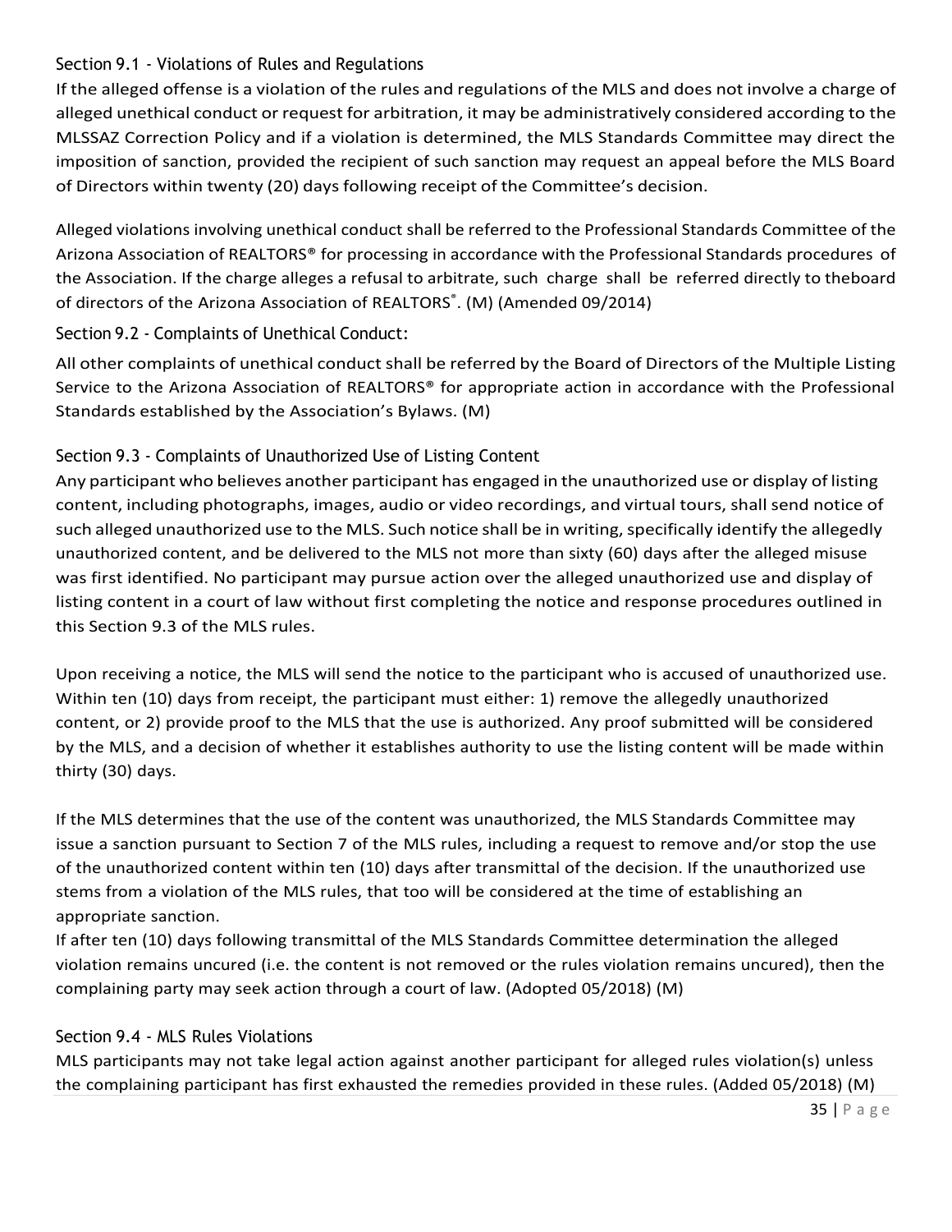### Section 9.1 - Violations of Rules and Regulations

If the alleged offense is a violation of the rules and regulations of the MLS and does not involve a charge of alleged unethical conduct or request for arbitration, it may be administratively considered according to the MLSSAZ Correction Policy and if a violation is determined, the MLS Standards Committee may direct the imposition of sanction, provided the recipient of such sanction may request an appeal before the MLS Board of Directors within twenty (20) days following receipt of the Committee's decision.

Alleged violations involving unethical conduct shall be referred to the Professional Standards Committee of the Arizona Association of REALTORS® for processing in accordance with the Professional Standards procedures of the Association. If the charge alleges a refusal to arbitrate, such charge shall be referred directly to theboard of directors of the Arizona Association of REALTORS®. (M) (Amended 09/2014)

### Section 9.2 - Complaints of Unethical Conduct:

All other complaints of unethical conduct shall be referred by the Board of Directors of the Multiple Listing Service to the Arizona Association of REALTORS® for appropriate action in accordance with the Professional Standards established by the Association's Bylaws. (M)

### Section 9.3 - Complaints of Unauthorized Use of Listing Content

Any participant who believes another participant has engaged in the unauthorized use or display of listing content, including photographs, images, audio or video recordings, and virtual tours, shall send notice of such alleged unauthorized use to the MLS. Such notice shall be in writing, specifically identify the allegedly unauthorized content, and be delivered to the MLS not more than sixty (60) days after the alleged misuse was first identified. No participant may pursue action over the alleged unauthorized use and display of listing content in a court of law without first completing the notice and response procedures outlined in this Section 9.3 of the MLS rules.

Upon receiving a notice, the MLS will send the notice to the participant who is accused of unauthorized use. Within ten (10) days from receipt, the participant must either: 1) remove the allegedly unauthorized content, or 2) provide proof to the MLS that the use is authorized. Any proof submitted will be considered by the MLS, and a decision of whether it establishes authority to use the listing content will be made within thirty (30) days.

If the MLS determines that the use of the content was unauthorized, the MLS Standards Committee may issue a sanction pursuant to Section 7 of the MLS rules, including a request to remove and/or stop the use of the unauthorized content within ten (10) days after transmittal of the decision. If the unauthorized use stems from a violation of the MLS rules, that too will be considered at the time of establishing an appropriate sanction.

If after ten (10) days following transmittal of the MLS Standards Committee determination the alleged violation remains uncured (i.e. the content is not removed or the rules violation remains uncured), then the complaining party may seek action through a court of law. (Adopted 05/2018) (M)

### Section 9.4 - MLS Rules Violations

MLS participants may not take legal action against another participant for alleged rules violation(s) unless the complaining participant has first exhausted the remedies provided in these rules. (Added 05/2018) (M)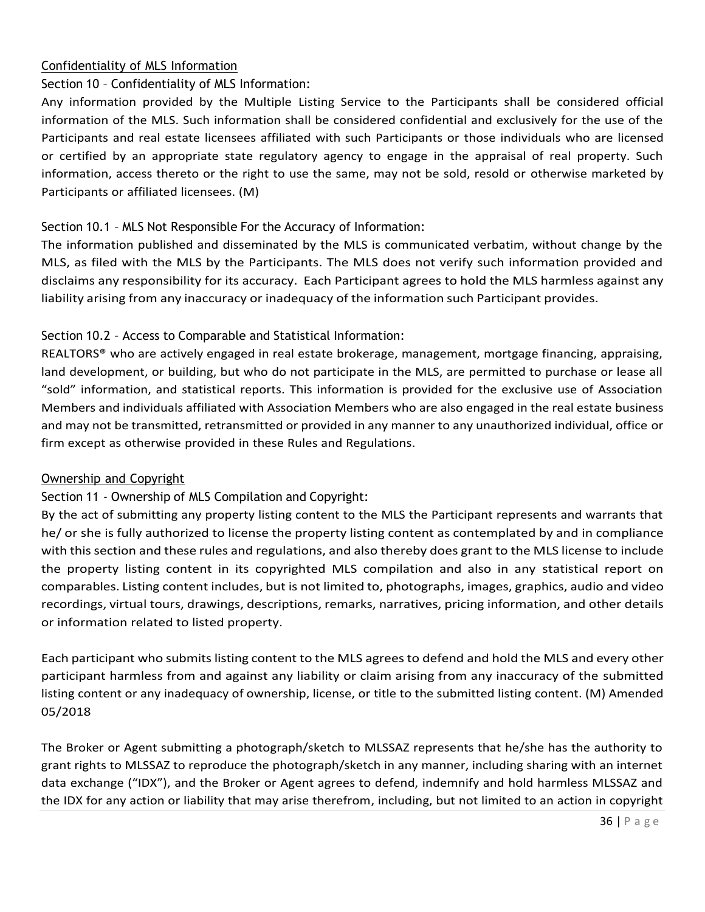## Confidentiality of MLS Information

### Section 10 – Confidentiality of MLS Information:

Any information provided by the Multiple Listing Service to the Participants shall be considered official information of the MLS. Such information shall be considered confidential and exclusively for the use of the Participants and real estate licensees affiliated with such Participants or those individuals who are licensed or certified by an appropriate state regulatory agency to engage in the appraisal of real property. Such information, access thereto or the right to use the same, may not be sold, resold or otherwise marketed by Participants or affiliated licensees. (M)

### Section 10.1 – MLS Not Responsible For the Accuracy of Information:

The information published and disseminated by the MLS is communicated verbatim, without change by the MLS, as filed with the MLS by the Participants. The MLS does not verify such information provided and disclaims any responsibility for its accuracy. Each Participant agrees to hold the MLS harmless against any liability arising from any inaccuracy or inadequacy of the information such Participant provides.

### Section 10.2 – Access to Comparable and Statistical Information:

REALTORS® who are actively engaged in real estate brokerage, management, mortgage financing, appraising, land development, or building, but who do not participate in the MLS, are permitted to purchase or lease all "sold" information, and statistical reports. This information is provided for the exclusive use of Association Members and individuals affiliated with Association Members who are also engaged in the real estate business and may not be transmitted, retransmitted or provided in any manner to any unauthorized individual, office or firm except as otherwise provided in these Rules and Regulations.

## Ownership and Copyright

### Section 11 - Ownership of MLS Compilation and Copyright:

By the act of submitting any property listing content to the MLS the Participant represents and warrants that he/ or she is fully authorized to license the property listing content as contemplated by and in compliance with this section and these rules and regulations, and also thereby does grant to the MLS license to include the property listing content in its copyrighted MLS compilation and also in any statistical report on comparables. Listing content includes, but is not limited to, photographs, images, graphics, audio and video recordings, virtual tours, drawings, descriptions, remarks, narratives, pricing information, and other details or information related to listed property.

Each participant who submits listing content to the MLS agrees to defend and hold the MLS and every other participant harmless from and against any liability or claim arising from any inaccuracy of the submitted listing content or any inadequacy of ownership, license, or title to the submitted listing content. (M) Amended 05/2018

The Broker or Agent submitting a photograph/sketch to MLSSAZ represents that he/she has the authority to grant rights to MLSSAZ to reproduce the photograph/sketch in any manner, including sharing with an internet data exchange ("IDX"), and the Broker or Agent agrees to defend, indemnify and hold harmless MLSSAZ and the IDX for any action or liability that may arise therefrom, including, but not limited to an action in copyright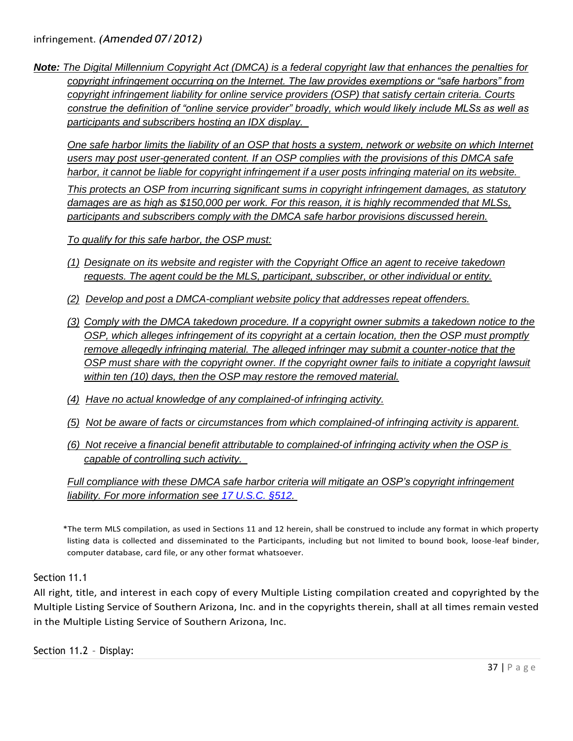infringement. *(Amended 07/2012)*

***Note:*** *The Digital Millennium Copyright Act (DMCA) is a federal copyright law that enhances the penalties for copyright infringement occurring on the Internet. The law provides exemptions or "safe harbors" from copyright infringement liability for online service providers (OSP) that satisfy certain criteria. Courts construe the definition of "online service provider" broadly, which would likely include MLSs as well as participants and subscribers hosting an IDX display.*

*One safe harbor limits the liability of an OSP that hosts a system, network or website on which Internet users may post user-generated content. If an OSP complies with the provisions of this DMCA safe harbor, it cannot be liable for copyright infringement if a user posts infringing material on its website.*

*This protects an OSP from incurring significant sums in copyright infringement damages, as statutory damages are as high as $150,000 per work. For this reason, it is highly recommended that MLSs, participants and subscribers comply with the DMCA safe harbor provisions discussed herein.*

*To qualify for this safe harbor, the OSP must:*

*(1) Designate on its website and register with the Copyright Office an agent to receive takedown requests. The agent could be the MLS, participant, subscriber, or other individual or entity.*

*(2) Develop and post a DMCA-compliant website policy that addresses repeat offenders.*

*(3) Comply with the DMCA takedown procedure. If a copyright owner submits a takedown notice to the OSP, which alleges infringement of its copyright at a certain location, then the OSP must promptly remove allegedly infringing material. The alleged infringer may submit a counter-notice that the OSP must share with the copyright owner. If the copyright owner fails to initiate a copyright lawsuit within ten (10) days, then the OSP may restore the removed material.*

*(4) Have no actual knowledge of any complained-of infringing activity.*

*(5) Not be aware of facts or circumstances from which complained-of infringing activity is apparent.*

*(6) Not receive a financial benefit attributable to complained-of infringing activity when the OSP is capable of controlling such activity.*

*Full compliance with these DMCA safe harbor criteria will mitigate an OSP's copyright infringement liability. For more information see 17 U.S.C. §512.*

*The term MLS compilation, as used in Sections 11 and 12 herein, shall be construed to include any format in which property listing data is collected and disseminated to the Participants, including but not limited to bound book, loose-leaf binder, computer database, card file, or any other format whatsoever.

Section 11.1

All right, title, and interest in each copy of every Multiple Listing compilation created and copyrighted by the Multiple Listing Service of Southern Arizona, Inc. and in the copyrights therein, shall at all times remain vested in the Multiple Listing Service of Southern Arizona, Inc.

Section 11.2 – Display: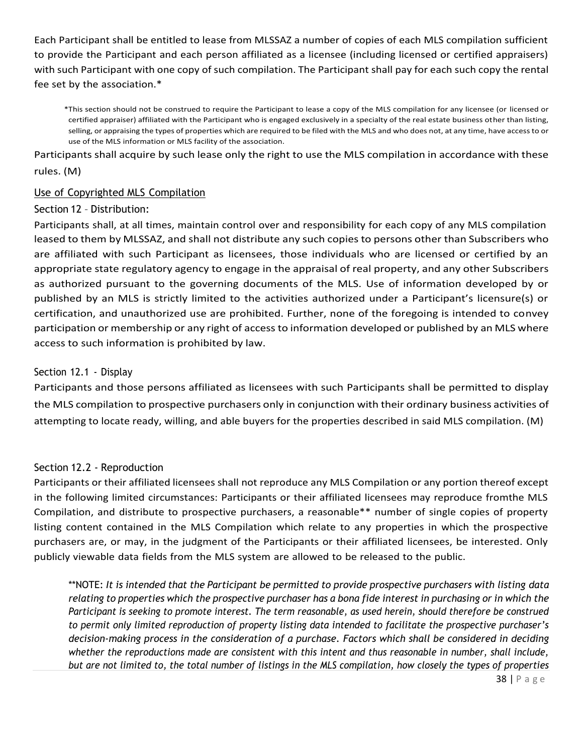Each Participant shall be entitled to lease from MLSSAZ a number of copies of each MLS compilation sufficient to provide the Participant and each person affiliated as a licensee (including licensed or certified appraisers) with such Participant with one copy of such compilation. The Participant shall pay for each such copy the rental fee set by the association.*

*This section should not be construed to require the Participant to lease a copy of the MLS compilation for any licensee (or licensed or certified appraiser) affiliated with the Participant who is engaged exclusively in a specialty of the real estate business other than listing, selling, or appraising the types of properties which are required to be filed with the MLS and who does not, at any time, have access to or use of the MLS information or MLS facility of the association.

Participants shall acquire by such lease only the right to use the MLS compilation in accordance with these rules. (M)

## Use of Copyrighted MLS Compilation

### Section 12 – Distribution:

Participants shall, at all times, maintain control over and responsibility for each copy of any MLS compilation leased to them by MLSSAZ, and shall not distribute any such copies to persons other than Subscribers who are affiliated with such Participant as licensees, those individuals who are licensed or certified by an appropriate state regulatory agency to engage in the appraisal of real property, and any other Subscribers as authorized pursuant to the governing documents of the MLS. Use of information developed by or published by an MLS is strictly limited to the activities authorized under a Participant's licensure(s) or certification, and unauthorized use are prohibited. Further, none of the foregoing is intended to convey participation or membership or any right of access to information developed or published by an MLS where access to such information is prohibited by law.

### Section 12.1 - Display

Participants and those persons affiliated as licensees with such Participants shall be permitted to display the MLS compilation to prospective purchasers only in conjunction with their ordinary business activities of attempting to locate ready, willing, and able buyers for the properties described in said MLS compilation. (M)

### Section 12.2 - Reproduction

Participants or their affiliated licensees shall not reproduce any MLS Compilation or any portion thereof except in the following limited circumstances: Participants or their affiliated licensees may reproduce fromthe MLS Compilation, and distribute to prospective purchasers, a reasonable** number of single copies of property listing content contained in the MLS Compilation which relate to any properties in which the prospective purchasers are, or may, in the judgment of the Participants or their affiliated licensees, be interested. Only publicly viewable data fields from the MLS system are allowed to be released to the public.

**NOTE: *It is intended that the Participant be permitted to provide prospective purchasers with listing data relating to properties which the prospective purchaser has a bona fide interest in purchasing or in which the Participant is seeking to promote interest. The term reasonable, as used herein, should therefore be construed to permit only limited reproduction of property listing data intended to facilitate the prospective purchaser's decision-making process in the consideration of a purchase. Factors which shall be considered in deciding whether the reproductions made are consistent with this intent and thus reasonable in number, shall include, but are not limited to, the total number of listings in the MLS compilation, how closely the types of properties*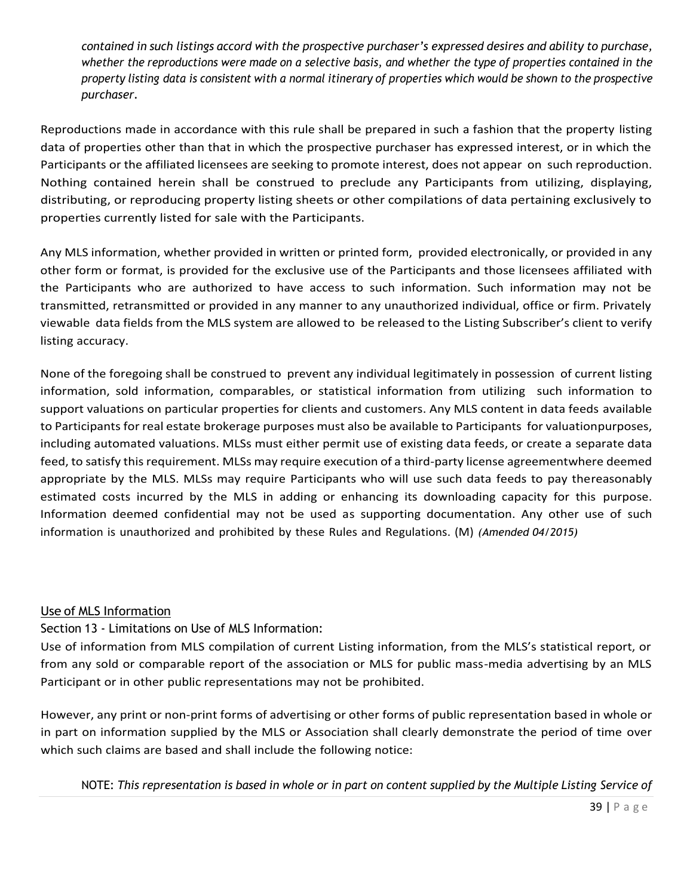*contained in such listings accord with the prospective purchaser's expressed desires and ability to purchase, whether the reproductions were made on a selective basis, and whether the type of properties contained in the property listing data is consistent with a normal itinerary of properties which would be shown to the prospective purchaser.*

Reproductions made in accordance with this rule shall be prepared in such a fashion that the property listing data of properties other than that in which the prospective purchaser has expressed interest, or in which the Participants or the affiliated licensees are seeking to promote interest, does not appear on such reproduction. Nothing contained herein shall be construed to preclude any Participants from utilizing, displaying, distributing, or reproducing property listing sheets or other compilations of data pertaining exclusively to properties currently listed for sale with the Participants.

Any MLS information, whether provided in written or printed form, provided electronically, or provided in any other form or format, is provided for the exclusive use of the Participants and those licensees affiliated with the Participants who are authorized to have access to such information. Such information may not be transmitted, retransmitted or provided in any manner to any unauthorized individual, office or firm. Privately viewable data fields from the MLS system are allowed to be released to the Listing Subscriber's client to verify listing accuracy.

None of the foregoing shall be construed to prevent any individual legitimately in possession of current listing information, sold information, comparables, or statistical information from utilizing such information to support valuations on particular properties for clients and customers. Any MLS content in data feeds available to Participants for real estate brokerage purposes must also be available to Participants for valuationpurposes, including automated valuations. MLSs must either permit use of existing data feeds, or create a separate data feed, to satisfy this requirement. MLSs may require execution of a third-party license agreementwhere deemed appropriate by the MLS. MLSs may require Participants who will use such data feeds to pay thereasonably estimated costs incurred by the MLS in adding or enhancing its downloading capacity for this purpose. Information deemed confidential may not be used as supporting documentation. Any other use of such information is unauthorized and prohibited by these Rules and Regulations. (M) *(Amended 04/2015)*

<u>Use of MLS Information</u>

Section 13 - Limitations on Use of MLS Information:

Use of information from MLS compilation of current Listing information, from the MLS's statistical report, or from any sold or comparable report of the association or MLS for public mass-media advertising by an MLS Participant or in other public representations may not be prohibited.

However, any print or non-print forms of advertising or other forms of public representation based in whole or in part on information supplied by the MLS or Association shall clearly demonstrate the period of time over which such claims are based and shall include the following notice:

NOTE: *This representation is based in whole or in part on content supplied by the Multiple Listing Service of*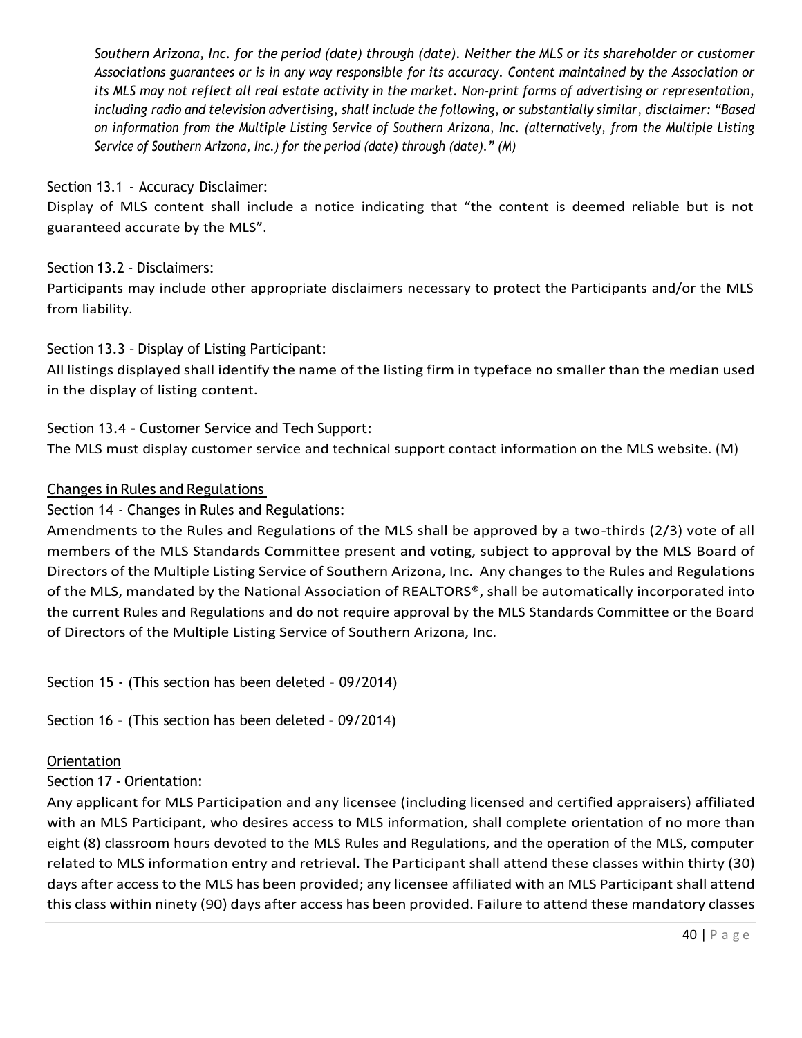*Southern Arizona, Inc. for the period (date) through (date). Neither the MLS or its shareholder or customer Associations guarantees or is in any way responsible for its accuracy. Content maintained by the Association or its MLS may not reflect all real estate activity in the market. Non-print forms of advertising or representation, including radio and television advertising, shall include the following, or substantially similar, disclaimer: "Based on information from the Multiple Listing Service of Southern Arizona, Inc. (alternatively, from the Multiple Listing Service of Southern Arizona, Inc.) for the period (date) through (date)." (M)*

Section 13.1 - Accuracy Disclaimer:

Display of MLS content shall include a notice indicating that "the content is deemed reliable but is not guaranteed accurate by the MLS".

Section 13.2 - Disclaimers:

Participants may include other appropriate disclaimers necessary to protect the Participants and/or the MLS from liability.

Section 13.3 – Display of Listing Participant:

All listings displayed shall identify the name of the listing firm in typeface no smaller than the median used in the display of listing content.

Section 13.4 – Customer Service and Tech Support:

The MLS must display customer service and technical support contact information on the MLS website. (M)

## Changes in Rules and Regulations

Section 14 - Changes in Rules and Regulations:

Amendments to the Rules and Regulations of the MLS shall be approved by a two-thirds (2/3) vote of all members of the MLS Standards Committee present and voting, subject to approval by the MLS Board of Directors of the Multiple Listing Service of Southern Arizona, Inc. Any changes to the Rules and Regulations of the MLS, mandated by the National Association of REALTORS®, shall be automatically incorporated into the current Rules and Regulations and do not require approval by the MLS Standards Committee or the Board of Directors of the Multiple Listing Service of Southern Arizona, Inc.

Section 15 - (This section has been deleted – 09/2014)

Section 16 – (This section has been deleted – 09/2014)

## Orientation

Section 17 - Orientation:

Any applicant for MLS Participation and any licensee (including licensed and certified appraisers) affiliated with an MLS Participant, who desires access to MLS information, shall complete orientation of no more than eight (8) classroom hours devoted to the MLS Rules and Regulations, and the operation of the MLS, computer related to MLS information entry and retrieval. The Participant shall attend these classes within thirty (30) days after access to the MLS has been provided; any licensee affiliated with an MLS Participant shall attend this class within ninety (90) days after access has been provided. Failure to attend these mandatory classes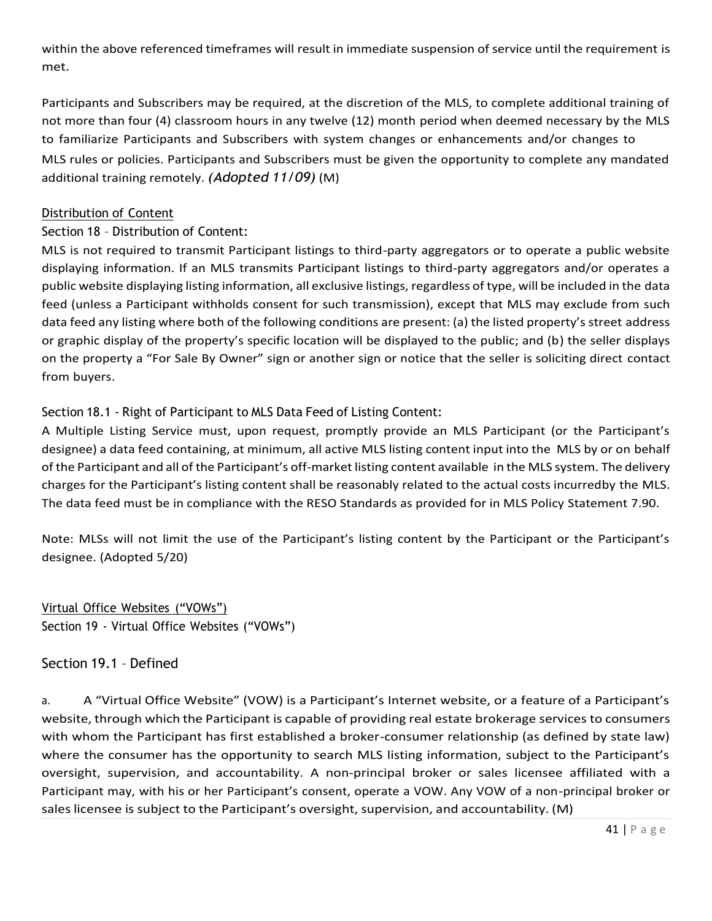within the above referenced timeframes will result in immediate suspension of service until the requirement is met.

Participants and Subscribers may be required, at the discretion of the MLS, to complete additional training of not more than four (4) classroom hours in any twelve (12) month period when deemed necessary by the MLS to familiarize Participants and Subscribers with system changes or enhancements and/or changes to MLS rules or policies. Participants and Subscribers must be given the opportunity to complete any mandated additional training remotely. *(Adopted 11/09)* (M)

## Distribution of Content

### Section 18 – Distribution of Content:

MLS is not required to transmit Participant listings to third-party aggregators or to operate a public website displaying information. If an MLS transmits Participant listings to third-party aggregators and/or operates a public website displaying listing information, all exclusive listings, regardless of type, will be included in the data feed (unless a Participant withholds consent for such transmission), except that MLS may exclude from such data feed any listing where both of the following conditions are present: (a) the listed property's street address or graphic display of the property's specific location will be displayed to the public; and (b) the seller displays on the property a "For Sale By Owner" sign or another sign or notice that the seller is soliciting direct contact from buyers.

### Section 18.1 - Right of Participant to MLS Data Feed of Listing Content:

A Multiple Listing Service must, upon request, promptly provide an MLS Participant (or the Participant's designee) a data feed containing, at minimum, all active MLS listing content input into the MLS by or on behalf of the Participant and all of the Participant's off-market listing content available in the MLS system. The delivery charges for the Participant's listing content shall be reasonably related to the actual costs incurredby the MLS. The data feed must be in compliance with the RESO Standards as provided for in MLS Policy Statement 7.90.

Note: MLSs will not limit the use of the Participant's listing content by the Participant or the Participant's designee. (Adopted 5/20)

## Virtual Office Websites ("VOWs")

### Section 19 - Virtual Office Websites ("VOWs")

### Section 19.1 – Defined

a. A "Virtual Office Website" (VOW) is a Participant's Internet website, or a feature of a Participant's website, through which the Participant is capable of providing real estate brokerage services to consumers with whom the Participant has first established a broker-consumer relationship (as defined by state law) where the consumer has the opportunity to search MLS listing information, subject to the Participant's oversight, supervision, and accountability. A non-principal broker or sales licensee affiliated with a Participant may, with his or her Participant's consent, operate a VOW. Any VOW of a non-principal broker or sales licensee is subject to the Participant's oversight, supervision, and accountability. (M)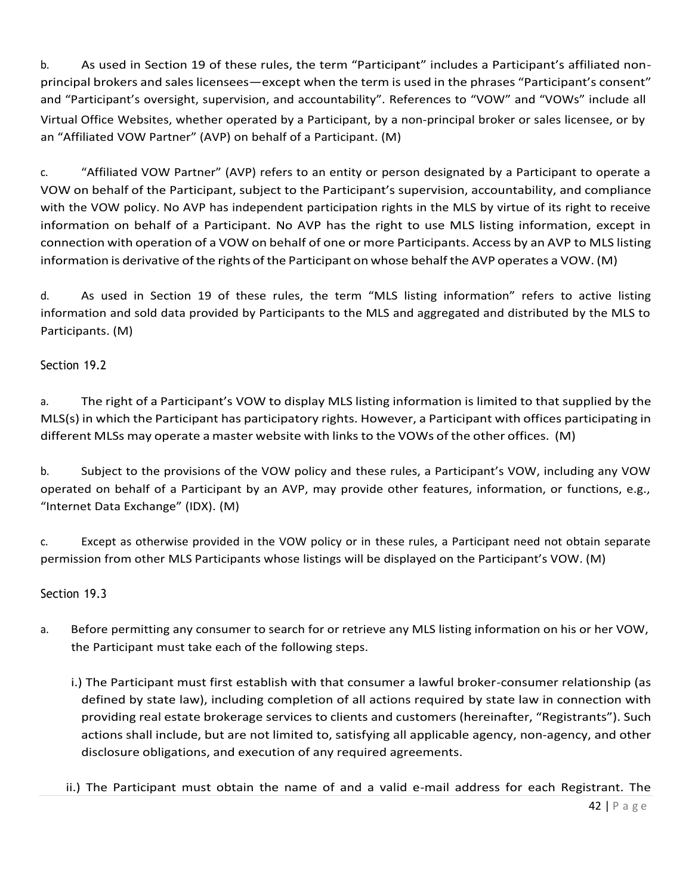b. As used in Section 19 of these rules, the term "Participant" includes a Participant's affiliated non-principal brokers and sales licensees—except when the term is used in the phrases "Participant's consent" and "Participant's oversight, supervision, and accountability". References to "VOW" and "VOWs" include all Virtual Office Websites, whether operated by a Participant, by a non-principal broker or sales licensee, or by an "Affiliated VOW Partner" (AVP) on behalf of a Participant. (M)

c. "Affiliated VOW Partner" (AVP) refers to an entity or person designated by a Participant to operate a VOW on behalf of the Participant, subject to the Participant's supervision, accountability, and compliance with the VOW policy. No AVP has independent participation rights in the MLS by virtue of its right to receive information on behalf of a Participant. No AVP has the right to use MLS listing information, except in connection with operation of a VOW on behalf of one or more Participants. Access by an AVP to MLS listing information is derivative of the rights of the Participant on whose behalf the AVP operates a VOW. (M)

d. As used in Section 19 of these rules, the term "MLS listing information" refers to active listing information and sold data provided by Participants to the MLS and aggregated and distributed by the MLS to Participants. (M)

## Section 19.2

a. The right of a Participant's VOW to display MLS listing information is limited to that supplied by the MLS(s) in which the Participant has participatory rights. However, a Participant with offices participating in different MLSs may operate a master website with links to the VOWs of the other offices. (M)

b. Subject to the provisions of the VOW policy and these rules, a Participant's VOW, including any VOW operated on behalf of a Participant by an AVP, may provide other features, information, or functions, e.g., "Internet Data Exchange" (IDX). (M)

c. Except as otherwise provided in the VOW policy or in these rules, a Participant need not obtain separate permission from other MLS Participants whose listings will be displayed on the Participant's VOW. (M)

## Section 19.3

a. Before permitting any consumer to search for or retrieve any MLS listing information on his or her VOW, the Participant must take each of the following steps.

   i.) The Participant must first establish with that consumer a lawful broker-consumer relationship (as defined by state law), including completion of all actions required by state law in connection with providing real estate brokerage services to clients and customers (hereinafter, "Registrants"). Such actions shall include, but are not limited to, satisfying all applicable agency, non-agency, and other disclosure obligations, and execution of any required agreements.

   ii.) The Participant must obtain the name of and a valid e-mail address for each Registrant. The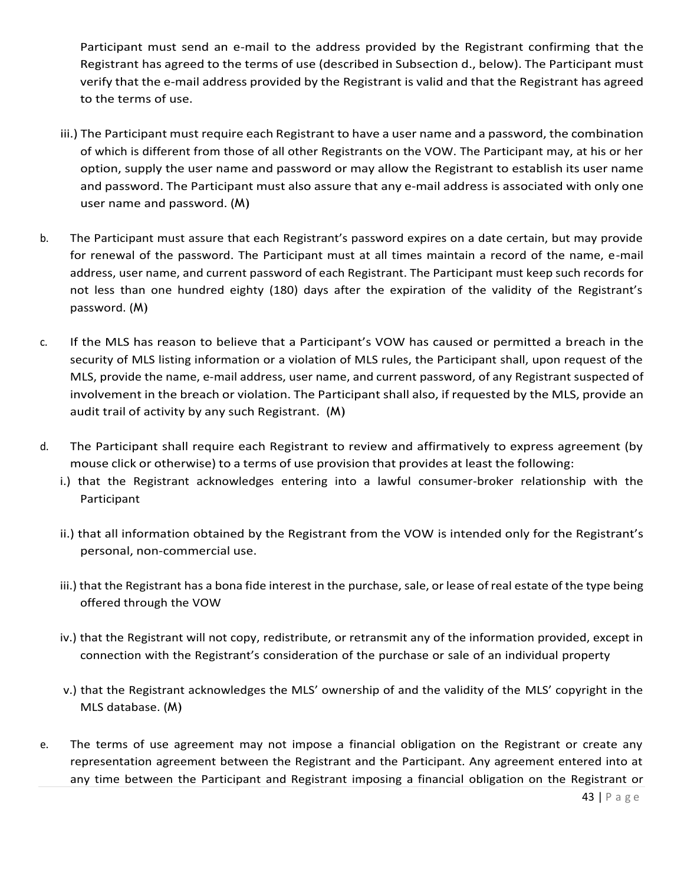Participant must send an e-mail to the address provided by the Registrant confirming that the Registrant has agreed to the terms of use (described in Subsection d., below). The Participant must verify that the e-mail address provided by the Registrant is valid and that the Registrant has agreed to the terms of use.

iii.) The Participant must require each Registrant to have a user name and a password, the combination of which is different from those of all other Registrants on the VOW. The Participant may, at his or her option, supply the user name and password or may allow the Registrant to establish its user name and password. The Participant must also assure that any e-mail address is associated with only one user name and password. (M)

b. The Participant must assure that each Registrant's password expires on a date certain, but may provide for renewal of the password. The Participant must at all times maintain a record of the name, e-mail address, user name, and current password of each Registrant. The Participant must keep such records for not less than one hundred eighty (180) days after the expiration of the validity of the Registrant's password. (M)

c. If the MLS has reason to believe that a Participant's VOW has caused or permitted a breach in the security of MLS listing information or a violation of MLS rules, the Participant shall, upon request of the MLS, provide the name, e-mail address, user name, and current password, of any Registrant suspected of involvement in the breach or violation. The Participant shall also, if requested by the MLS, provide an audit trail of activity by any such Registrant. (M)

d. The Participant shall require each Registrant to review and affirmatively to express agreement (by mouse click or otherwise) to a terms of use provision that provides at least the following:

i.) that the Registrant acknowledges entering into a lawful consumer-broker relationship with the Participant

ii.) that all information obtained by the Registrant from the VOW is intended only for the Registrant's personal, non-commercial use.

iii.) that the Registrant has a bona fide interest in the purchase, sale, or lease of real estate of the type being offered through the VOW

iv.) that the Registrant will not copy, redistribute, or retransmit any of the information provided, except in connection with the Registrant's consideration of the purchase or sale of an individual property

v.) that the Registrant acknowledges the MLS' ownership of and the validity of the MLS' copyright in the MLS database. (M)

e. The terms of use agreement may not impose a financial obligation on the Registrant or create any representation agreement between the Registrant and the Participant. Any agreement entered into at any time between the Participant and Registrant imposing a financial obligation on the Registrant or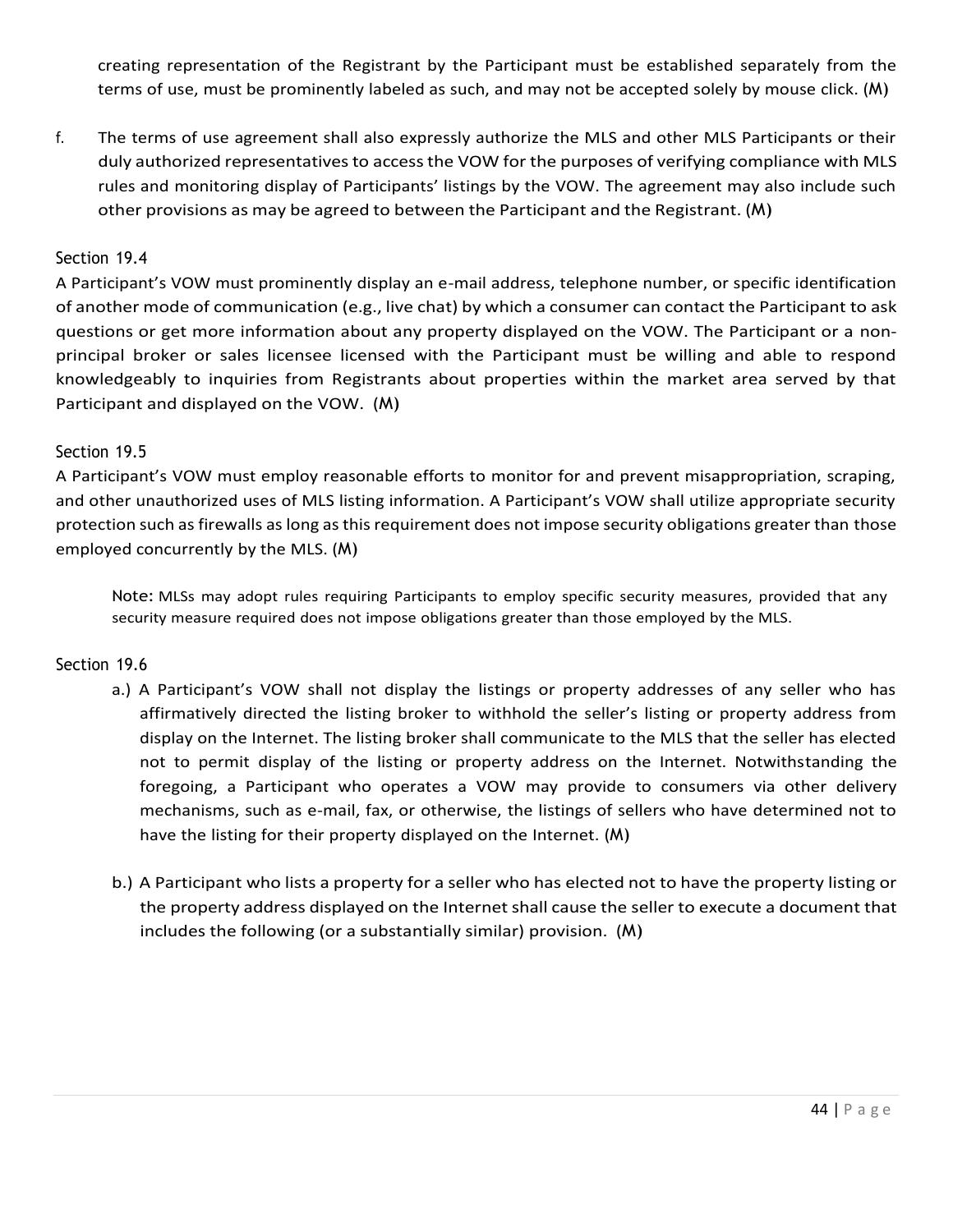creating representation of the Registrant by the Participant must be established separately from the terms of use, must be prominently labeled as such, and may not be accepted solely by mouse click. (M)

f. The terms of use agreement shall also expressly authorize the MLS and other MLS Participants or their duly authorized representatives to access the VOW for the purposes of verifying compliance with MLS rules and monitoring display of Participants' listings by the VOW. The agreement may also include such other provisions as may be agreed to between the Participant and the Registrant. (M)

### Section 19.4

A Participant's VOW must prominently display an e-mail address, telephone number, or specific identification of another mode of communication (e.g., live chat) by which a consumer can contact the Participant to ask questions or get more information about any property displayed on the VOW. The Participant or a non-principal broker or sales licensee licensed with the Participant must be willing and able to respond knowledgeably to inquiries from Registrants about properties within the market area served by that Participant and displayed on the VOW. (M)

### Section 19.5

A Participant's VOW must employ reasonable efforts to monitor for and prevent misappropriation, scraping, and other unauthorized uses of MLS listing information. A Participant's VOW shall utilize appropriate security protection such as firewalls as long as this requirement does not impose security obligations greater than those employed concurrently by the MLS. (M)

> Note: MLSs may adopt rules requiring Participants to employ specific security measures, provided that any security measure required does not impose obligations greater than those employed by the MLS.

### Section 19.6

a.) A Participant's VOW shall not display the listings or property addresses of any seller who has affirmatively directed the listing broker to withhold the seller's listing or property address from display on the Internet. The listing broker shall communicate to the MLS that the seller has elected not to permit display of the listing or property address on the Internet. Notwithstanding the foregoing, a Participant who operates a VOW may provide to consumers via other delivery mechanisms, such as e-mail, fax, or otherwise, the listings of sellers who have determined not to have the listing for their property displayed on the Internet. (M)

b.) A Participant who lists a property for a seller who has elected not to have the property listing or the property address displayed on the Internet shall cause the seller to execute a document that includes the following (or a substantially similar) provision. (M)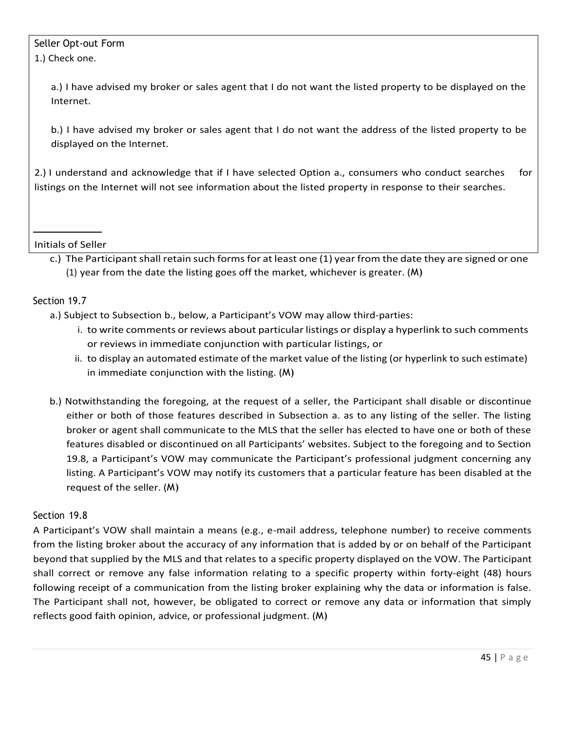Seller Opt-out Form

1.) Check one.

a.) I have advised my broker or sales agent that I do not want the listed property to be displayed on the Internet.

b.) I have advised my broker or sales agent that I do not want the address of the listed property to be displayed on the Internet.

2.) I understand and acknowledge that if I have selected Option a., consumers who conduct searches for listings on the Internet will not see information about the listed property in response to their searches.

\_\_\_\_\_\_\_\_\_\_\_\_

Initials of Seller

c.) The Participant shall retain such forms for at least one (1) year from the date they are signed or one (1) year from the date the listing goes off the market, whichever is greater. (M)

## Section 19.7

a.) Subject to Subsection b., below, a Participant's VOW may allow third-parties:

i. to write comments or reviews about particular listings or display a hyperlink to such comments or reviews in immediate conjunction with particular listings, or

ii. to display an automated estimate of the market value of the listing (or hyperlink to such estimate) in immediate conjunction with the listing. (M)

b.) Notwithstanding the foregoing, at the request of a seller, the Participant shall disable or discontinue either or both of those features described in Subsection a. as to any listing of the seller. The listing broker or agent shall communicate to the MLS that the seller has elected to have one or both of these features disabled or discontinued on all Participants' websites. Subject to the foregoing and to Section 19.8, a Participant's VOW may communicate the Participant's professional judgment concerning any listing. A Participant's VOW may notify its customers that a particular feature has been disabled at the request of the seller. (M)

## Section 19.8

A Participant's VOW shall maintain a means (e.g., e-mail address, telephone number) to receive comments from the listing broker about the accuracy of any information that is added by or on behalf of the Participant beyond that supplied by the MLS and that relates to a specific property displayed on the VOW. The Participant shall correct or remove any false information relating to a specific property within forty-eight (48) hours following receipt of a communication from the listing broker explaining why the data or information is false. The Participant shall not, however, be obligated to correct or remove any data or information that simply reflects good faith opinion, advice, or professional judgment. (M)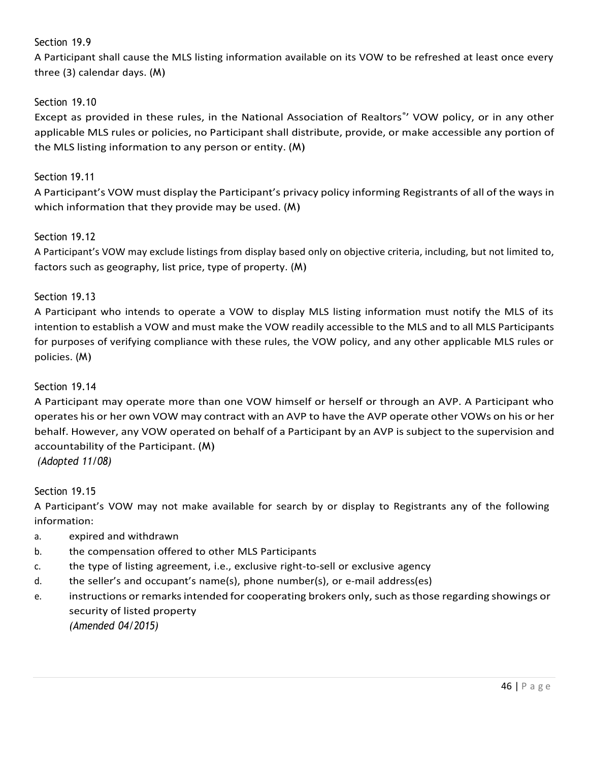Section 19.9

A Participant shall cause the MLS listing information available on its VOW to be refreshed at least once every three (3) calendar days. (M)

Section 19.10

Except as provided in these rules, in the National Association of Realtors®' VOW policy, or in any other applicable MLS rules or policies, no Participant shall distribute, provide, or make accessible any portion of the MLS listing information to any person or entity. (M)

Section 19.11

A Participant's VOW must display the Participant's privacy policy informing Registrants of all of the ways in which information that they provide may be used. (M)

Section 19.12

A Participant's VOW may exclude listings from display based only on objective criteria, including, but not limited to, factors such as geography, list price, type of property. (M)

Section 19.13

A Participant who intends to operate a VOW to display MLS listing information must notify the MLS of its intention to establish a VOW and must make the VOW readily accessible to the MLS and to all MLS Participants for purposes of verifying compliance with these rules, the VOW policy, and any other applicable MLS rules or policies. (M)

Section 19.14

A Participant may operate more than one VOW himself or herself or through an AVP. A Participant who operates his or her own VOW may contract with an AVP to have the AVP operate other VOWs on his or her behalf. However, any VOW operated on behalf of a Participant by an AVP is subject to the supervision and accountability of the Participant. (M)

*(Adopted 11/08)*

Section 19.15

A Participant's VOW may not make available for search by or display to Registrants any of the following information:

a. expired and withdrawn
b. the compensation offered to other MLS Participants
c. the type of listing agreement, i.e., exclusive right-to-sell or exclusive agency
d. the seller's and occupant's name(s), phone number(s), or e-mail address(es)
e. instructions or remarks intended for cooperating brokers only, such as those regarding showings or security of listed property
   *(Amended 04/2015)*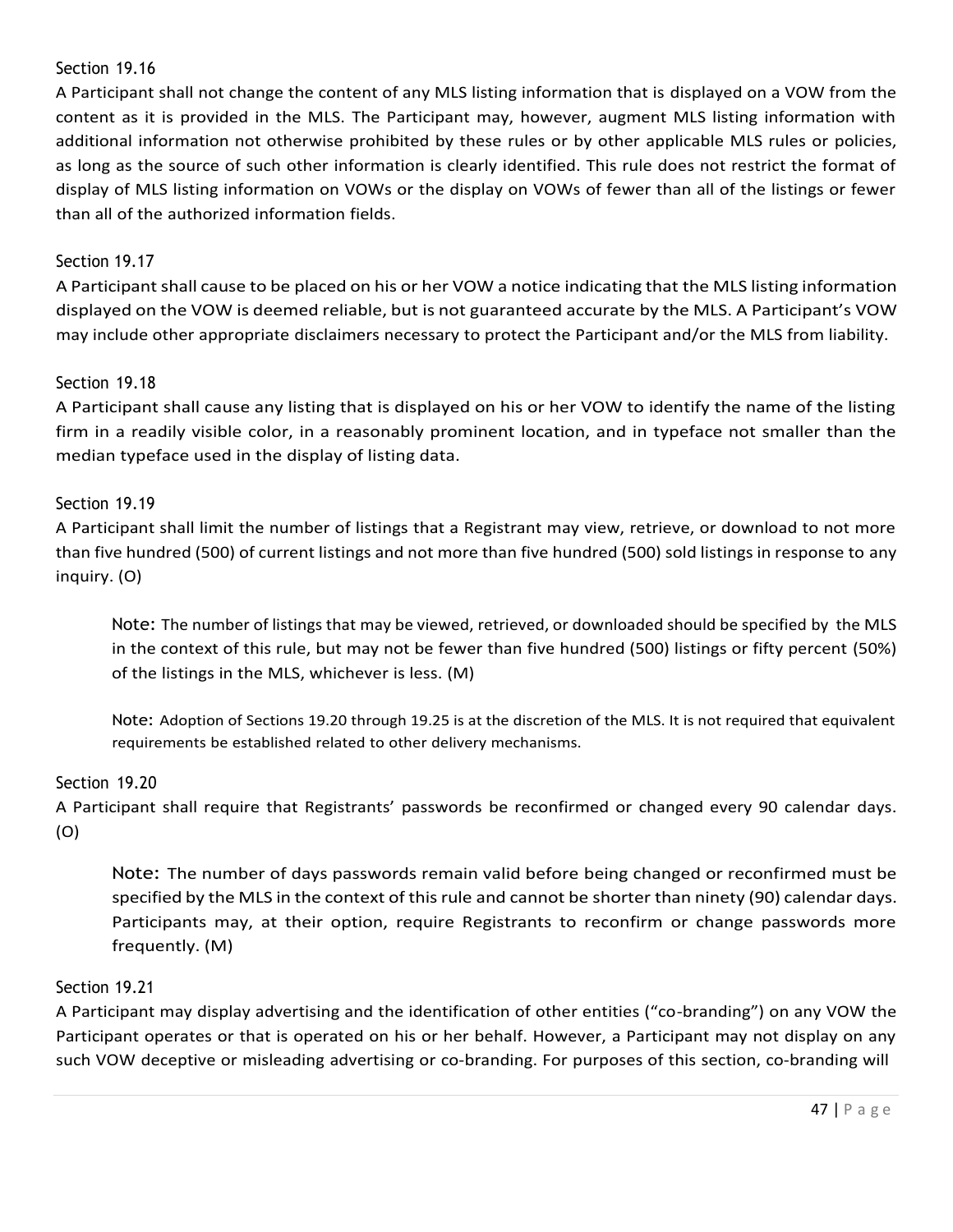Section 19.16

A Participant shall not change the content of any MLS listing information that is displayed on a VOW from the content as it is provided in the MLS. The Participant may, however, augment MLS listing information with additional information not otherwise prohibited by these rules or by other applicable MLS rules or policies, as long as the source of such other information is clearly identified. This rule does not restrict the format of display of MLS listing information on VOWs or the display on VOWs of fewer than all of the listings or fewer than all of the authorized information fields.

Section 19.17

A Participant shall cause to be placed on his or her VOW a notice indicating that the MLS listing information displayed on the VOW is deemed reliable, but is not guaranteed accurate by the MLS. A Participant's VOW may include other appropriate disclaimers necessary to protect the Participant and/or the MLS from liability.

Section 19.18

A Participant shall cause any listing that is displayed on his or her VOW to identify the name of the listing firm in a readily visible color, in a reasonably prominent location, and in typeface not smaller than the median typeface used in the display of listing data.

Section 19.19

A Participant shall limit the number of listings that a Registrant may view, retrieve, or download to not more than five hundred (500) of current listings and not more than five hundred (500) sold listings in response to any inquiry. (O)

> Note: The number of listings that may be viewed, retrieved, or downloaded should be specified by the MLS in the context of this rule, but may not be fewer than five hundred (500) listings or fifty percent (50%) of the listings in the MLS, whichever is less. (M)
>
> Note: Adoption of Sections 19.20 through 19.25 is at the discretion of the MLS. It is not required that equivalent requirements be established related to other delivery mechanisms.

Section 19.20

A Participant shall require that Registrants' passwords be reconfirmed or changed every 90 calendar days. (O)

> Note: The number of days passwords remain valid before being changed or reconfirmed must be specified by the MLS in the context of this rule and cannot be shorter than ninety (90) calendar days. Participants may, at their option, require Registrants to reconfirm or change passwords more frequently. (M)

Section 19.21

A Participant may display advertising and the identification of other entities ("co-branding") on any VOW the Participant operates or that is operated on his or her behalf. However, a Participant may not display on any such VOW deceptive or misleading advertising or co-branding. For purposes of this section, co-branding will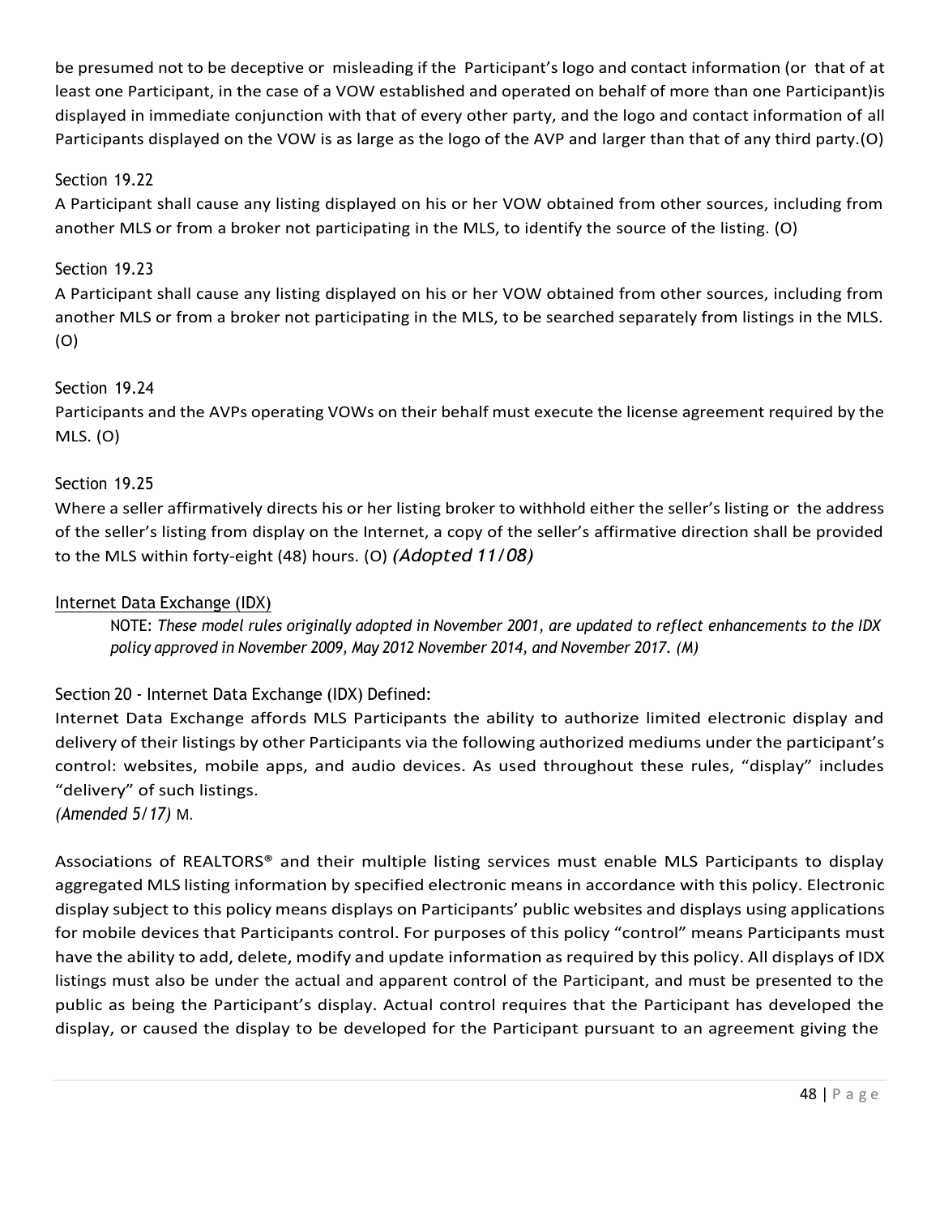be presumed not to be deceptive or misleading if the Participant's logo and contact information (or that of at least one Participant, in the case of a VOW established and operated on behalf of more than one Participant)is displayed in immediate conjunction with that of every other party, and the logo and contact information of all Participants displayed on the VOW is as large as the logo of the AVP and larger than that of any third party.(O)

Section 19.22
A Participant shall cause any listing displayed on his or her VOW obtained from other sources, including from another MLS or from a broker not participating in the MLS, to identify the source of the listing. (O)

Section 19.23
A Participant shall cause any listing displayed on his or her VOW obtained from other sources, including from another MLS or from a broker not participating in the MLS, to be searched separately from listings in the MLS. (O)

Section 19.24
Participants and the AVPs operating VOWs on their behalf must execute the license agreement required by the MLS. (O)

Section 19.25
Where a seller affirmatively directs his or her listing broker to withhold either the seller's listing or the address of the seller's listing from display on the Internet, a copy of the seller's affirmative direction shall be provided to the MLS within forty-eight (48) hours. (O) *(Adopted 11/08)*

Internet Data Exchange (IDX)

> NOTE: *These model rules originally adopted in November 2001, are updated to reflect enhancements to the IDX policy approved in November 2009, May 2012 November 2014, and November 2017. (M)*

Section 20 - Internet Data Exchange (IDX) Defined:
Internet Data Exchange affords MLS Participants the ability to authorize limited electronic display and delivery of their listings by other Participants via the following authorized mediums under the participant's control: websites, mobile apps, and audio devices. As used throughout these rules, "display" includes "delivery" of such listings.
*(Amended 5/17)* M.

Associations of REALTORS® and their multiple listing services must enable MLS Participants to display aggregated MLS listing information by specified electronic means in accordance with this policy. Electronic display subject to this policy means displays on Participants' public websites and displays using applications for mobile devices that Participants control. For purposes of this policy "control" means Participants must have the ability to add, delete, modify and update information as required by this policy. All displays of IDX listings must also be under the actual and apparent control of the Participant, and must be presented to the public as being the Participant's display. Actual control requires that the Participant has developed the display, or caused the display to be developed for the Participant pursuant to an agreement giving the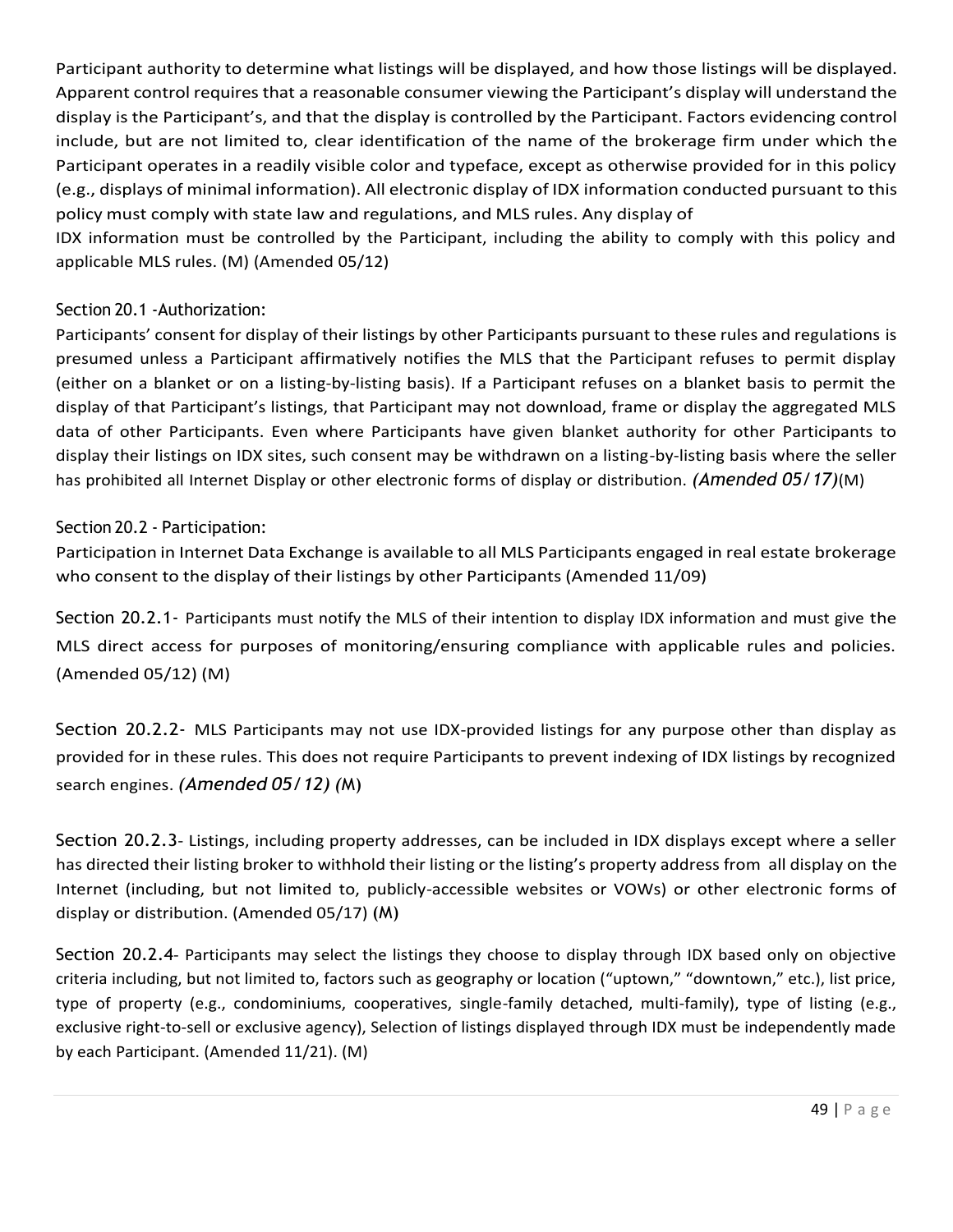Participant authority to determine what listings will be displayed, and how those listings will be displayed. Apparent control requires that a reasonable consumer viewing the Participant's display will understand the display is the Participant's, and that the display is controlled by the Participant. Factors evidencing control include, but are not limited to, clear identification of the name of the brokerage firm under which the Participant operates in a readily visible color and typeface, except as otherwise provided for in this policy (e.g., displays of minimal information). All electronic display of IDX information conducted pursuant to this policy must comply with state law and regulations, and MLS rules. Any display of IDX information must be controlled by the Participant, including the ability to comply with this policy and applicable MLS rules. (M) (Amended 05/12)

### Section 20.1 -Authorization:

Participants' consent for display of their listings by other Participants pursuant to these rules and regulations is presumed unless a Participant affirmatively notifies the MLS that the Participant refuses to permit display (either on a blanket or on a listing-by-listing basis). If a Participant refuses on a blanket basis to permit the display of that Participant's listings, that Participant may not download, frame or display the aggregated MLS data of other Participants. Even where Participants have given blanket authority for other Participants to display their listings on IDX sites, such consent may be withdrawn on a listing-by-listing basis where the seller has prohibited all Internet Display or other electronic forms of display or distribution. *(Amended 05/17)*(M)

### Section 20.2 - Participation:

Participation in Internet Data Exchange is available to all MLS Participants engaged in real estate brokerage who consent to the display of their listings by other Participants (Amended 11/09)

Section 20.2.1- Participants must notify the MLS of their intention to display IDX information and must give the MLS direct access for purposes of monitoring/ensuring compliance with applicable rules and policies. (Amended 05/12) (M)

Section 20.2.2- MLS Participants may not use IDX-provided listings for any purpose other than display as provided for in these rules. This does not require Participants to prevent indexing of IDX listings by recognized search engines. *(Amended 05/12) (*M)

Section 20.2.3- Listings, including property addresses, can be included in IDX displays except where a seller has directed their listing broker to withhold their listing or the listing's property address from all display on the Internet (including, but not limited to, publicly-accessible websites or VOWs) or other electronic forms of display or distribution. (Amended 05/17) (M)

Section 20.2.4- Participants may select the listings they choose to display through IDX based only on objective criteria including, but not limited to, factors such as geography or location ("uptown," "downtown," etc.), list price, type of property (e.g., condominiums, cooperatives, single-family detached, multi-family), type of listing (e.g., exclusive right-to-sell or exclusive agency), Selection of listings displayed through IDX must be independently made by each Participant. (Amended 11/21). (M)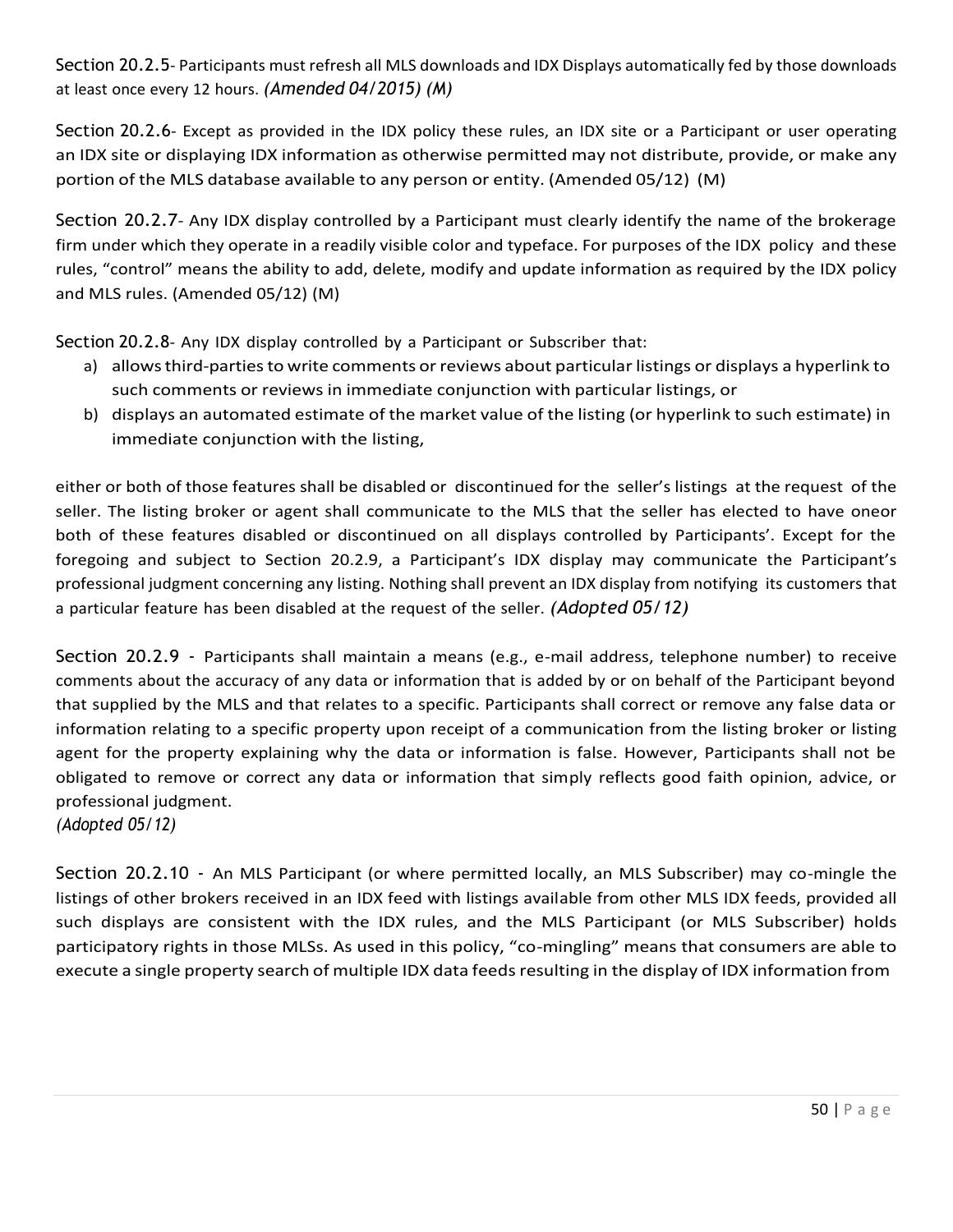Section 20.2.5- Participants must refresh all MLS downloads and IDX Displays automatically fed by those downloads at least once every 12 hours. *(Amended 04/2015) (M)*

Section 20.2.6- Except as provided in the IDX policy these rules, an IDX site or a Participant or user operating an IDX site or displaying IDX information as otherwise permitted may not distribute, provide, or make any portion of the MLS database available to any person or entity. (Amended 05/12) (M)

Section 20.2.7- Any IDX display controlled by a Participant must clearly identify the name of the brokerage firm under which they operate in a readily visible color and typeface. For purposes of the IDX policy and these rules, "control" means the ability to add, delete, modify and update information as required by the IDX policy and MLS rules. (Amended 05/12) (M)

Section 20.2.8- Any IDX display controlled by a Participant or Subscriber that:

a) allows third-parties to write comments or reviews about particular listings or displays a hyperlink to such comments or reviews in immediate conjunction with particular listings, or
b) displays an automated estimate of the market value of the listing (or hyperlink to such estimate) in immediate conjunction with the listing,

either or both of those features shall be disabled or discontinued for the seller's listings at the request of the seller. The listing broker or agent shall communicate to the MLS that the seller has elected to have oneor both of these features disabled or discontinued on all displays controlled by Participants'. Except for the foregoing and subject to Section 20.2.9, a Participant's IDX display may communicate the Participant's professional judgment concerning any listing. Nothing shall prevent an IDX display from notifying its customers that a particular feature has been disabled at the request of the seller. *(Adopted 05/12)*

Section 20.2.9 - Participants shall maintain a means (e.g., e-mail address, telephone number) to receive comments about the accuracy of any data or information that is added by or on behalf of the Participant beyond that supplied by the MLS and that relates to a specific. Participants shall correct or remove any false data or information relating to a specific property upon receipt of a communication from the listing broker or listing agent for the property explaining why the data or information is false. However, Participants shall not be obligated to remove or correct any data or information that simply reflects good faith opinion, advice, or professional judgment.
*(Adopted 05/12)*

Section 20.2.10 - An MLS Participant (or where permitted locally, an MLS Subscriber) may co-mingle the listings of other brokers received in an IDX feed with listings available from other MLS IDX feeds, provided all such displays are consistent with the IDX rules, and the MLS Participant (or MLS Subscriber) holds participatory rights in those MLSs. As used in this policy, "co-mingling" means that consumers are able to execute a single property search of multiple IDX data feeds resulting in the display of IDX information from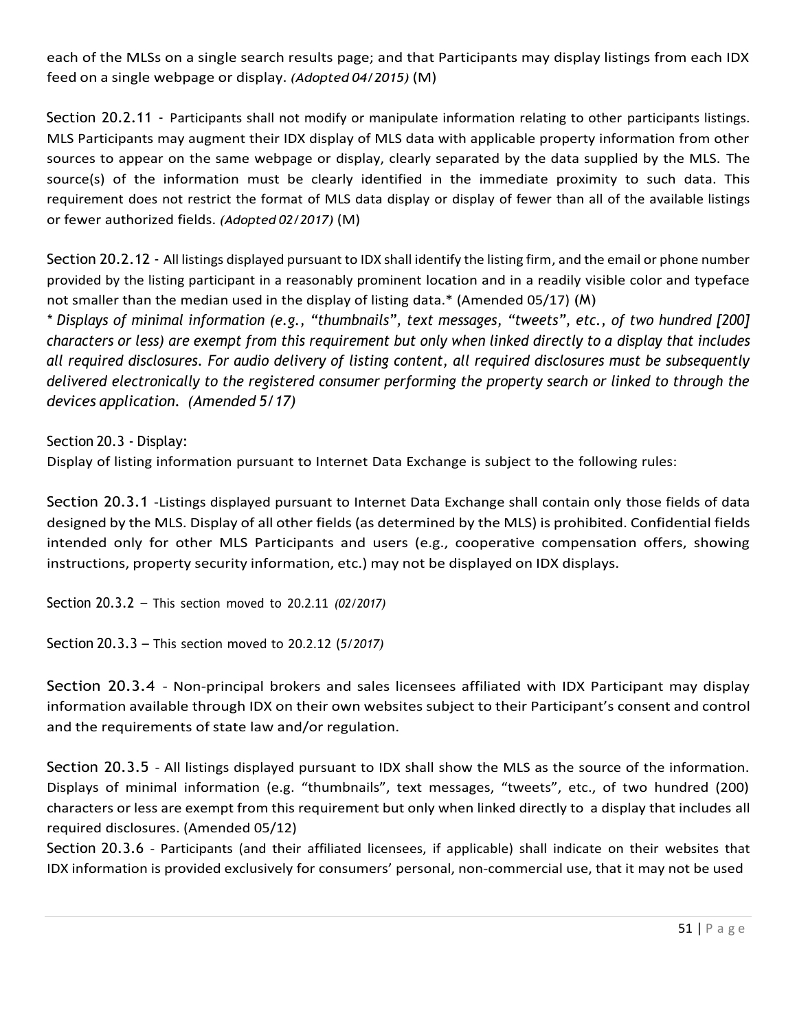each of the MLSs on a single search results page; and that Participants may display listings from each IDX feed on a single webpage or display. *(Adopted 04/2015)* (M)

Section 20.2.11 - Participants shall not modify or manipulate information relating to other participants listings. MLS Participants may augment their IDX display of MLS data with applicable property information from other sources to appear on the same webpage or display, clearly separated by the data supplied by the MLS. The source(s) of the information must be clearly identified in the immediate proximity to such data. This requirement does not restrict the format of MLS data display or display of fewer than all of the available listings or fewer authorized fields. *(Adopted 02/2017)* (M)

Section 20.2.12 - All listings displayed pursuant to IDX shall identify the listing firm, and the email or phone number provided by the listing participant in a reasonably prominent location and in a readily visible color and typeface not smaller than the median used in the display of listing data.* (Amended 05/17) (M)

*\* Displays of minimal information (e.g., "thumbnails", text messages, "tweets", etc., of two hundred [200] characters or less) are exempt from this requirement but only when linked directly to a display that includes all required disclosures. For audio delivery of listing content, all required disclosures must be subsequently delivered electronically to the registered consumer performing the property search or linked to through the devices application. (Amended 5/17)*

Section 20.3 - Display:

Display of listing information pursuant to Internet Data Exchange is subject to the following rules:

Section 20.3.1 -Listings displayed pursuant to Internet Data Exchange shall contain only those fields of data designed by the MLS. Display of all other fields (as determined by the MLS) is prohibited. Confidential fields intended only for other MLS Participants and users (e.g., cooperative compensation offers, showing instructions, property security information, etc.) may not be displayed on IDX displays.

Section 20.3.2 – This section moved to 20.2.11 *(02/2017)*

Section 20.3.3 – This section moved to 20.2.12 (5*/2017)*

Section 20.3.4 - Non-principal brokers and sales licensees affiliated with IDX Participant may display information available through IDX on their own websites subject to their Participant's consent and control and the requirements of state law and/or regulation.

Section 20.3.5 - All listings displayed pursuant to IDX shall show the MLS as the source of the information. Displays of minimal information (e.g. "thumbnails", text messages, "tweets", etc., of two hundred (200) characters or less are exempt from this requirement but only when linked directly to a display that includes all required disclosures. (Amended 05/12)

Section 20.3.6 - Participants (and their affiliated licensees, if applicable) shall indicate on their websites that IDX information is provided exclusively for consumers' personal, non-commercial use, that it may not be used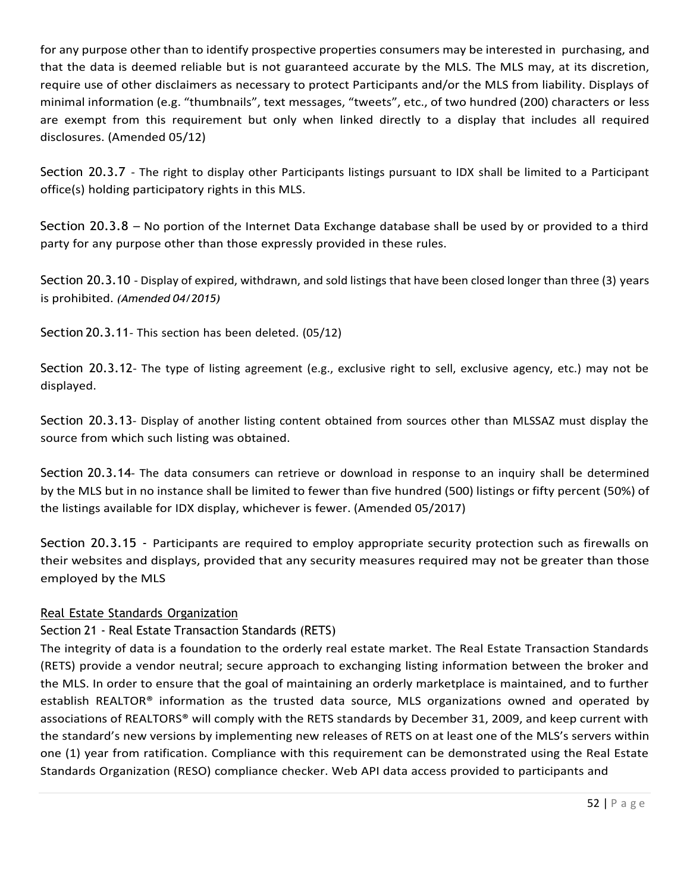for any purpose other than to identify prospective properties consumers may be interested in purchasing, and that the data is deemed reliable but is not guaranteed accurate by the MLS. The MLS may, at its discretion, require use of other disclaimers as necessary to protect Participants and/or the MLS from liability. Displays of minimal information (e.g. "thumbnails", text messages, "tweets", etc., of two hundred (200) characters or less are exempt from this requirement but only when linked directly to a display that includes all required disclosures. (Amended 05/12)

Section 20.3.7 - The right to display other Participants listings pursuant to IDX shall be limited to a Participant office(s) holding participatory rights in this MLS.

Section 20.3.8 – No portion of the Internet Data Exchange database shall be used by or provided to a third party for any purpose other than those expressly provided in these rules.

Section 20.3.10 - Display of expired, withdrawn, and sold listings that have been closed longer than three (3) years is prohibited. *(Amended 04/2015)*

Section 20.3.11- This section has been deleted. (05/12)

Section 20.3.12- The type of listing agreement (e.g., exclusive right to sell, exclusive agency, etc.) may not be displayed.

Section 20.3.13- Display of another listing content obtained from sources other than MLSSAZ must display the source from which such listing was obtained.

Section 20.3.14- The data consumers can retrieve or download in response to an inquiry shall be determined by the MLS but in no instance shall be limited to fewer than five hundred (500) listings or fifty percent (50%) of the listings available for IDX display, whichever is fewer. (Amended 05/2017)

Section 20.3.15 - Participants are required to employ appropriate security protection such as firewalls on their websites and displays, provided that any security measures required may not be greater than those employed by the MLS

<u>Real Estate Standards Organization</u>

Section 21 - Real Estate Transaction Standards (RETS)

The integrity of data is a foundation to the orderly real estate market. The Real Estate Transaction Standards (RETS) provide a vendor neutral; secure approach to exchanging listing information between the broker and the MLS. In order to ensure that the goal of maintaining an orderly marketplace is maintained, and to further establish REALTOR® information as the trusted data source, MLS organizations owned and operated by associations of REALTORS® will comply with the RETS standards by December 31, 2009, and keep current with the standard's new versions by implementing new releases of RETS on at least one of the MLS's servers within one (1) year from ratification. Compliance with this requirement can be demonstrated using the Real Estate Standards Organization (RESO) compliance checker. Web API data access provided to participants and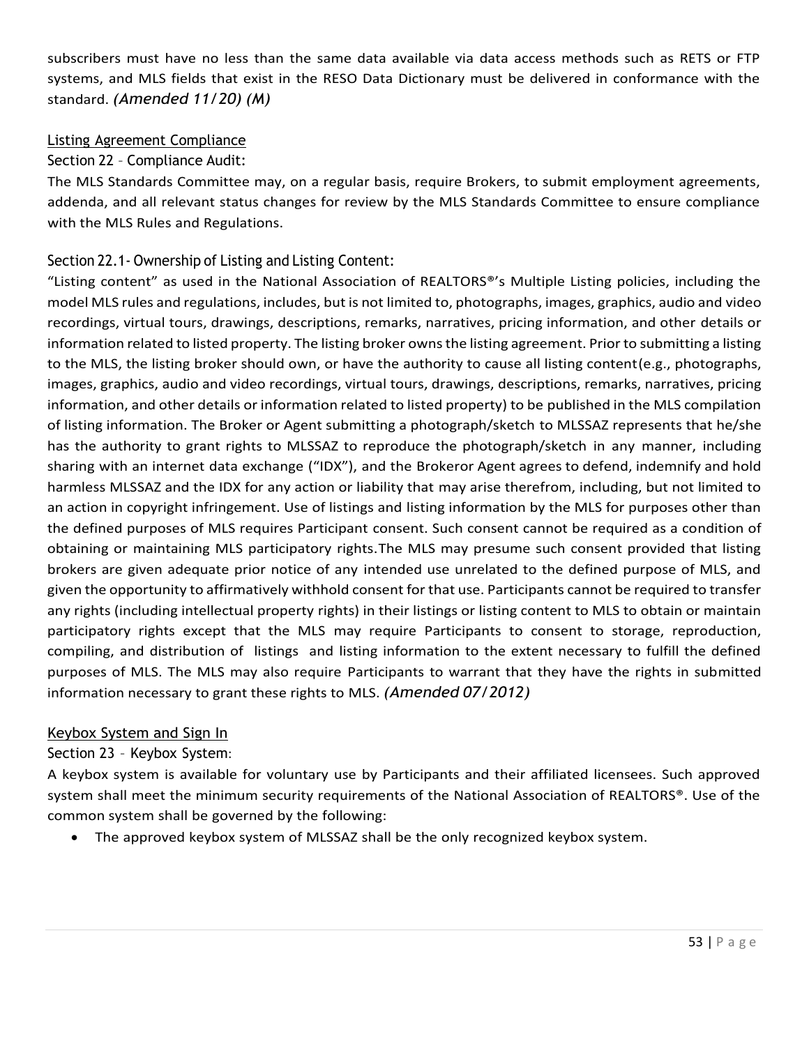subscribers must have no less than the same data available via data access methods such as RETS or FTP systems, and MLS fields that exist in the RESO Data Dictionary must be delivered in conformance with the standard. *(Amended 11/20) (M)*

Listing Agreement Compliance

Section 22 – Compliance Audit:

The MLS Standards Committee may, on a regular basis, require Brokers, to submit employment agreements, addenda, and all relevant status changes for review by the MLS Standards Committee to ensure compliance with the MLS Rules and Regulations.

Section 22.1- Ownership of Listing and Listing Content:

"Listing content" as used in the National Association of REALTORS®'s Multiple Listing policies, including the model MLS rules and regulations, includes, but is not limited to, photographs, images, graphics, audio and video recordings, virtual tours, drawings, descriptions, remarks, narratives, pricing information, and other details or information related to listed property. The listing broker owns the listing agreement. Prior to submitting a listing to the MLS, the listing broker should own, or have the authority to cause all listing content(e.g., photographs, images, graphics, audio and video recordings, virtual tours, drawings, descriptions, remarks, narratives, pricing information, and other details or information related to listed property) to be published in the MLS compilation of listing information. The Broker or Agent submitting a photograph/sketch to MLSSAZ represents that he/she has the authority to grant rights to MLSSAZ to reproduce the photograph/sketch in any manner, including sharing with an internet data exchange ("IDX"), and the Brokeror Agent agrees to defend, indemnify and hold harmless MLSSAZ and the IDX for any action or liability that may arise therefrom, including, but not limited to an action in copyright infringement. Use of listings and listing information by the MLS for purposes other than the defined purposes of MLS requires Participant consent. Such consent cannot be required as a condition of obtaining or maintaining MLS participatory rights.The MLS may presume such consent provided that listing brokers are given adequate prior notice of any intended use unrelated to the defined purpose of MLS, and given the opportunity to affirmatively withhold consent for that use. Participants cannot be required to transfer any rights (including intellectual property rights) in their listings or listing content to MLS to obtain or maintain participatory rights except that the MLS may require Participants to consent to storage, reproduction, compiling, and distribution of listings and listing information to the extent necessary to fulfill the defined purposes of MLS. The MLS may also require Participants to warrant that they have the rights in submitted information necessary to grant these rights to MLS. *(Amended 07/2012)*

Keybox System and Sign In

Section 23 – Keybox System:

A keybox system is available for voluntary use by Participants and their affiliated licensees. Such approved system shall meet the minimum security requirements of the National Association of REALTORS®. Use of the common system shall be governed by the following:

- The approved keybox system of MLSSAZ shall be the only recognized keybox system.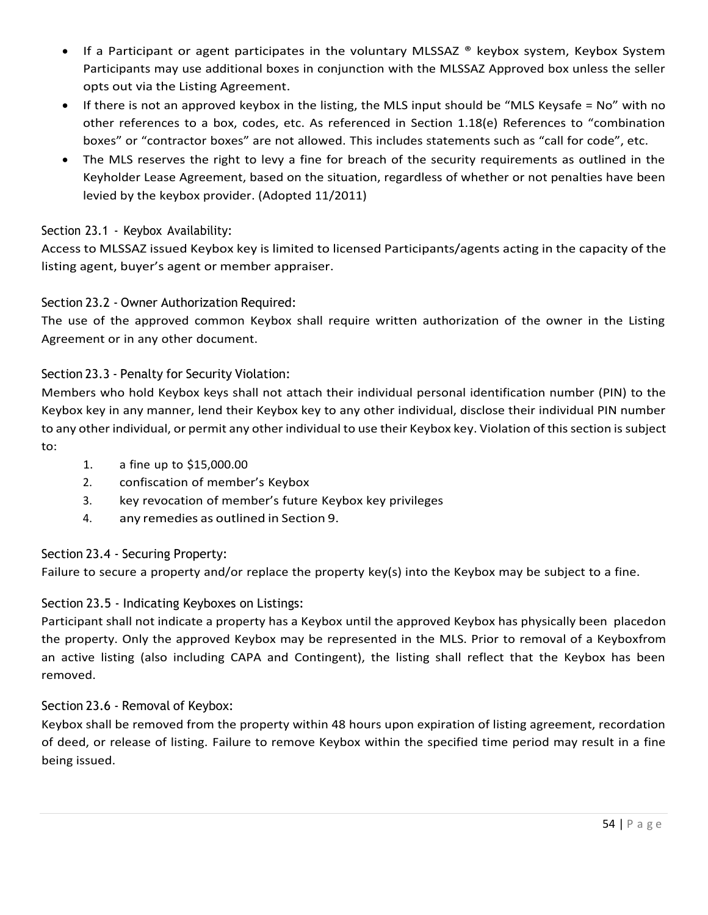- If a Participant or agent participates in the voluntary MLSSAZ ® keybox system, Keybox System Participants may use additional boxes in conjunction with the MLSSAZ Approved box unless the seller opts out via the Listing Agreement.
- If there is not an approved keybox in the listing, the MLS input should be "MLS Keysafe = No" with no other references to a box, codes, etc. As referenced in Section 1.18(e) References to "combination boxes" or "contractor boxes" are not allowed. This includes statements such as "call for code", etc.
- The MLS reserves the right to levy a fine for breach of the security requirements as outlined in the Keyholder Lease Agreement, based on the situation, regardless of whether or not penalties have been levied by the keybox provider. (Adopted 11/2011)

### Section 23.1 - Keybox Availability:

Access to MLSSAZ issued Keybox key is limited to licensed Participants/agents acting in the capacity of the listing agent, buyer's agent or member appraiser.

### Section 23.2 - Owner Authorization Required:

The use of the approved common Keybox shall require written authorization of the owner in the Listing Agreement or in any other document.

### Section 23.3 - Penalty for Security Violation:

Members who hold Keybox keys shall not attach their individual personal identification number (PIN) to the Keybox key in any manner, lend their Keybox key to any other individual, disclose their individual PIN number to any other individual, or permit any other individual to use their Keybox key. Violation of this section is subject to:

1. a fine up to $15,000.00
2. confiscation of member's Keybox
3. key revocation of member's future Keybox key privileges
4. any remedies as outlined in Section 9.

### Section 23.4 - Securing Property:

Failure to secure a property and/or replace the property key(s) into the Keybox may be subject to a fine.

### Section 23.5 - Indicating Keyboxes on Listings:

Participant shall not indicate a property has a Keybox until the approved Keybox has physically been placedon the property. Only the approved Keybox may be represented in the MLS. Prior to removal of a Keyboxfrom an active listing (also including CAPA and Contingent), the listing shall reflect that the Keybox has been removed.

### Section 23.6 - Removal of Keybox:

Keybox shall be removed from the property within 48 hours upon expiration of listing agreement, recordation of deed, or release of listing. Failure to remove Keybox within the specified time period may result in a fine being issued.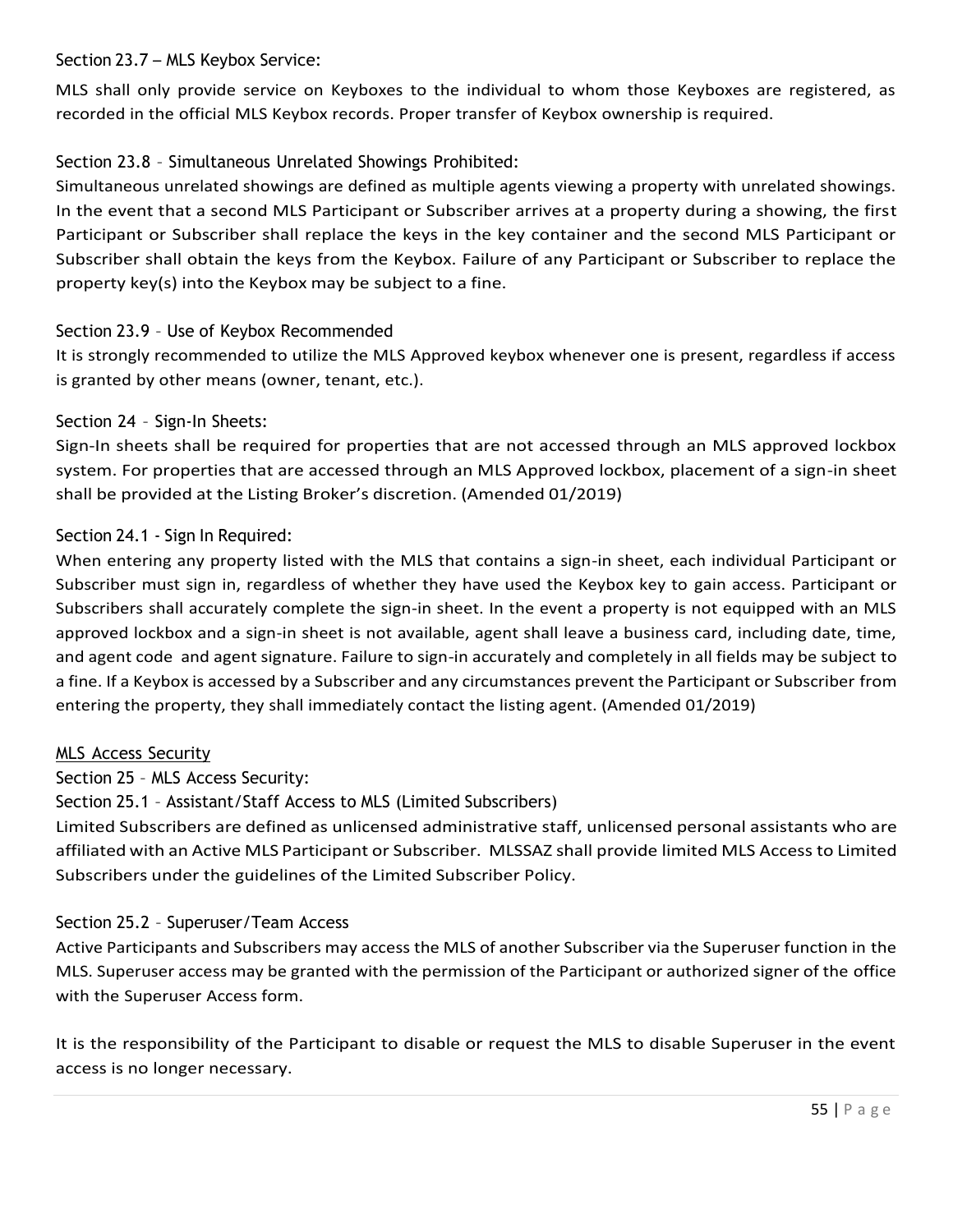### Section 23.7 – MLS Keybox Service:

MLS shall only provide service on Keyboxes to the individual to whom those Keyboxes are registered, as recorded in the official MLS Keybox records. Proper transfer of Keybox ownership is required.

### Section 23.8 – Simultaneous Unrelated Showings Prohibited:

Simultaneous unrelated showings are defined as multiple agents viewing a property with unrelated showings. In the event that a second MLS Participant or Subscriber arrives at a property during a showing, the first Participant or Subscriber shall replace the keys in the key container and the second MLS Participant or Subscriber shall obtain the keys from the Keybox. Failure of any Participant or Subscriber to replace the property key(s) into the Keybox may be subject to a fine.

### Section 23.9 – Use of Keybox Recommended

It is strongly recommended to utilize the MLS Approved keybox whenever one is present, regardless if access is granted by other means (owner, tenant, etc.).

### Section 24 – Sign-In Sheets:

Sign-In sheets shall be required for properties that are not accessed through an MLS approved lockbox system. For properties that are accessed through an MLS Approved lockbox, placement of a sign-in sheet shall be provided at the Listing Broker's discretion. (Amended 01/2019)

### Section 24.1 - Sign In Required:

When entering any property listed with the MLS that contains a sign-in sheet, each individual Participant or Subscriber must sign in, regardless of whether they have used the Keybox key to gain access. Participant or Subscribers shall accurately complete the sign-in sheet. In the event a property is not equipped with an MLS approved lockbox and a sign-in sheet is not available, agent shall leave a business card, including date, time, and agent code and agent signature. Failure to sign-in accurately and completely in all fields may be subject to a fine. If a Keybox is accessed by a Subscriber and any circumstances prevent the Participant or Subscriber from entering the property, they shall immediately contact the listing agent. (Amended 01/2019)

## MLS Access Security

### Section 25 – MLS Access Security:

### Section 25.1 – Assistant/Staff Access to MLS (Limited Subscribers)

Limited Subscribers are defined as unlicensed administrative staff, unlicensed personal assistants who are affiliated with an Active MLS Participant or Subscriber. MLSSAZ shall provide limited MLS Access to Limited Subscribers under the guidelines of the Limited Subscriber Policy.

### Section 25.2 – Superuser/Team Access

Active Participants and Subscribers may access the MLS of another Subscriber via the Superuser function in the MLS. Superuser access may be granted with the permission of the Participant or authorized signer of the office with the Superuser Access form.

It is the responsibility of the Participant to disable or request the MLS to disable Superuser in the event access is no longer necessary.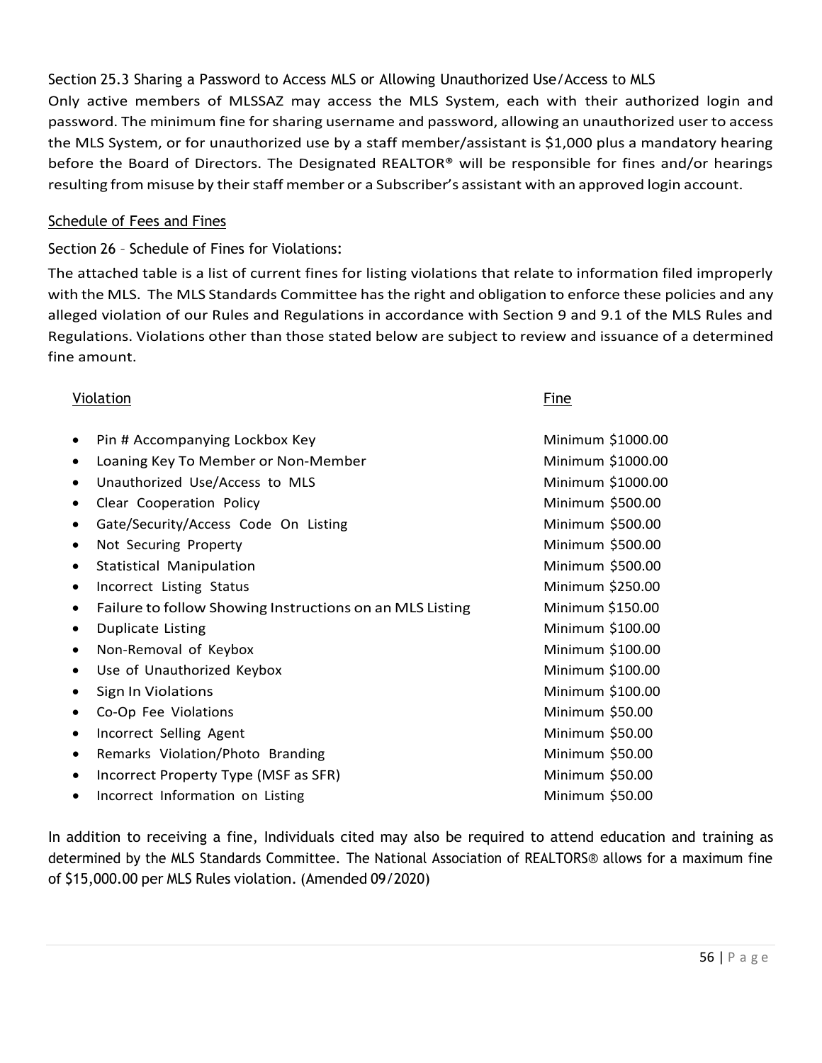### Section 25.3 Sharing a Password to Access MLS or Allowing Unauthorized Use/Access to MLS

Only active members of MLSSAZ may access the MLS System, each with their authorized login and password. The minimum fine for sharing username and password, allowing an unauthorized user to access the MLS System, or for unauthorized use by a staff member/assistant is $1,000 plus a mandatory hearing before the Board of Directors. The Designated REALTOR® will be responsible for fines and/or hearings resulting from misuse by their staff member or a Subscriber's assistant with an approved login account.

## Schedule of Fees and Fines

### Section 26 - Schedule of Fines for Violations:

The attached table is a list of current fines for listing violations that relate to information filed improperly with the MLS. The MLS Standards Committee has the right and obligation to enforce these policies and any alleged violation of our Rules and Regulations in accordance with Section 9 and 9.1 of the MLS Rules and Regulations. Violations other than those stated below are subject to review and issuance of a determined fine amount.

| Violation | Fine |
|---|---|
| • Pin # Accompanying Lockbox Key | Minimum $1000.00 |
| • Loaning Key To Member or Non-Member | Minimum $1000.00 |
| • Unauthorized Use/Access to MLS | Minimum $1000.00 |
| • Clear Cooperation Policy | Minimum $500.00 |
| • Gate/Security/Access Code On Listing | Minimum $500.00 |
| • Not Securing Property | Minimum $500.00 |
| • Statistical Manipulation | Minimum $500.00 |
| • Incorrect Listing Status | Minimum $250.00 |
| • Failure to follow Showing Instructions on an MLS Listing | Minimum $150.00 |
| • Duplicate Listing | Minimum $100.00 |
| • Non-Removal of Keybox | Minimum $100.00 |
| • Use of Unauthorized Keybox | Minimum $100.00 |
| • Sign In Violations | Minimum $100.00 |
| • Co-Op Fee Violations | Minimum $50.00 |
| • Incorrect Selling Agent | Minimum $50.00 |
| • Remarks Violation/Photo Branding | Minimum $50.00 |
| • Incorrect Property Type (MSF as SFR) | Minimum $50.00 |
| • Incorrect Information on Listing | Minimum $50.00 |

In addition to receiving a fine, Individuals cited may also be required to attend education and training as determined by the MLS Standards Committee. The National Association of REALTORS® allows for a maximum fine of $15,000.00 per MLS Rules violation. (Amended 09/2020)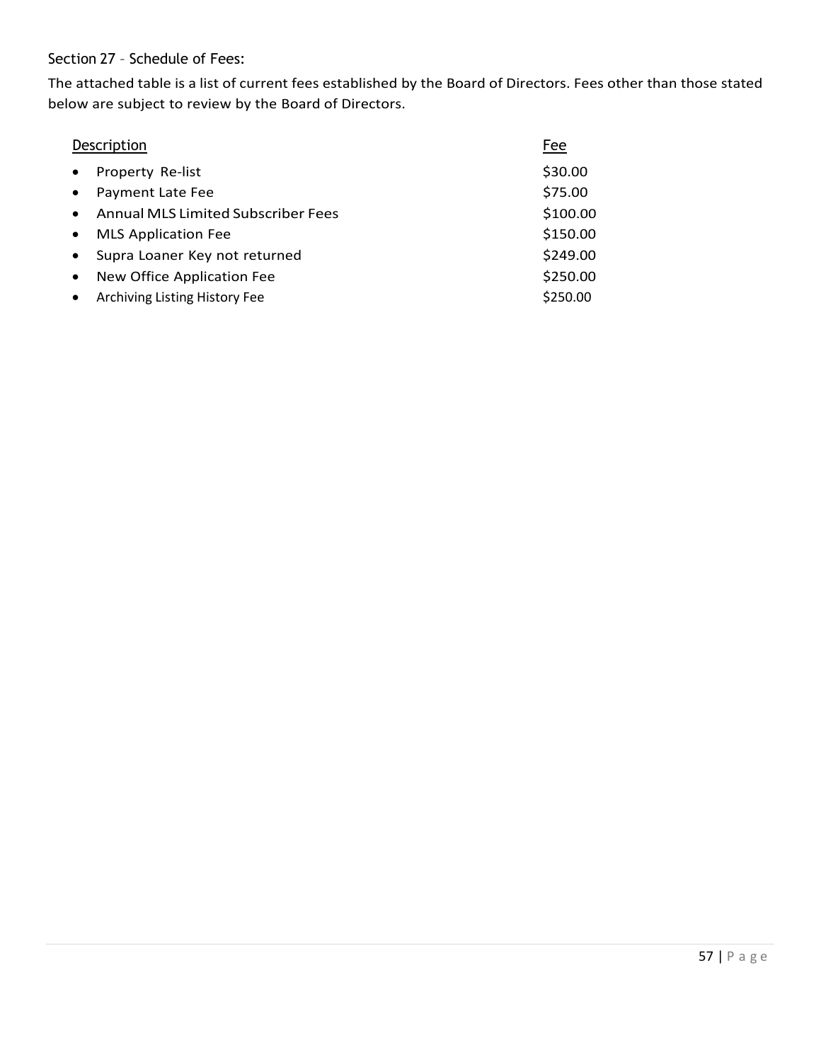## Section 27 - Schedule of Fees:

The attached table is a list of current fees established by the Board of Directors. Fees other than those stated below are subject to review by the Board of Directors.

| Description | Fee |
| --- | --- |
| • Property Re-list | $30.00 |
| • Payment Late Fee | $75.00 |
| • Annual MLS Limited Subscriber Fees | $100.00 |
| • MLS Application Fee | $150.00 |
| • Supra Loaner Key not returned | $249.00 |
| • New Office Application Fee | $250.00 |
| • Archiving Listing History Fee | $250.00 |